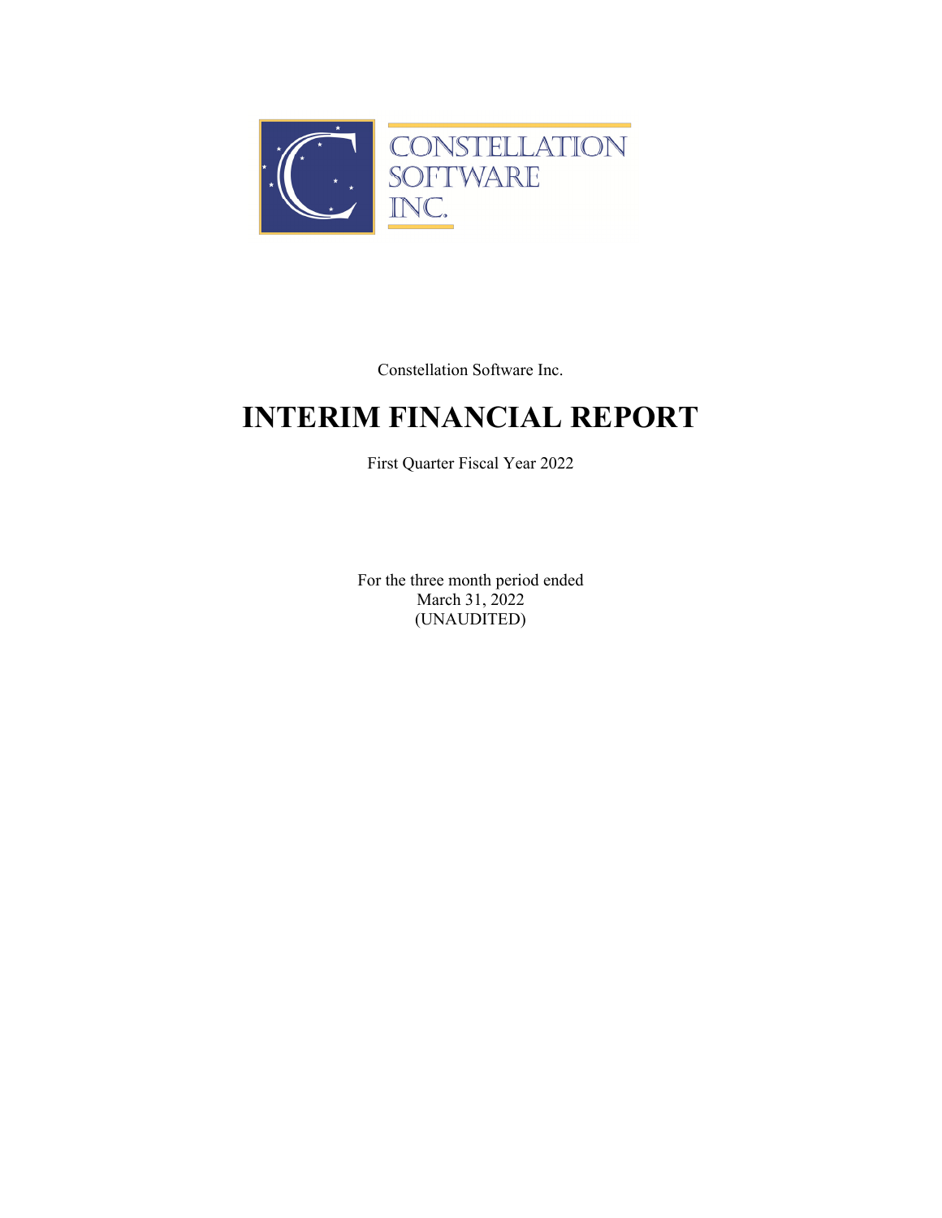CONSTELLATION SOFTWARE INC.

Constellation Software Inc.

# INTERIM FINANCIAL REPORT

First Quarter Fiscal Year 2022

For the three month period ended
March 31, 2022
(UNAUDITED)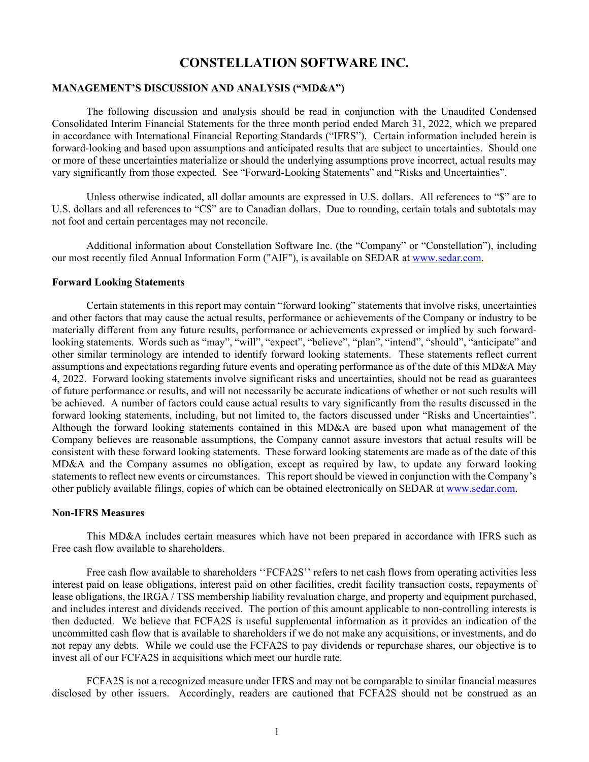# CONSTELLATION SOFTWARE INC.

## MANAGEMENT'S DISCUSSION AND ANALYSIS ("MD&A")

The following discussion and analysis should be read in conjunction with the Unaudited Condensed Consolidated Interim Financial Statements for the three month period ended March 31, 2022, which we prepared in accordance with International Financial Reporting Standards ("IFRS"). Certain information included herein is forward-looking and based upon assumptions and anticipated results that are subject to uncertainties. Should one or more of these uncertainties materialize or should the underlying assumptions prove incorrect, actual results may vary significantly from those expected. See "Forward-Looking Statements" and "Risks and Uncertainties".

Unless otherwise indicated, all dollar amounts are expressed in U.S. dollars. All references to "$" are to U.S. dollars and all references to "C$" are to Canadian dollars. Due to rounding, certain totals and subtotals may not foot and certain percentages may not reconcile.

Additional information about Constellation Software Inc. (the "Company" or "Constellation"), including our most recently filed Annual Information Form ("AIF"), is available on SEDAR at www.sedar.com.

### Forward Looking Statements

Certain statements in this report may contain "forward looking" statements that involve risks, uncertainties and other factors that may cause the actual results, performance or achievements of the Company or industry to be materially different from any future results, performance or achievements expressed or implied by such forward-looking statements. Words such as "may", "will", "expect", "believe", "plan", "intend", "should", "anticipate" and other similar terminology are intended to identify forward looking statements. These statements reflect current assumptions and expectations regarding future events and operating performance as of the date of this MD&A May 4, 2022. Forward looking statements involve significant risks and uncertainties, should not be read as guarantees of future performance or results, and will not necessarily be accurate indications of whether or not such results will be achieved. A number of factors could cause actual results to vary significantly from the results discussed in the forward looking statements, including, but not limited to, the factors discussed under "Risks and Uncertainties". Although the forward looking statements contained in this MD&A are based upon what management of the Company believes are reasonable assumptions, the Company cannot assure investors that actual results will be consistent with these forward looking statements. These forward looking statements are made as of the date of this MD&A and the Company assumes no obligation, except as required by law, to update any forward looking statements to reflect new events or circumstances. This report should be viewed in conjunction with the Company's other publicly available filings, copies of which can be obtained electronically on SEDAR at www.sedar.com.

### Non-IFRS Measures

This MD&A includes certain measures which have not been prepared in accordance with IFRS such as Free cash flow available to shareholders.

Free cash flow available to shareholders ''FCFA2S'' refers to net cash flows from operating activities less interest paid on lease obligations, interest paid on other facilities, credit facility transaction costs, repayments of lease obligations, the IRGA / TSS membership liability revaluation charge, and property and equipment purchased, and includes interest and dividends received. The portion of this amount applicable to non-controlling interests is then deducted. We believe that FCFA2S is useful supplemental information as it provides an indication of the uncommitted cash flow that is available to shareholders if we do not make any acquisitions, or investments, and do not repay any debts. While we could use the FCFA2S to pay dividends or repurchase shares, our objective is to invest all of our FCFA2S in acquisitions which meet our hurdle rate.

FCFA2S is not a recognized measure under IFRS and may not be comparable to similar financial measures disclosed by other issuers. Accordingly, readers are cautioned that FCFA2S should not be construed as an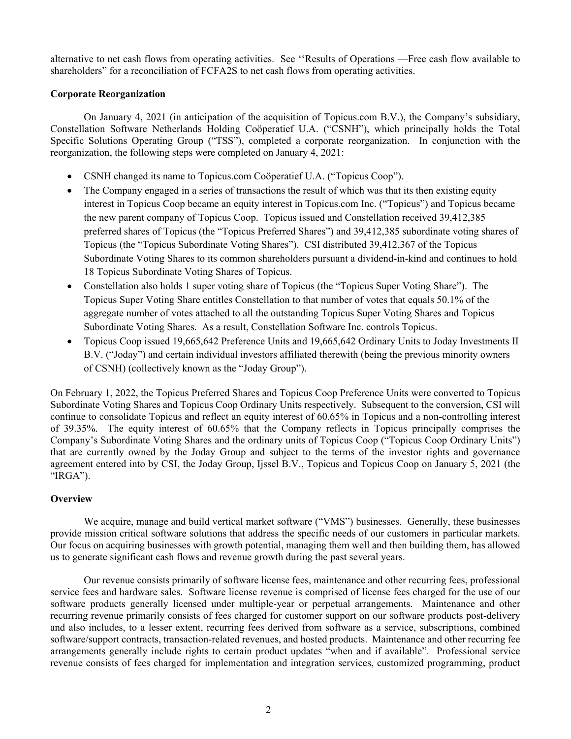alternative to net cash flows from operating activities. See ''Results of Operations —Free cash flow available to shareholders" for a reconciliation of FCFA2S to net cash flows from operating activities.

**Corporate Reorganization**

On January 4, 2021 (in anticipation of the acquisition of Topicus.com B.V.), the Company's subsidiary, Constellation Software Netherlands Holding Coöperatief U.A. ("CSNH"), which principally holds the Total Specific Solutions Operating Group ("TSS"), completed a corporate reorganization. In conjunction with the reorganization, the following steps were completed on January 4, 2021:

- CSNH changed its name to Topicus.com Coöperatief U.A. ("Topicus Coop").
- The Company engaged in a series of transactions the result of which was that its then existing equity interest in Topicus Coop became an equity interest in Topicus.com Inc. ("Topicus") and Topicus became the new parent company of Topicus Coop. Topicus issued and Constellation received 39,412,385 preferred shares of Topicus (the "Topicus Preferred Shares") and 39,412,385 subordinate voting shares of Topicus (the "Topicus Subordinate Voting Shares"). CSI distributed 39,412,367 of the Topicus Subordinate Voting Shares to its common shareholders pursuant a dividend-in-kind and continues to hold 18 Topicus Subordinate Voting Shares of Topicus.
- Constellation also holds 1 super voting share of Topicus (the "Topicus Super Voting Share"). The Topicus Super Voting Share entitles Constellation to that number of votes that equals 50.1% of the aggregate number of votes attached to all the outstanding Topicus Super Voting Shares and Topicus Subordinate Voting Shares. As a result, Constellation Software Inc. controls Topicus.
- Topicus Coop issued 19,665,642 Preference Units and 19,665,642 Ordinary Units to Joday Investments II B.V. ("Joday") and certain individual investors affiliated therewith (being the previous minority owners of CSNH) (collectively known as the "Joday Group").

On February 1, 2022, the Topicus Preferred Shares and Topicus Coop Preference Units were converted to Topicus Subordinate Voting Shares and Topicus Coop Ordinary Units respectively. Subsequent to the conversion, CSI will continue to consolidate Topicus and reflect an equity interest of 60.65% in Topicus and a non-controlling interest of 39.35%. The equity interest of 60.65% that the Company reflects in Topicus principally comprises the Company's Subordinate Voting Shares and the ordinary units of Topicus Coop ("Topicus Coop Ordinary Units") that are currently owned by the Joday Group and subject to the terms of the investor rights and governance agreement entered into by CSI, the Joday Group, Ijssel B.V., Topicus and Topicus Coop on January 5, 2021 (the "IRGA").

**Overview**

We acquire, manage and build vertical market software ("VMS") businesses. Generally, these businesses provide mission critical software solutions that address the specific needs of our customers in particular markets. Our focus on acquiring businesses with growth potential, managing them well and then building them, has allowed us to generate significant cash flows and revenue growth during the past several years.

Our revenue consists primarily of software license fees, maintenance and other recurring fees, professional service fees and hardware sales. Software license revenue is comprised of license fees charged for the use of our software products generally licensed under multiple-year or perpetual arrangements. Maintenance and other recurring revenue primarily consists of fees charged for customer support on our software products post-delivery and also includes, to a lesser extent, recurring fees derived from software as a service, subscriptions, combined software/support contracts, transaction-related revenues, and hosted products. Maintenance and other recurring fee arrangements generally include rights to certain product updates "when and if available". Professional service revenue consists of fees charged for implementation and integration services, customized programming, product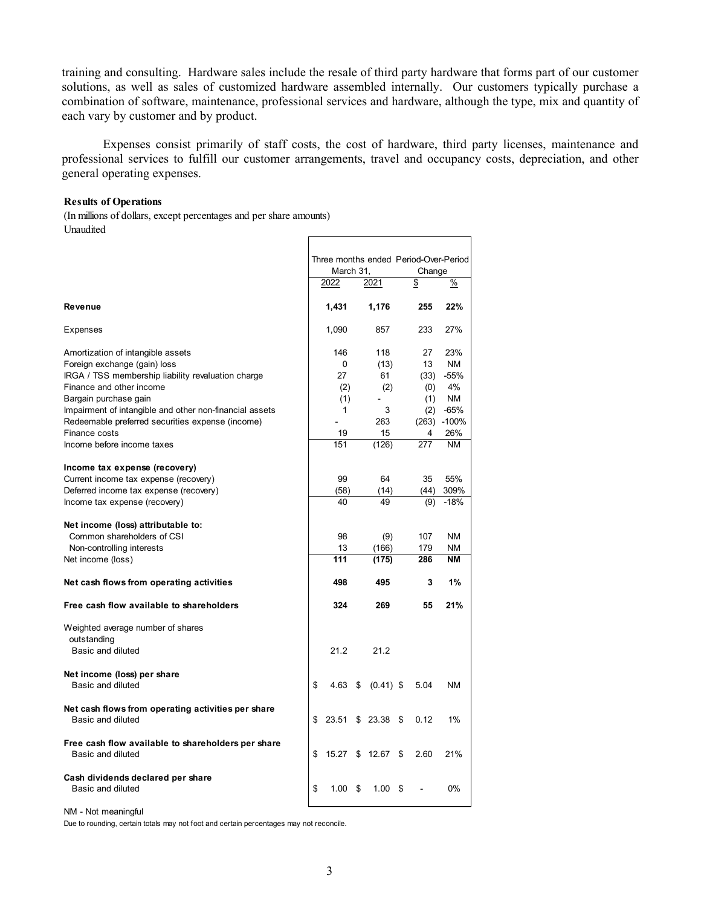training and consulting. Hardware sales include the resale of third party hardware that forms part of our customer solutions, as well as sales of customized hardware assembled internally. Our customers typically purchase a combination of software, maintenance, professional services and hardware, although the type, mix and quantity of each vary by customer and by product.

Expenses consist primarily of staff costs, the cost of hardware, third party licenses, maintenance and professional services to fulfill our customer arrangements, travel and occupancy costs, depreciation, and other general operating expenses.

**Results of Operations**

(In millions of dollars, except percentages and per share amounts)
Unaudited

| | Three months ended March 31, | | Period-Over-Period Change | |
|---|---|---|---|---|
| | 2022 | 2021 | $ | % |
| **Revenue** | **1,431** | **1,176** | **255** | **22%** |
| Expenses | 1,090 | 857 | 233 | 27% |
| Amortization of intangible assets | 146 | 118 | 27 | 23% |
| Foreign exchange (gain) loss | 0 | (13) | 13 | NM |
| IRGA / TSS membership liability revaluation charge | 27 | 61 | (33) | -55% |
| Finance and other income | (2) | (2) | (0) | 4% |
| Bargain purchase gain | (1) | - | (1) | NM |
| Impairment of intangible and other non-financial assets | 1 | 3 | (2) | -65% |
| Redeemable preferred securities expense (income) | - | 263 | (263) | -100% |
| Finance costs | 19 | 15 | 4 | 26% |
| Income before income taxes | 151 | (126) | 277 | NM |
| **Income tax expense (recovery)** | | | | |
| Current income tax expense (recovery) | 99 | 64 | 35 | 55% |
| Deferred income tax expense (recovery) | (58) | (14) | (44) | 309% |
| Income tax expense (recovery) | 40 | 49 | (9) | -18% |
| **Net income (loss) attributable to:** | | | | |
| Common shareholders of CSI | 98 | (9) | 107 | NM |
| Non-controlling interests | 13 | (166) | 179 | NM |
| Net income (loss) | **111** | **(175)** | **286** | **NM** |
| **Net cash flows from operating activities** | **498** | **495** | **3** | **1%** |
| **Free cash flow available to shareholders** | **324** | **269** | **55** | **21%** |
| Weighted average number of shares outstanding | | | | |
| Basic and diluted | 21.2 | 21.2 | | |
| **Net income (loss) per share** | | | | |
| Basic and diluted | $ 4.63 | $ (0.41) | $ 5.04 | NM |
| **Net cash flows from operating activities per share** | | | | |
| Basic and diluted | $ 23.51 | $ 23.38 | $ 0.12 | 1% |
| **Free cash flow available to shareholders per share** | | | | |
| Basic and diluted | $ 15.27 | $ 12.67 | $ 2.60 | 21% |
| **Cash dividends declared per share** | | | | |
| Basic and diluted | $ 1.00 | $ 1.00 | $ - | 0% |

NM - Not meaningful

Due to rounding, certain totals may not foot and certain percentages may not reconcile.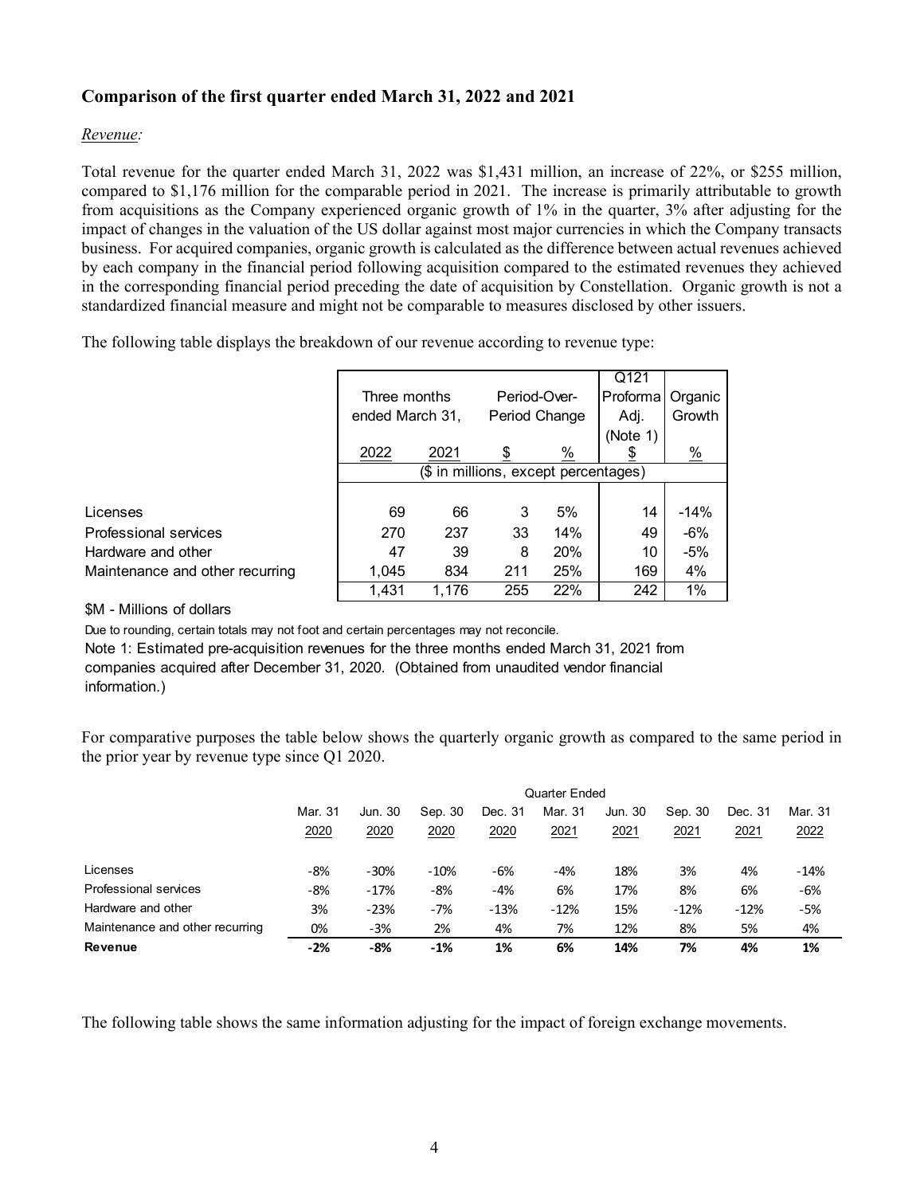### Comparison of the first quarter ended March 31, 2022 and 2021

*Revenue:*

Total revenue for the quarter ended March 31, 2022 was $1,431 million, an increase of 22%, or $255 million, compared to $1,176 million for the comparable period in 2021. The increase is primarily attributable to growth from acquisitions as the Company experienced organic growth of 1% in the quarter, 3% after adjusting for the impact of changes in the valuation of the US dollar against most major currencies in which the Company transacts business. For acquired companies, organic growth is calculated as the difference between actual revenues achieved by each company in the financial period following acquisition compared to the estimated revenues they achieved in the corresponding financial period preceding the date of acquisition by Constellation. Organic growth is not a standardized financial measure and might not be comparable to measures disclosed by other issuers.

The following table displays the breakdown of our revenue according to revenue type:

| | Three months ended March 31, | | Period-Over-Period Change | | Q121 Proforma Adj. (Note 1) | Organic Growth |
|---|---|---|---|---|---|---|
| | 2022 | 2021 | $ | % | $ | % |
| | ($ in millions, except percentages) | | | | | |
| Licenses | 69 | 66 | 3 | 5% | 14 | -14% |
| Professional services | 270 | 237 | 33 | 14% | 49 | -6% |
| Hardware and other | 47 | 39 | 8 | 20% | 10 | -5% |
| Maintenance and other recurring | 1,045 | 834 | 211 | 25% | 169 | 4% |
| | 1,431 | 1,176 | 255 | 22% | 242 | 1% |

$M - Millions of dollars

Due to rounding, certain totals may not foot and certain percentages may not reconcile.

Note 1: Estimated pre-acquisition revenues for the three months ended March 31, 2021 from companies acquired after December 31, 2020. (Obtained from unaudited vendor financial information.)

For comparative purposes the table below shows the quarterly organic growth as compared to the same period in the prior year by revenue type since Q1 2020.

| | Quarter Ended | | | | | | | | |
|---|---|---|---|---|---|---|---|---|---|
| | Mar. 31 2020 | Jun. 30 2020 | Sep. 30 2020 | Dec. 31 2020 | Mar. 31 2021 | Jun. 30 2021 | Sep. 30 2021 | Dec. 31 2021 | Mar. 31 2022 |
| Licenses | -8% | -30% | -10% | -6% | -4% | 18% | 3% | 4% | -14% |
| Professional services | -8% | -17% | -8% | -4% | 6% | 17% | 8% | 6% | -6% |
| Hardware and other | 3% | -23% | -7% | -13% | -12% | 15% | -12% | -12% | -5% |
| Maintenance and other recurring | 0% | -3% | 2% | 4% | 7% | 12% | 8% | 5% | 4% |
| **Revenue** | **-2%** | **-8%** | **-1%** | **1%** | **6%** | **14%** | **7%** | **4%** | **1%** |

The following table shows the same information adjusting for the impact of foreign exchange movements.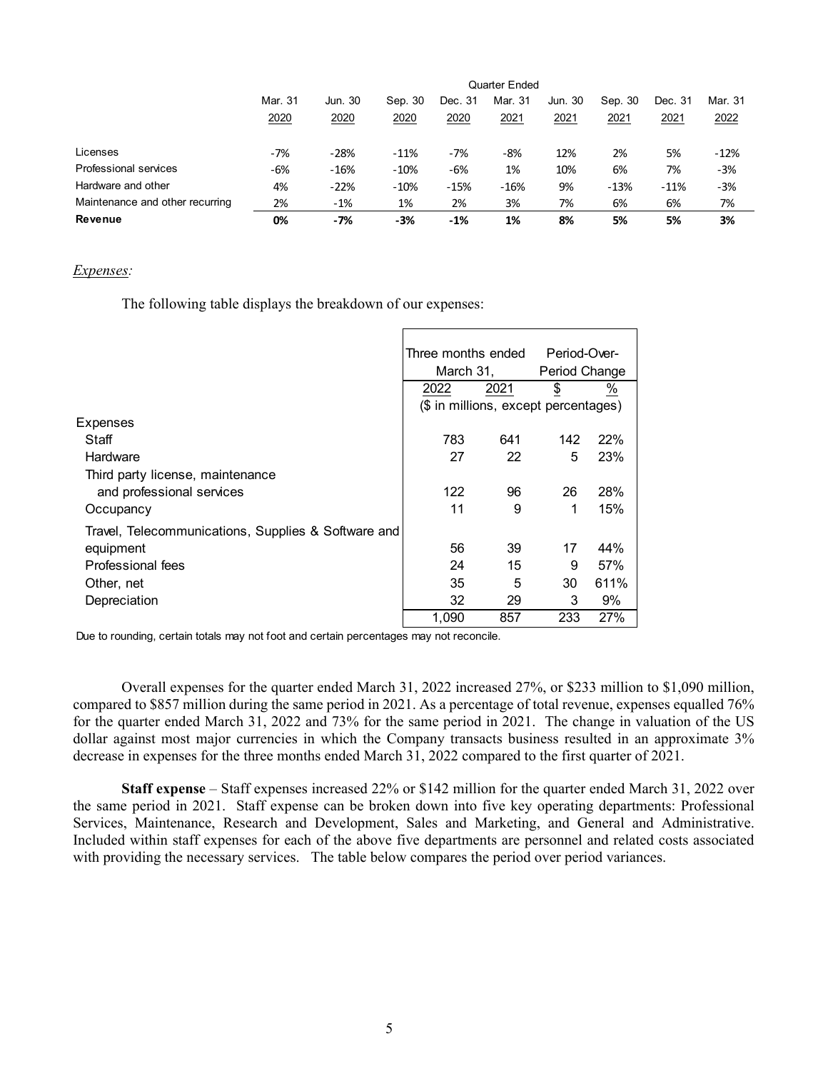| | Quarter Ended | | | | | | | | |
|---|---|---|---|---|---|---|---|---|---|
| | Mar. 31 2020 | Jun. 30 2020 | Sep. 30 2020 | Dec. 31 2020 | Mar. 31 2021 | Jun. 30 2021 | Sep. 30 2021 | Dec. 31 2021 | Mar. 31 2022 |
| Licenses | -7% | -28% | -11% | -7% | -8% | 12% | 2% | 5% | -12% |
| Professional services | -6% | -16% | -10% | -6% | 1% | 10% | 6% | 7% | -3% |
| Hardware and other | 4% | -22% | -10% | -15% | -16% | 9% | -13% | -11% | -3% |
| Maintenance and other recurring | 2% | -1% | 1% | 2% | 3% | 7% | 6% | 6% | 7% |
| **Revenue** | **0%** | **-7%** | **-3%** | **-1%** | **1%** | **8%** | **5%** | **5%** | **3%** |

*Expenses:*

The following table displays the breakdown of our expenses:

| | Three months ended March 31, | | Period-Over-Period Change | |
|---|---|---|---|---|
| | 2022 | 2021 | $ | % |
| | ($ in millions, except percentages) | | | |
| Expenses | | | | |
| Staff | 783 | 641 | 142 | 22% |
| Hardware | 27 | 22 | 5 | 23% |
| Third party license, maintenance and professional services | 122 | 96 | 26 | 28% |
| Occupancy | 11 | 9 | 1 | 15% |
| Travel, Telecommunications, Supplies & Software and equipment | 56 | 39 | 17 | 44% |
| Professional fees | 24 | 15 | 9 | 57% |
| Other, net | 35 | 5 | 30 | 611% |
| Depreciation | 32 | 29 | 3 | 9% |
| | 1,090 | 857 | 233 | 27% |

Due to rounding, certain totals may not foot and certain percentages may not reconcile.

Overall expenses for the quarter ended March 31, 2022 increased 27%, or $233 million to $1,090 million, compared to $857 million during the same period in 2021. As a percentage of total revenue, expenses equalled 76% for the quarter ended March 31, 2022 and 73% for the same period in 2021. The change in valuation of the US dollar against most major currencies in which the Company transacts business resulted in an approximate 3% decrease in expenses for the three months ended March 31, 2022 compared to the first quarter of 2021.

**Staff expense** – Staff expenses increased 22% or $142 million for the quarter ended March 31, 2022 over the same period in 2021. Staff expense can be broken down into five key operating departments: Professional Services, Maintenance, Research and Development, Sales and Marketing, and General and Administrative. Included within staff expenses for each of the above five departments are personnel and related costs associated with providing the necessary services. The table below compares the period over period variances.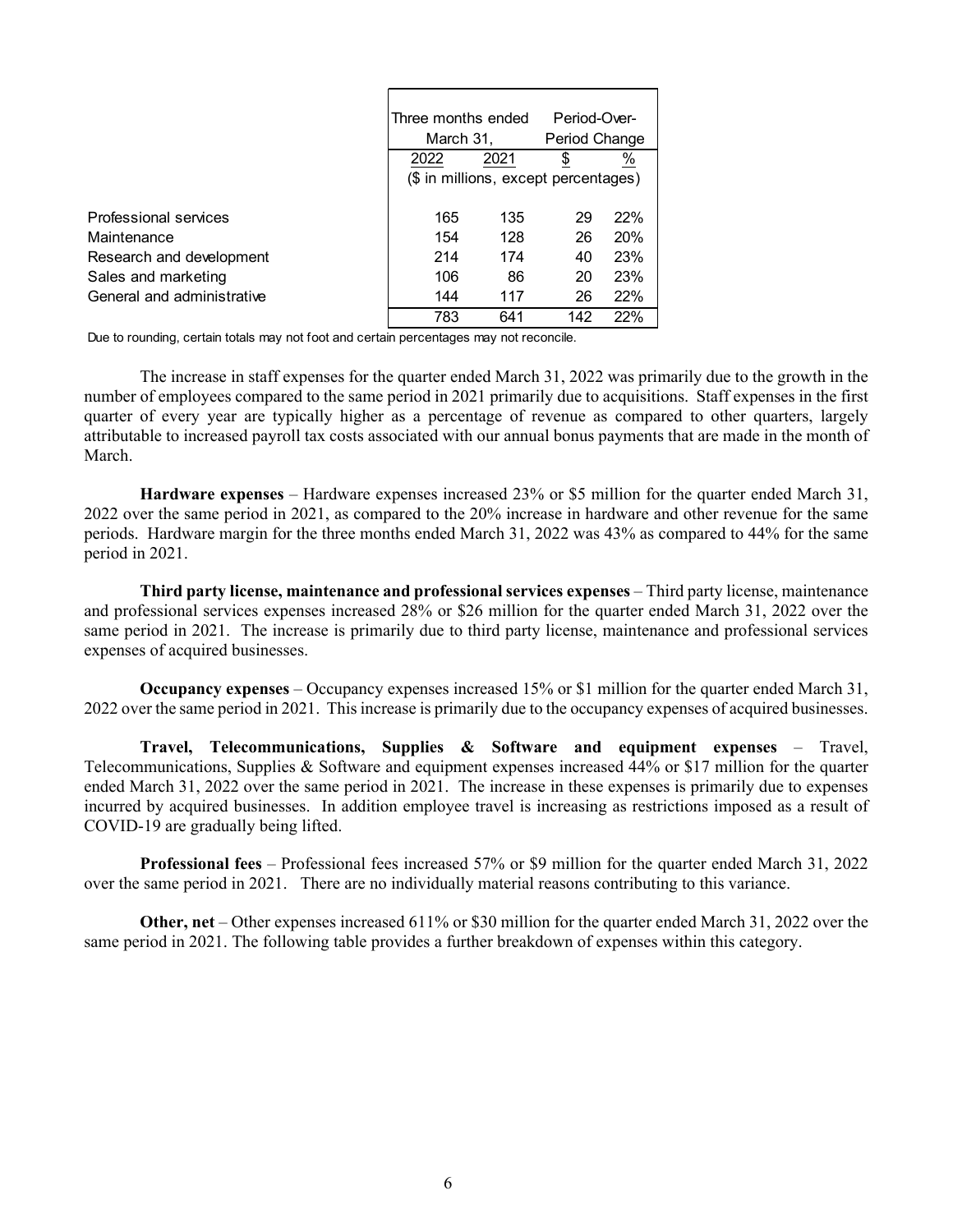| | Three months ended March 31, | | Period-Over-Period Change | |
|---|---|---|---|---|
| | 2022 | 2021 | $ | % |
| | ($ in millions, except percentages) | | | |
| Professional services | 165 | 135 | 29 | 22% |
| Maintenance | 154 | 128 | 26 | 20% |
| Research and development | 214 | 174 | 40 | 23% |
| Sales and marketing | 106 | 86 | 20 | 23% |
| General and administrative | 144 | 117 | 26 | 22% |
| | 783 | 641 | 142 | 22% |

Due to rounding, certain totals may not foot and certain percentages may not reconcile.

The increase in staff expenses for the quarter ended March 31, 2022 was primarily due to the growth in the number of employees compared to the same period in 2021 primarily due to acquisitions. Staff expenses in the first quarter of every year are typically higher as a percentage of revenue as compared to other quarters, largely attributable to increased payroll tax costs associated with our annual bonus payments that are made in the month of March.

**Hardware expenses** – Hardware expenses increased 23% or $5 million for the quarter ended March 31, 2022 over the same period in 2021, as compared to the 20% increase in hardware and other revenue for the same periods. Hardware margin for the three months ended March 31, 2022 was 43% as compared to 44% for the same period in 2021.

**Third party license, maintenance and professional services expenses** – Third party license, maintenance and professional services expenses increased 28% or $26 million for the quarter ended March 31, 2022 over the same period in 2021. The increase is primarily due to third party license, maintenance and professional services expenses of acquired businesses.

**Occupancy expenses** – Occupancy expenses increased 15% or $1 million for the quarter ended March 31, 2022 over the same period in 2021. This increase is primarily due to the occupancy expenses of acquired businesses.

**Travel, Telecommunications, Supplies & Software and equipment expenses** – Travel, Telecommunications, Supplies & Software and equipment expenses increased 44% or $17 million for the quarter ended March 31, 2022 over the same period in 2021. The increase in these expenses is primarily due to expenses incurred by acquired businesses. In addition employee travel is increasing as restrictions imposed as a result of COVID-19 are gradually being lifted.

**Professional fees** – Professional fees increased 57% or $9 million for the quarter ended March 31, 2022 over the same period in 2021. There are no individually material reasons contributing to this variance.

**Other, net** – Other expenses increased 611% or $30 million for the quarter ended March 31, 2022 over the same period in 2021. The following table provides a further breakdown of expenses within this category.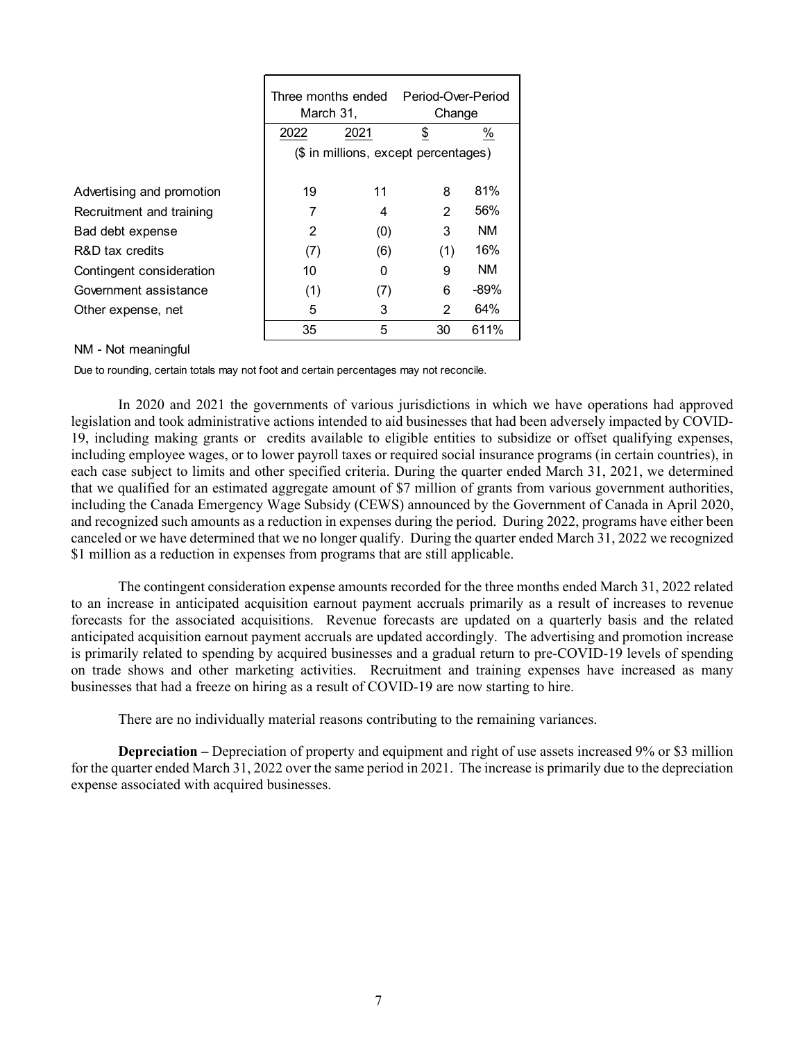| | Three months ended March 31, | | Period-Over-Period Change | |
|---|---|---|---|---|
| | 2022 | 2021 | $ | % |
| | ($ in millions, except percentages) | | | |
| Advertising and promotion | 19 | 11 | 8 | 81% |
| Recruitment and training | 7 | 4 | 2 | 56% |
| Bad debt expense | 2 | (0) | 3 | NM |
| R&D tax credits | (7) | (6) | (1) | 16% |
| Contingent consideration | 10 | 0 | 9 | NM |
| Government assistance | (1) | (7) | 6 | -89% |
| Other expense, net | 5 | 3 | 2 | 64% |
| | 35 | 5 | 30 | 611% |

NM - Not meaningful

Due to rounding, certain totals may not foot and certain percentages may not reconcile.

In 2020 and 2021 the governments of various jurisdictions in which we have operations had approved legislation and took administrative actions intended to aid businesses that had been adversely impacted by COVID-19, including making grants or credits available to eligible entities to subsidize or offset qualifying expenses, including employee wages, or to lower payroll taxes or required social insurance programs (in certain countries), in each case subject to limits and other specified criteria. During the quarter ended March 31, 2021, we determined that we qualified for an estimated aggregate amount of $7 million of grants from various government authorities, including the Canada Emergency Wage Subsidy (CEWS) announced by the Government of Canada in April 2020, and recognized such amounts as a reduction in expenses during the period. During 2022, programs have either been canceled or we have determined that we no longer qualify. During the quarter ended March 31, 2022 we recognized $1 million as a reduction in expenses from programs that are still applicable.

The contingent consideration expense amounts recorded for the three months ended March 31, 2022 related to an increase in anticipated acquisition earnout payment accruals primarily as a result of increases to revenue forecasts for the associated acquisitions. Revenue forecasts are updated on a quarterly basis and the related anticipated acquisition earnout payment accruals are updated accordingly. The advertising and promotion increase is primarily related to spending by acquired businesses and a gradual return to pre-COVID-19 levels of spending on trade shows and other marketing activities. Recruitment and training expenses have increased as many businesses that had a freeze on hiring as a result of COVID-19 are now starting to hire.

There are no individually material reasons contributing to the remaining variances.

**Depreciation –** Depreciation of property and equipment and right of use assets increased 9% or $3 million for the quarter ended March 31, 2022 over the same period in 2021. The increase is primarily due to the depreciation expense associated with acquired businesses.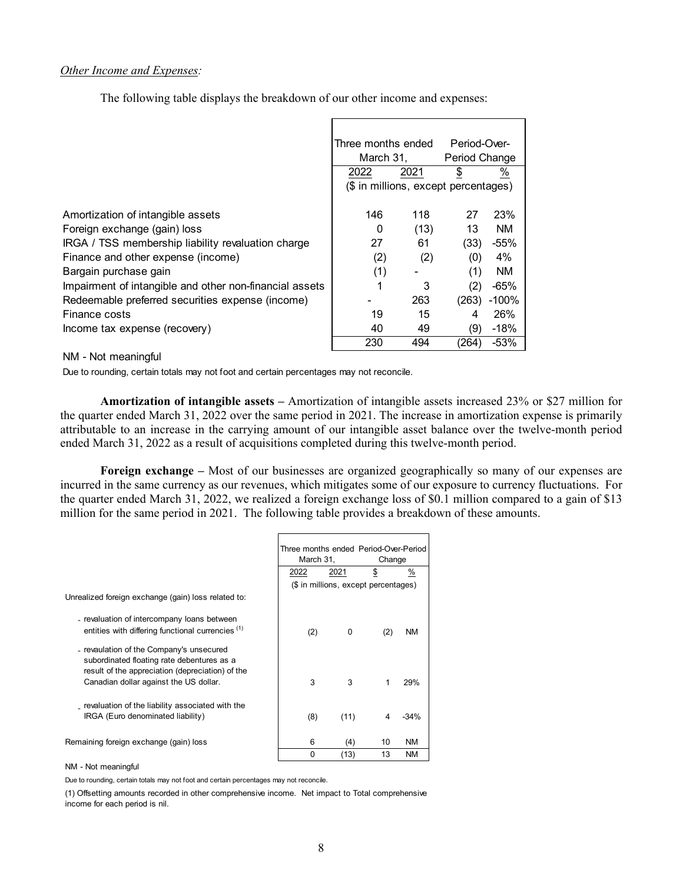*Other Income and Expenses:*

The following table displays the breakdown of our other income and expenses:

| | Three months ended March 31, | | Period-Over-Period Change | |
|---|---|---|---|---|
| | 2022 | 2021 | $ | % |
| | ($ in millions, except percentages) | | | |
| Amortization of intangible assets | 146 | 118 | 27 | 23% |
| Foreign exchange (gain) loss | 0 | (13) | 13 | NM |
| IRGA / TSS membership liability revaluation charge | 27 | 61 | (33) | -55% |
| Finance and other expense (income) | (2) | (2) | (0) | 4% |
| Bargain purchase gain | (1) | - | (1) | NM |
| Impairment of intangible and other non-financial assets | 1 | 3 | (2) | -65% |
| Redeemable preferred securities expense (income) | - | 263 | (263) | -100% |
| Finance costs | 19 | 15 | 4 | 26% |
| Income tax expense (recovery) | 40 | 49 | (9) | -18% |
| | 230 | 494 | (264) | -53% |

NM - Not meaningful

Due to rounding, certain totals may not foot and certain percentages may not reconcile.

**Amortization of intangible assets –** Amortization of intangible assets increased 23% or $27 million for the quarter ended March 31, 2022 over the same period in 2021. The increase in amortization expense is primarily attributable to an increase in the carrying amount of our intangible asset balance over the twelve-month period ended March 31, 2022 as a result of acquisitions completed during this twelve-month period.

**Foreign exchange –** Most of our businesses are organized geographically so many of our expenses are incurred in the same currency as our revenues, which mitigates some of our exposure to currency fluctuations. For the quarter ended March 31, 2022, we realized a foreign exchange loss of $0.1 million compared to a gain of $13 million for the same period in 2021. The following table provides a breakdown of these amounts.

| | Three months ended March 31, | | Period-Over-Period Change | |
|---|---|---|---|---|
| | 2022 | 2021 | $ | % |
| | ($ in millions, except percentages) | | | |
| Unrealized foreign exchange (gain) loss related to: | | | | |
| - revaluation of intercompany loans between entities with differing functional currencies [1] | (2) | 0 | (2) | NM |
| - revaluation of the Company's unsecured subordinated floating rate debentures as a result of the appreciation (depreciation) of the Canadian dollar against the US dollar. | 3 | 3 | 1 | 29% |
| - revaluation of the liability associated with the IRGA (Euro denominated liability) | (8) | (11) | 4 | -34% |
| Remaining foreign exchange (gain) loss | 6 | (4) | 10 | NM |
| | 0 | (13) | 13 | NM |

NM - Not meaningful

Due to rounding, certain totals may not foot and certain percentages may not reconcile.

(1) Offsetting amounts recorded in other comprehensive income. Net impact to Total comprehensive income for each period is nil.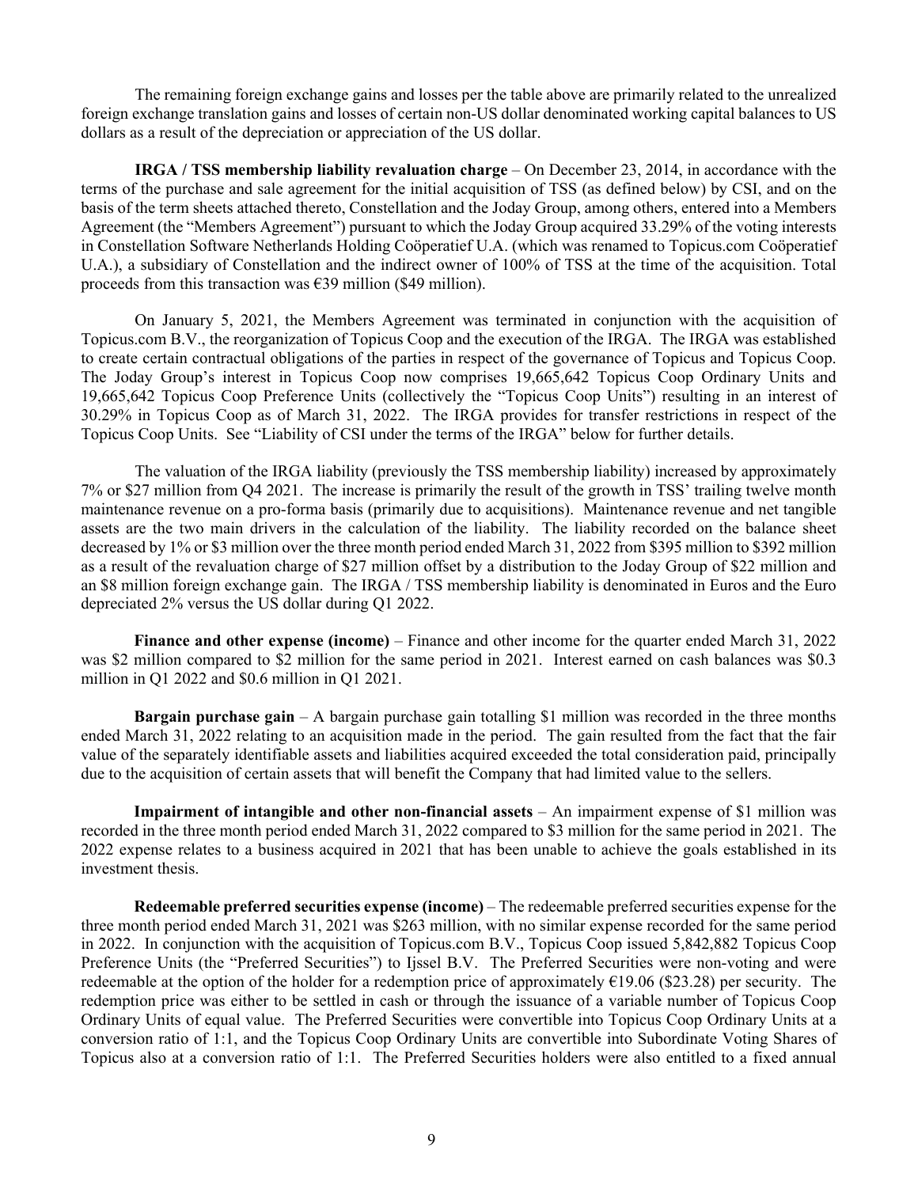The remaining foreign exchange gains and losses per the table above are primarily related to the unrealized foreign exchange translation gains and losses of certain non-US dollar denominated working capital balances to US dollars as a result of the depreciation or appreciation of the US dollar.

**IRGA / TSS membership liability revaluation charge** – On December 23, 2014, in accordance with the terms of the purchase and sale agreement for the initial acquisition of TSS (as defined below) by CSI, and on the basis of the term sheets attached thereto, Constellation and the Joday Group, among others, entered into a Members Agreement (the "Members Agreement") pursuant to which the Joday Group acquired 33.29% of the voting interests in Constellation Software Netherlands Holding Coöperatief U.A. (which was renamed to Topicus.com Coöperatief U.A.), a subsidiary of Constellation and the indirect owner of 100% of TSS at the time of the acquisition. Total proceeds from this transaction was €39 million ($49 million).

On January 5, 2021, the Members Agreement was terminated in conjunction with the acquisition of Topicus.com B.V., the reorganization of Topicus Coop and the execution of the IRGA. The IRGA was established to create certain contractual obligations of the parties in respect of the governance of Topicus and Topicus Coop. The Joday Group's interest in Topicus Coop now comprises 19,665,642 Topicus Coop Ordinary Units and 19,665,642 Topicus Coop Preference Units (collectively the "Topicus Coop Units") resulting in an interest of 30.29% in Topicus Coop as of March 31, 2022. The IRGA provides for transfer restrictions in respect of the Topicus Coop Units. See "Liability of CSI under the terms of the IRGA" below for further details.

The valuation of the IRGA liability (previously the TSS membership liability) increased by approximately 7% or $27 million from Q4 2021. The increase is primarily the result of the growth in TSS' trailing twelve month maintenance revenue on a pro-forma basis (primarily due to acquisitions). Maintenance revenue and net tangible assets are the two main drivers in the calculation of the liability. The liability recorded on the balance sheet decreased by 1% or $3 million over the three month period ended March 31, 2022 from $395 million to $392 million as a result of the revaluation charge of $27 million offset by a distribution to the Joday Group of $22 million and an $8 million foreign exchange gain. The IRGA / TSS membership liability is denominated in Euros and the Euro depreciated 2% versus the US dollar during Q1 2022.

**Finance and other expense (income)** – Finance and other income for the quarter ended March 31, 2022 was $2 million compared to $2 million for the same period in 2021. Interest earned on cash balances was $0.3 million in Q1 2022 and $0.6 million in Q1 2021.

**Bargain purchase gain** – A bargain purchase gain totalling $1 million was recorded in the three months ended March 31, 2022 relating to an acquisition made in the period. The gain resulted from the fact that the fair value of the separately identifiable assets and liabilities acquired exceeded the total consideration paid, principally due to the acquisition of certain assets that will benefit the Company that had limited value to the sellers.

**Impairment of intangible and other non-financial assets** – An impairment expense of $1 million was recorded in the three month period ended March 31, 2022 compared to $3 million for the same period in 2021. The 2022 expense relates to a business acquired in 2021 that has been unable to achieve the goals established in its investment thesis.

**Redeemable preferred securities expense (income)** – The redeemable preferred securities expense for the three month period ended March 31, 2021 was $263 million, with no similar expense recorded for the same period in 2022. In conjunction with the acquisition of Topicus.com B.V., Topicus Coop issued 5,842,882 Topicus Coop Preference Units (the "Preferred Securities") to Ijssel B.V. The Preferred Securities were non-voting and were redeemable at the option of the holder for a redemption price of approximately €19.06 ($23.28) per security. The redemption price was either to be settled in cash or through the issuance of a variable number of Topicus Coop Ordinary Units of equal value. The Preferred Securities were convertible into Topicus Coop Ordinary Units at a conversion ratio of 1:1, and the Topicus Coop Ordinary Units are convertible into Subordinate Voting Shares of Topicus also at a conversion ratio of 1:1. The Preferred Securities holders were also entitled to a fixed annual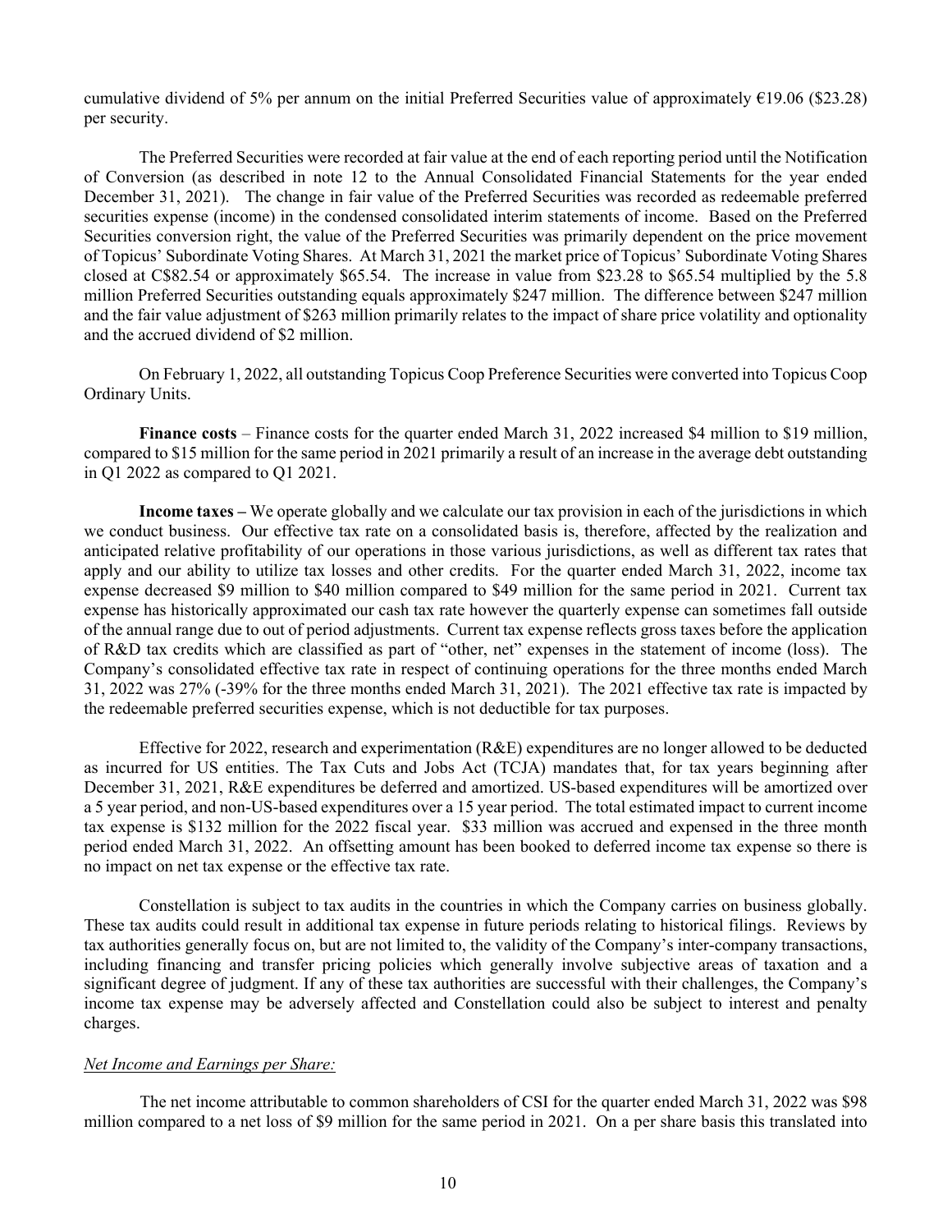cumulative dividend of 5% per annum on the initial Preferred Securities value of approximately €19.06 ($23.28) per security.

The Preferred Securities were recorded at fair value at the end of each reporting period until the Notification of Conversion (as described in note 12 to the Annual Consolidated Financial Statements for the year ended December 31, 2021). The change in fair value of the Preferred Securities was recorded as redeemable preferred securities expense (income) in the condensed consolidated interim statements of income. Based on the Preferred Securities conversion right, the value of the Preferred Securities was primarily dependent on the price movement of Topicus' Subordinate Voting Shares. At March 31, 2021 the market price of Topicus' Subordinate Voting Shares closed at C$82.54 or approximately $65.54. The increase in value from $23.28 to $65.54 multiplied by the 5.8 million Preferred Securities outstanding equals approximately $247 million. The difference between $247 million and the fair value adjustment of $263 million primarily relates to the impact of share price volatility and optionality and the accrued dividend of $2 million.

On February 1, 2022, all outstanding Topicus Coop Preference Securities were converted into Topicus Coop Ordinary Units.

**Finance costs** – Finance costs for the quarter ended March 31, 2022 increased $4 million to $19 million, compared to $15 million for the same period in 2021 primarily a result of an increase in the average debt outstanding in Q1 2022 as compared to Q1 2021.

**Income taxes –** We operate globally and we calculate our tax provision in each of the jurisdictions in which we conduct business. Our effective tax rate on a consolidated basis is, therefore, affected by the realization and anticipated relative profitability of our operations in those various jurisdictions, as well as different tax rates that apply and our ability to utilize tax losses and other credits. For the quarter ended March 31, 2022, income tax expense decreased $9 million to $40 million compared to $49 million for the same period in 2021. Current tax expense has historically approximated our cash tax rate however the quarterly expense can sometimes fall outside of the annual range due to out of period adjustments. Current tax expense reflects gross taxes before the application of R&D tax credits which are classified as part of "other, net" expenses in the statement of income (loss). The Company's consolidated effective tax rate in respect of continuing operations for the three months ended March 31, 2022 was 27% (-39% for the three months ended March 31, 2021). The 2021 effective tax rate is impacted by the redeemable preferred securities expense, which is not deductible for tax purposes.

Effective for 2022, research and experimentation (R&E) expenditures are no longer allowed to be deducted as incurred for US entities. The Tax Cuts and Jobs Act (TCJA) mandates that, for tax years beginning after December 31, 2021, R&E expenditures be deferred and amortized. US-based expenditures will be amortized over a 5 year period, and non-US-based expenditures over a 15 year period. The total estimated impact to current income tax expense is $132 million for the 2022 fiscal year. $33 million was accrued and expensed in the three month period ended March 31, 2022. An offsetting amount has been booked to deferred income tax expense so there is no impact on net tax expense or the effective tax rate.

Constellation is subject to tax audits in the countries in which the Company carries on business globally. These tax audits could result in additional tax expense in future periods relating to historical filings. Reviews by tax authorities generally focus on, but are not limited to, the validity of the Company's inter-company transactions, including financing and transfer pricing policies which generally involve subjective areas of taxation and a significant degree of judgment. If any of these tax authorities are successful with their challenges, the Company's income tax expense may be adversely affected and Constellation could also be subject to interest and penalty charges.

*Net Income and Earnings per Share:*

The net income attributable to common shareholders of CSI for the quarter ended March 31, 2022 was $98 million compared to a net loss of $9 million for the same period in 2021. On a per share basis this translated into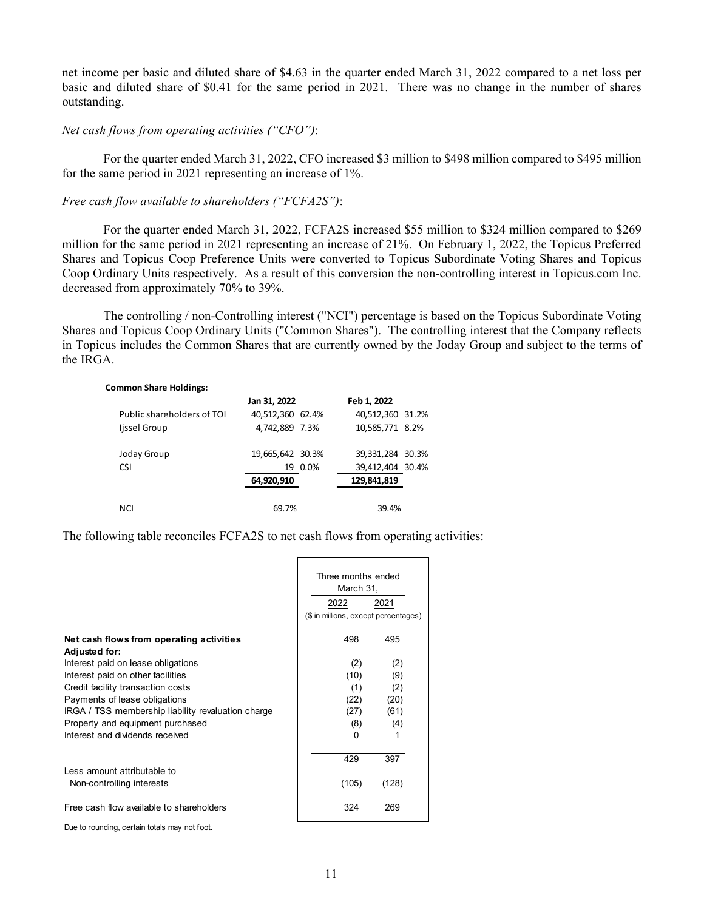net income per basic and diluted share of $4.63 in the quarter ended March 31, 2022 compared to a net loss per basic and diluted share of $0.41 for the same period in 2021. There was no change in the number of shares outstanding.

*Net cash flows from operating activities ("CFO")*:

For the quarter ended March 31, 2022, CFO increased $3 million to $498 million compared to $495 million for the same period in 2021 representing an increase of 1%.

*Free cash flow available to shareholders ("FCFA2S")*:

For the quarter ended March 31, 2022, FCFA2S increased $55 million to $324 million compared to $269 million for the same period in 2021 representing an increase of 21%. On February 1, 2022, the Topicus Preferred Shares and Topicus Coop Preference Units were converted to Topicus Subordinate Voting Shares and Topicus Coop Ordinary Units respectively. As a result of this conversion the non-controlling interest in Topicus.com Inc. decreased from approximately 70% to 39%.

The controlling / non-Controlling interest ("NCI") percentage is based on the Topicus Subordinate Voting Shares and Topicus Coop Ordinary Units ("Common Shares"). The controlling interest that the Company reflects in Topicus includes the Common Shares that are currently owned by the Joday Group and subject to the terms of the IRGA.

**Common Share Holdings:**

| | Jan 31, 2022 | | Feb 1, 2022 | |
|---|---|---|---|---|
| Public shareholders of TOI | 40,512,360 | 62.4% | 40,512,360 | 31.2% |
| Ijssel Group | 4,742,889 | 7.3% | 10,585,771 | 8.2% |
| Joday Group | 19,665,642 | 30.3% | 39,331,284 | 30.3% |
| CSI | 19 | 0.0% | 39,412,404 | 30.4% |
| | **64,920,910** | | **129,841,819** | |
| NCI | 69.7% | | 39.4% | |

The following table reconciles FCFA2S to net cash flows from operating activities:

| | Three months ended March 31, 2022 | Three months ended March 31, 2021 |
|---|---|---|
| | ($ in millions, except percentages) | |
| **Net cash flows from operating activities** | 498 | 495 |
| **Adjusted for:** | | |
| Interest paid on lease obligations | (2) | (2) |
| Interest paid on other facilities | (10) | (9) |
| Credit facility transaction costs | (1) | (2) |
| Payments of lease obligations | (22) | (20) |
| IRGA / TSS membership liability revaluation charge | (27) | (61) |
| Property and equipment purchased | (8) | (4) |
| Interest and dividends received | 0 | 1 |
| | 429 | 397 |
| Less amount attributable to Non-controlling interests | (105) | (128) |
| Free cash flow available to shareholders | 324 | 269 |

Due to rounding, certain totals may not foot.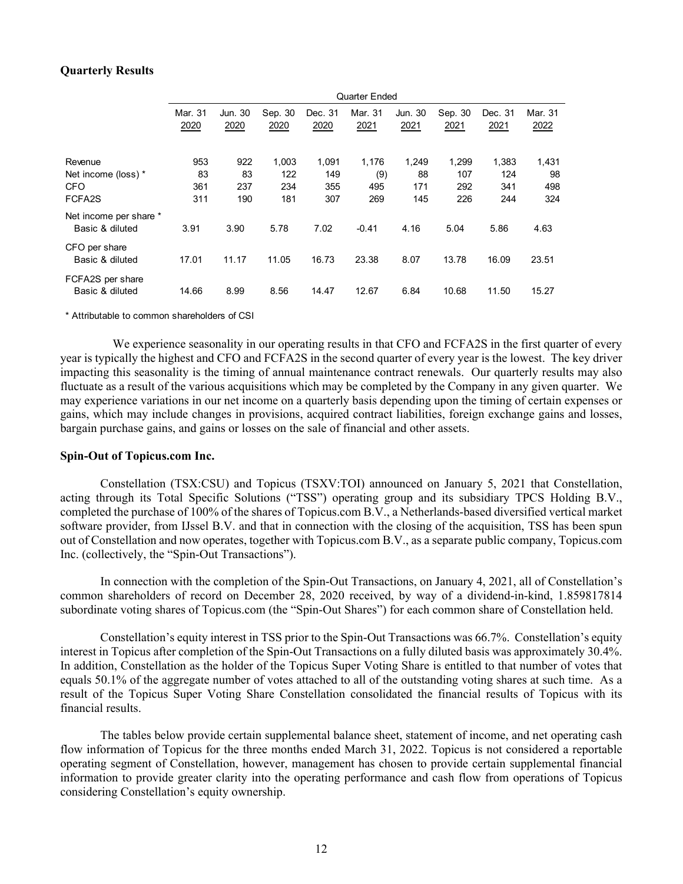### Quarterly Results

| | Quarter Ended | | | | | | | | |
|---|---|---|---|---|---|---|---|---|---|
| | Mar. 31 2020 | Jun. 30 2020 | Sep. 30 2020 | Dec. 31 2020 | Mar. 31 2021 | Jun. 30 2021 | Sep. 30 2021 | Dec. 31 2021 | Mar. 31 2022 |
| Revenue | 953 | 922 | 1,003 | 1,091 | 1,176 | 1,249 | 1,299 | 1,383 | 1,431 |
| Net income (loss) * | 83 | 83 | 122 | 149 | (9) | 88 | 107 | 124 | 98 |
| CFO | 361 | 237 | 234 | 355 | 495 | 171 | 292 | 341 | 498 |
| FCFA2S | 311 | 190 | 181 | 307 | 269 | 145 | 226 | 244 | 324 |
| Net income per share * | | | | | | | | | |
| Basic & diluted | 3.91 | 3.90 | 5.78 | 7.02 | -0.41 | 4.16 | 5.04 | 5.86 | 4.63 |
| CFO per share | | | | | | | | | |
| Basic & diluted | 17.01 | 11.17 | 11.05 | 16.73 | 23.38 | 8.07 | 13.78 | 16.09 | 23.51 |
| FCFA2S per share | | | | | | | | | |
| Basic & diluted | 14.66 | 8.99 | 8.56 | 14.47 | 12.67 | 6.84 | 10.68 | 11.50 | 15.27 |

* Attributable to common shareholders of CSI

We experience seasonality in our operating results in that CFO and FCFA2S in the first quarter of every year is typically the highest and CFO and FCFA2S in the second quarter of every year is the lowest. The key driver impacting this seasonality is the timing of annual maintenance contract renewals. Our quarterly results may also fluctuate as a result of the various acquisitions which may be completed by the Company in any given quarter. We may experience variations in our net income on a quarterly basis depending upon the timing of certain expenses or gains, which may include changes in provisions, acquired contract liabilities, foreign exchange gains and losses, bargain purchase gains, and gains or losses on the sale of financial and other assets.

### Spin-Out of Topicus.com Inc.

Constellation (TSX:CSU) and Topicus (TSXV:TOI) announced on January 5, 2021 that Constellation, acting through its Total Specific Solutions ("TSS") operating group and its subsidiary TPCS Holding B.V., completed the purchase of 100% of the shares of Topicus.com B.V., a Netherlands-based diversified vertical market software provider, from IJssel B.V. and that in connection with the closing of the acquisition, TSS has been spun out of Constellation and now operates, together with Topicus.com B.V., as a separate public company, Topicus.com Inc. (collectively, the "Spin-Out Transactions").

In connection with the completion of the Spin-Out Transactions, on January 4, 2021, all of Constellation's common shareholders of record on December 28, 2020 received, by way of a dividend-in-kind, 1.859817814 subordinate voting shares of Topicus.com (the "Spin-Out Shares") for each common share of Constellation held.

Constellation's equity interest in TSS prior to the Spin-Out Transactions was 66.7%. Constellation's equity interest in Topicus after completion of the Spin-Out Transactions on a fully diluted basis was approximately 30.4%. In addition, Constellation as the holder of the Topicus Super Voting Share is entitled to that number of votes that equals 50.1% of the aggregate number of votes attached to all of the outstanding voting shares at such time. As a result of the Topicus Super Voting Share Constellation consolidated the financial results of Topicus with its financial results.

The tables below provide certain supplemental balance sheet, statement of income, and net operating cash flow information of Topicus for the three months ended March 31, 2022. Topicus is not considered a reportable operating segment of Constellation, however, management has chosen to provide certain supplemental financial information to provide greater clarity into the operating performance and cash flow from operations of Topicus considering Constellation's equity ownership.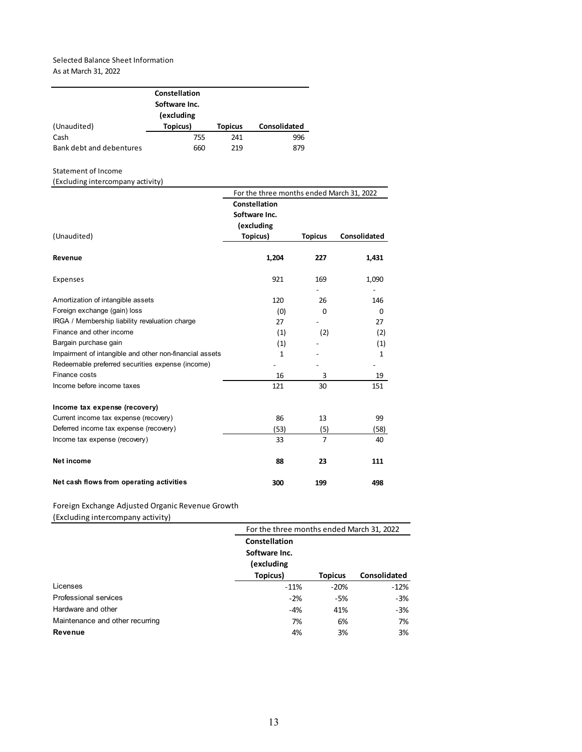Selected Balance Sheet Information
As at March 31, 2022

| (Unaudited) | Constellation Software Inc. (excluding Topicus) | Topicus | Consolidated |
|---|---|---|---|
| Cash | 755 | 241 | 996 |
| Bank debt and debentures | 660 | 219 | 879 |

Statement of Income
(Excluding intercompany activity)

| | For the three months ended March 31, 2022 | | |
|---|---|---|---|
| (Unaudited) | Constellation Software Inc. (excluding Topicus) | Topicus | Consolidated |
| **Revenue** | **1,204** | **227** | **1,431** |
| Expenses | 921 | 169 | 1,090 |
| | | - | - |
| Amortization of intangible assets | 120 | 26 | 146 |
| Foreign exchange (gain) loss | (0) | 0 | 0 |
| IRGA / Membership liability revaluation charge | 27 | - | 27 |
| Finance and other income | (1) | (2) | (2) |
| Bargain purchase gain | (1) | - | (1) |
| Impairment of intangible and other non-financial assets | 1 | - | 1 |
| Redeemable preferred securities expense (income) | - | - | - |
| Finance costs | 16 | 3 | 19 |
| Income before income taxes | 121 | 30 | 151 |
| **Income tax expense (recovery)** | | | |
| Current income tax expense (recovery) | 86 | 13 | 99 |
| Deferred income tax expense (recovery) | (53) | (5) | (58) |
| Income tax expense (recovery) | 33 | 7 | 40 |
| **Net income** | **88** | **23** | **111** |
| **Net cash flows from operating activities** | **300** | **199** | **498** |

Foreign Exchange Adjusted Organic Revenue Growth
(Excluding intercompany activity)

| | For the three months ended March 31, 2022 | | |
|---|---|---|---|
| | Constellation Software Inc. (excluding Topicus) | Topicus | Consolidated |
| Licenses | -11% | -20% | -12% |
| Professional services | -2% | -5% | -3% |
| Hardware and other | -4% | 41% | -3% |
| Maintenance and other recurring | 7% | 6% | 7% |
| **Revenue** | 4% | 3% | 3% |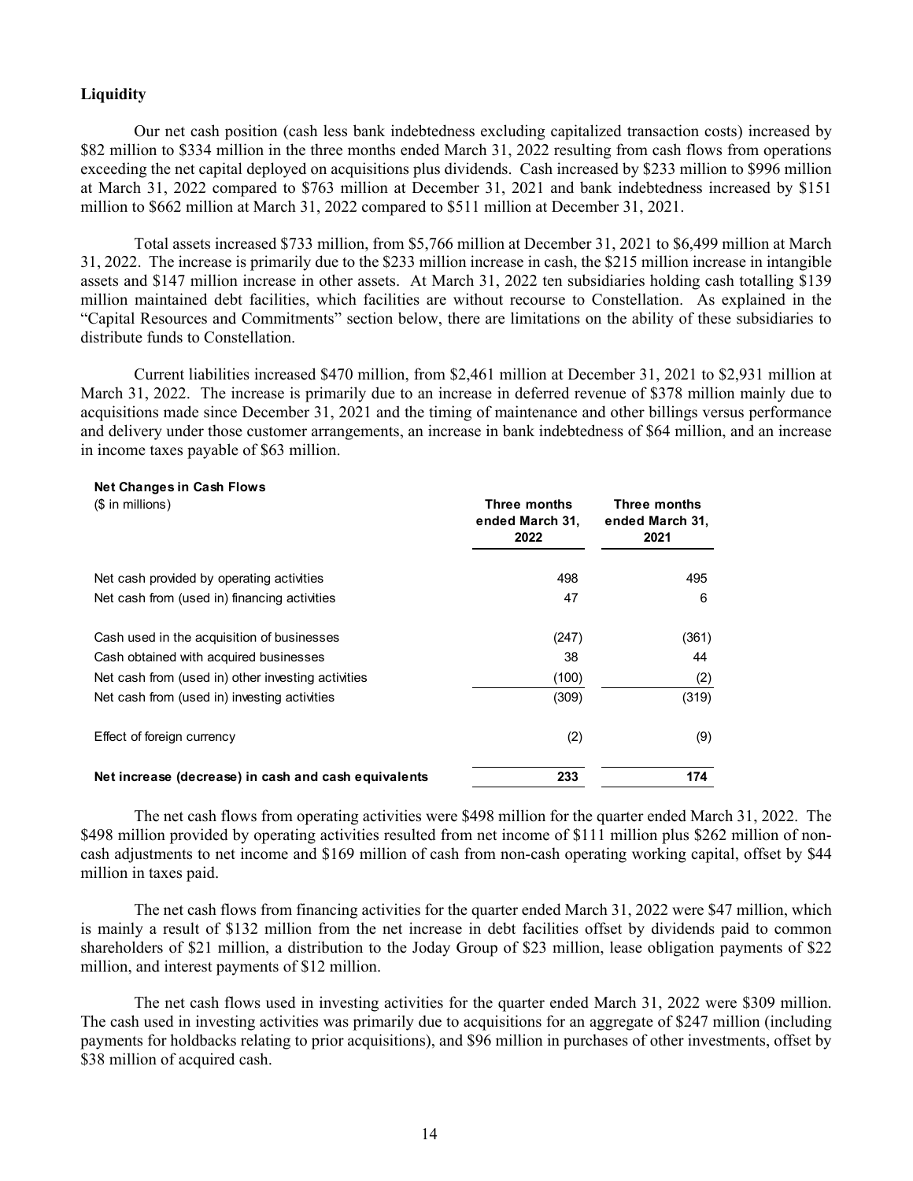### Liquidity

Our net cash position (cash less bank indebtedness excluding capitalized transaction costs) increased by $82 million to $334 million in the three months ended March 31, 2022 resulting from cash flows from operations exceeding the net capital deployed on acquisitions plus dividends. Cash increased by $233 million to $996 million at March 31, 2022 compared to $763 million at December 31, 2021 and bank indebtedness increased by $151 million to $662 million at March 31, 2022 compared to $511 million at December 31, 2021.

Total assets increased $733 million, from $5,766 million at December 31, 2021 to $6,499 million at March 31, 2022. The increase is primarily due to the $233 million increase in cash, the $215 million increase in intangible assets and $147 million increase in other assets. At March 31, 2022 ten subsidiaries holding cash totalling $139 million maintained debt facilities, which facilities are without recourse to Constellation. As explained in the "Capital Resources and Commitments" section below, there are limitations on the ability of these subsidiaries to distribute funds to Constellation.

Current liabilities increased $470 million, from $2,461 million at December 31, 2021 to $2,931 million at March 31, 2022. The increase is primarily due to an increase in deferred revenue of $378 million mainly due to acquisitions made since December 31, 2021 and the timing of maintenance and other billings versus performance and delivery under those customer arrangements, an increase in bank indebtedness of $64 million, and an increase in income taxes payable of $63 million.

**Net Changes in Cash Flows**

| ($ in millions) | Three months ended March 31, 2022 | Three months ended March 31, 2021 |
|---|---|---|
| Net cash provided by operating activities | 498 | 495 |
| Net cash from (used in) financing activities | 47 | 6 |
| | | |
| Cash used in the acquisition of businesses | (247) | (361) |
| Cash obtained with acquired businesses | 38 | 44 |
| Net cash from (used in) other investing activities | (100) | (2) |
| Net cash from (used in) investing activities | (309) | (319) |
| | | |
| Effect of foreign currency | (2) | (9) |
| | | |
| **Net increase (decrease) in cash and cash equivalents** | **233** | **174** |

The net cash flows from operating activities were $498 million for the quarter ended March 31, 2022. The $498 million provided by operating activities resulted from net income of $111 million plus $262 million of non-cash adjustments to net income and $169 million of cash from non-cash operating working capital, offset by $44 million in taxes paid.

The net cash flows from financing activities for the quarter ended March 31, 2022 were $47 million, which is mainly a result of $132 million from the net increase in debt facilities offset by dividends paid to common shareholders of $21 million, a distribution to the Joday Group of $23 million, lease obligation payments of $22 million, and interest payments of $12 million.

The net cash flows used in investing activities for the quarter ended March 31, 2022 were $309 million. The cash used in investing activities was primarily due to acquisitions for an aggregate of $247 million (including payments for holdbacks relating to prior acquisitions), and $96 million in purchases of other investments, offset by $38 million of acquired cash.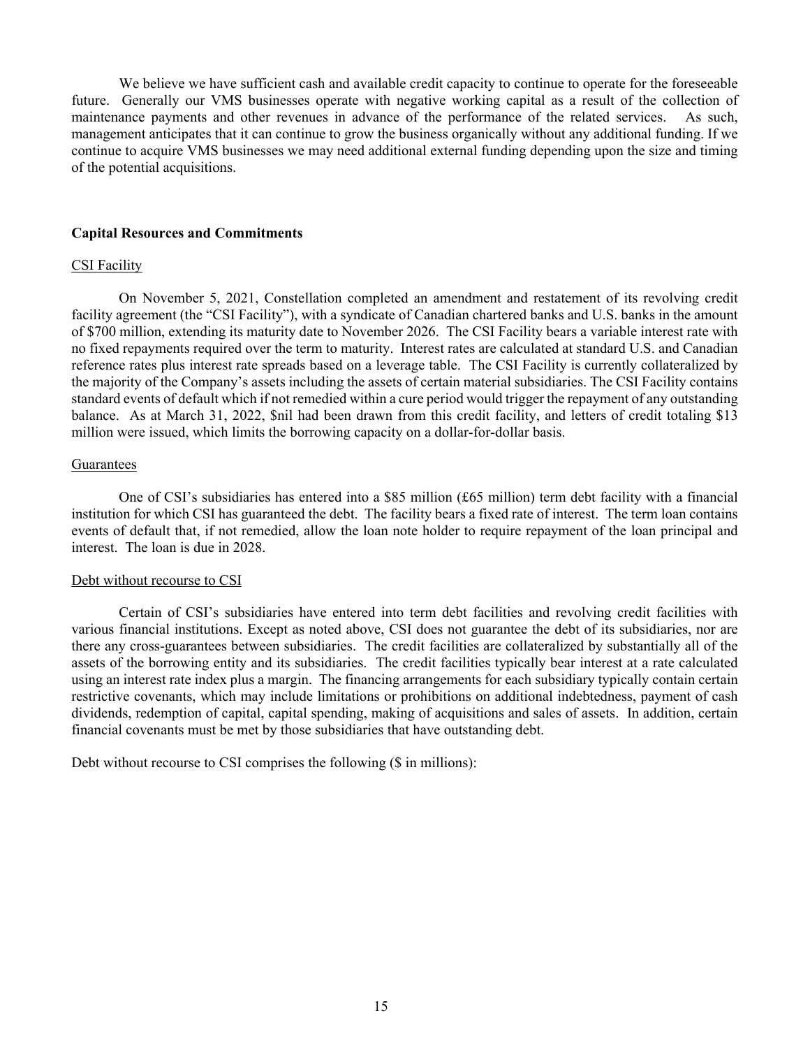We believe we have sufficient cash and available credit capacity to continue to operate for the foreseeable future. Generally our VMS businesses operate with negative working capital as a result of the collection of maintenance payments and other revenues in advance of the performance of the related services. As such, management anticipates that it can continue to grow the business organically without any additional funding. If we continue to acquire VMS businesses we may need additional external funding depending upon the size and timing of the potential acquisitions.

## Capital Resources and Commitments

### CSI Facility

On November 5, 2021, Constellation completed an amendment and restatement of its revolving credit facility agreement (the "CSI Facility"), with a syndicate of Canadian chartered banks and U.S. banks in the amount of $700 million, extending its maturity date to November 2026. The CSI Facility bears a variable interest rate with no fixed repayments required over the term to maturity. Interest rates are calculated at standard U.S. and Canadian reference rates plus interest rate spreads based on a leverage table. The CSI Facility is currently collateralized by the majority of the Company's assets including the assets of certain material subsidiaries. The CSI Facility contains standard events of default which if not remedied within a cure period would trigger the repayment of any outstanding balance. As at March 31, 2022, $nil had been drawn from this credit facility, and letters of credit totaling $13 million were issued, which limits the borrowing capacity on a dollar-for-dollar basis.

### Guarantees

One of CSI's subsidiaries has entered into a $85 million (£65 million) term debt facility with a financial institution for which CSI has guaranteed the debt. The facility bears a fixed rate of interest. The term loan contains events of default that, if not remedied, allow the loan note holder to require repayment of the loan principal and interest. The loan is due in 2028.

### Debt without recourse to CSI

Certain of CSI's subsidiaries have entered into term debt facilities and revolving credit facilities with various financial institutions. Except as noted above, CSI does not guarantee the debt of its subsidiaries, nor are there any cross-guarantees between subsidiaries. The credit facilities are collateralized by substantially all of the assets of the borrowing entity and its subsidiaries. The credit facilities typically bear interest at a rate calculated using an interest rate index plus a margin. The financing arrangements for each subsidiary typically contain certain restrictive covenants, which may include limitations or prohibitions on additional indebtedness, payment of cash dividends, redemption of capital, capital spending, making of acquisitions and sales of assets. In addition, certain financial covenants must be met by those subsidiaries that have outstanding debt.

Debt without recourse to CSI comprises the following ($ in millions):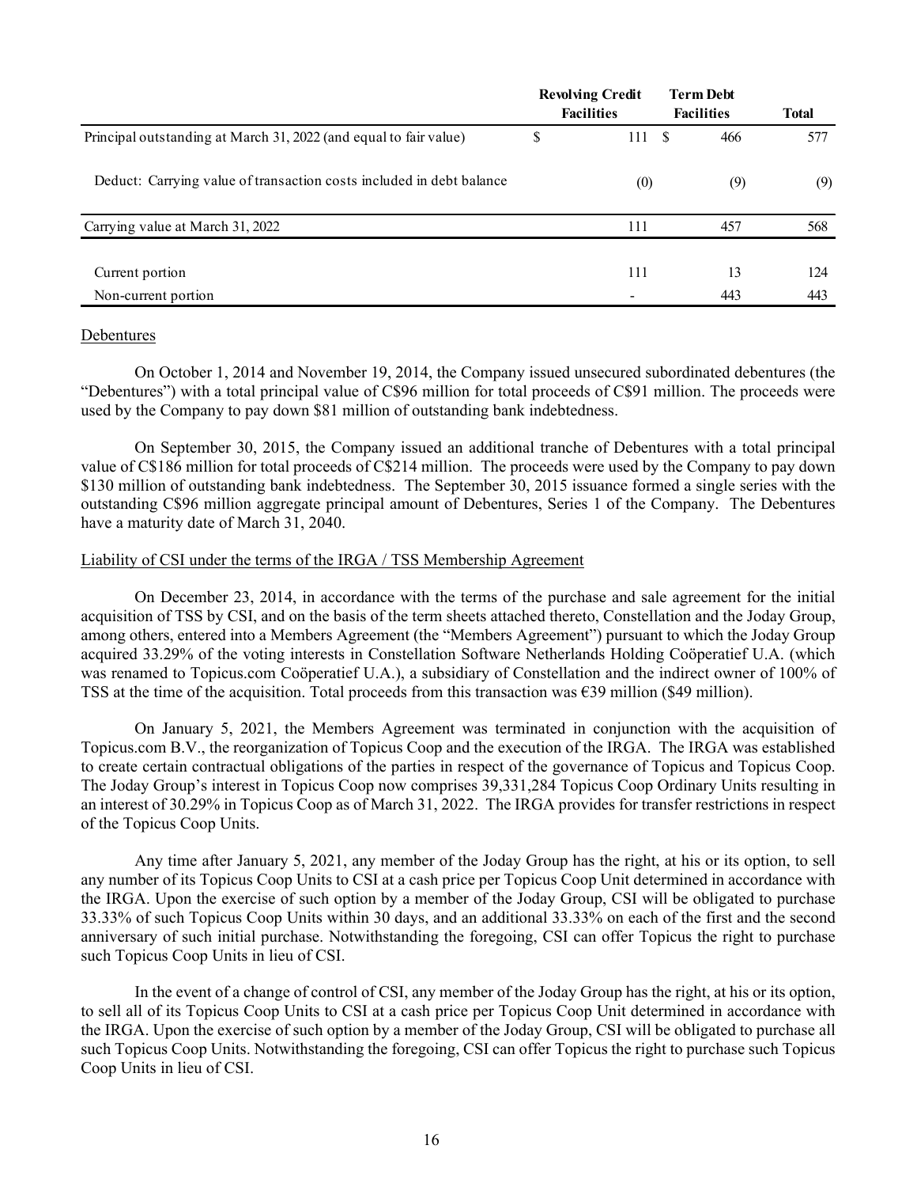| | Revolving Credit Facilities | Term Debt Facilities | Total |
|---|---|---|---|
| Principal outstanding at March 31, 2022 (and equal to fair value) | $ 111 | $ 466 | 577 |
| Deduct: Carrying value of transaction costs included in debt balance | (0) | (9) | (9) |
| Carrying value at March 31, 2022 | 111 | 457 | 568 |
| Current portion | 111 | 13 | 124 |
| Non-current portion | - | 443 | 443 |

Debentures

On October 1, 2014 and November 19, 2014, the Company issued unsecured subordinated debentures (the "Debentures") with a total principal value of C$96 million for total proceeds of C$91 million. The proceeds were used by the Company to pay down $81 million of outstanding bank indebtedness.

On September 30, 2015, the Company issued an additional tranche of Debentures with a total principal value of C$186 million for total proceeds of C$214 million. The proceeds were used by the Company to pay down $130 million of outstanding bank indebtedness. The September 30, 2015 issuance formed a single series with the outstanding C$96 million aggregate principal amount of Debentures, Series 1 of the Company. The Debentures have a maturity date of March 31, 2040.

Liability of CSI under the terms of the IRGA / TSS Membership Agreement

On December 23, 2014, in accordance with the terms of the purchase and sale agreement for the initial acquisition of TSS by CSI, and on the basis of the term sheets attached thereto, Constellation and the Joday Group, among others, entered into a Members Agreement (the "Members Agreement") pursuant to which the Joday Group acquired 33.29% of the voting interests in Constellation Software Netherlands Holding Coöperatief U.A. (which was renamed to Topicus.com Coöperatief U.A.), a subsidiary of Constellation and the indirect owner of 100% of TSS at the time of the acquisition. Total proceeds from this transaction was €39 million ($49 million).

On January 5, 2021, the Members Agreement was terminated in conjunction with the acquisition of Topicus.com B.V., the reorganization of Topicus Coop and the execution of the IRGA. The IRGA was established to create certain contractual obligations of the parties in respect of the governance of Topicus and Topicus Coop. The Joday Group's interest in Topicus Coop now comprises 39,331,284 Topicus Coop Ordinary Units resulting in an interest of 30.29% in Topicus Coop as of March 31, 2022. The IRGA provides for transfer restrictions in respect of the Topicus Coop Units.

Any time after January 5, 2021, any member of the Joday Group has the right, at his or its option, to sell any number of its Topicus Coop Units to CSI at a cash price per Topicus Coop Unit determined in accordance with the IRGA. Upon the exercise of such option by a member of the Joday Group, CSI will be obligated to purchase 33.33% of such Topicus Coop Units within 30 days, and an additional 33.33% on each of the first and the second anniversary of such initial purchase. Notwithstanding the foregoing, CSI can offer Topicus the right to purchase such Topicus Coop Units in lieu of CSI.

In the event of a change of control of CSI, any member of the Joday Group has the right, at his or its option, to sell all of its Topicus Coop Units to CSI at a cash price per Topicus Coop Unit determined in accordance with the IRGA. Upon the exercise of such option by a member of the Joday Group, CSI will be obligated to purchase all such Topicus Coop Units. Notwithstanding the foregoing, CSI can offer Topicus the right to purchase such Topicus Coop Units in lieu of CSI.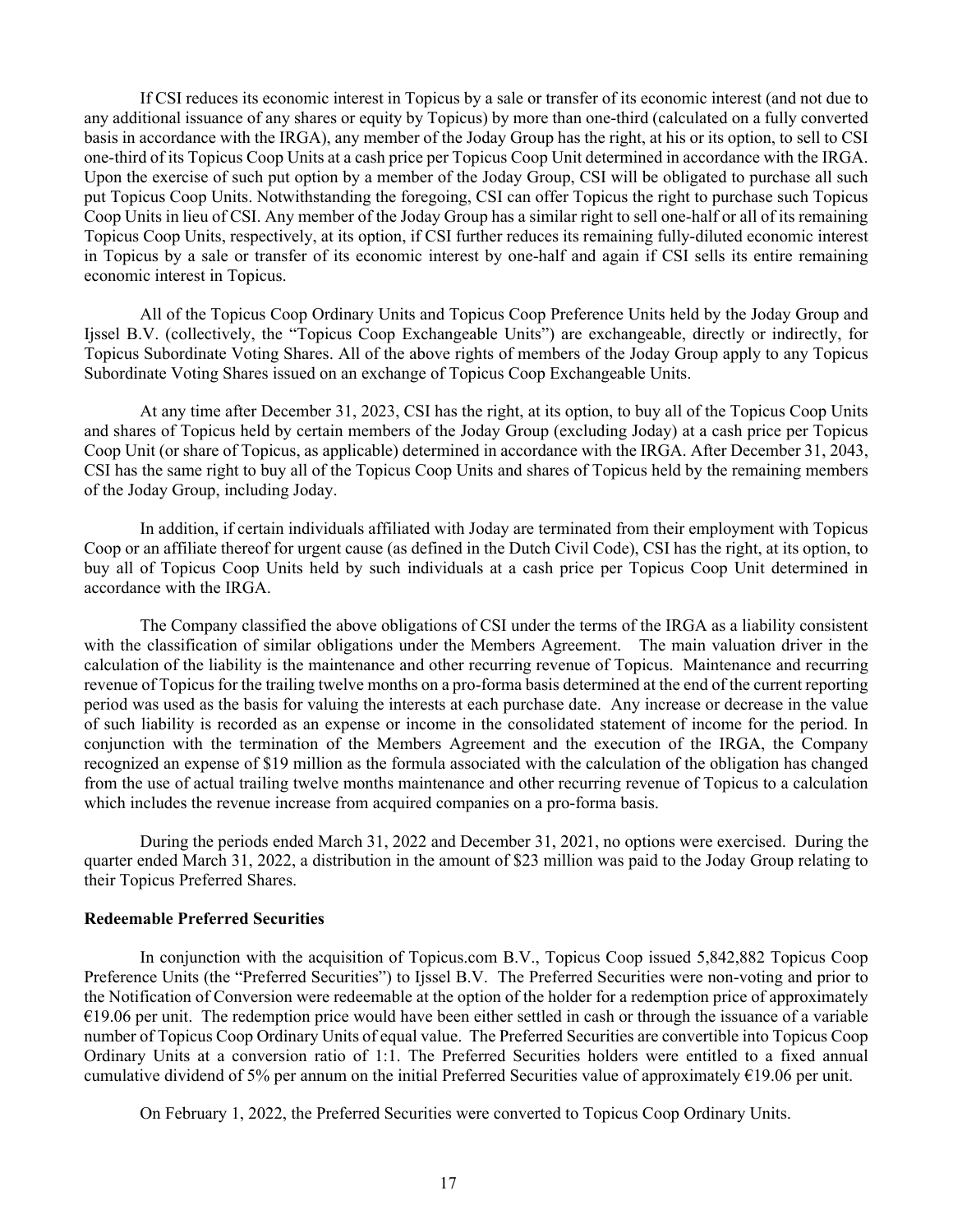If CSI reduces its economic interest in Topicus by a sale or transfer of its economic interest (and not due to any additional issuance of any shares or equity by Topicus) by more than one-third (calculated on a fully converted basis in accordance with the IRGA), any member of the Joday Group has the right, at his or its option, to sell to CSI one-third of its Topicus Coop Units at a cash price per Topicus Coop Unit determined in accordance with the IRGA. Upon the exercise of such put option by a member of the Joday Group, CSI will be obligated to purchase all such put Topicus Coop Units. Notwithstanding the foregoing, CSI can offer Topicus the right to purchase such Topicus Coop Units in lieu of CSI. Any member of the Joday Group has a similar right to sell one-half or all of its remaining Topicus Coop Units, respectively, at its option, if CSI further reduces its remaining fully-diluted economic interest in Topicus by a sale or transfer of its economic interest by one-half and again if CSI sells its entire remaining economic interest in Topicus.

All of the Topicus Coop Ordinary Units and Topicus Coop Preference Units held by the Joday Group and Ijssel B.V. (collectively, the "Topicus Coop Exchangeable Units") are exchangeable, directly or indirectly, for Topicus Subordinate Voting Shares. All of the above rights of members of the Joday Group apply to any Topicus Subordinate Voting Shares issued on an exchange of Topicus Coop Exchangeable Units.

At any time after December 31, 2023, CSI has the right, at its option, to buy all of the Topicus Coop Units and shares of Topicus held by certain members of the Joday Group (excluding Joday) at a cash price per Topicus Coop Unit (or share of Topicus, as applicable) determined in accordance with the IRGA. After December 31, 2043, CSI has the same right to buy all of the Topicus Coop Units and shares of Topicus held by the remaining members of the Joday Group, including Joday.

In addition, if certain individuals affiliated with Joday are terminated from their employment with Topicus Coop or an affiliate thereof for urgent cause (as defined in the Dutch Civil Code), CSI has the right, at its option, to buy all of Topicus Coop Units held by such individuals at a cash price per Topicus Coop Unit determined in accordance with the IRGA.

The Company classified the above obligations of CSI under the terms of the IRGA as a liability consistent with the classification of similar obligations under the Members Agreement. The main valuation driver in the calculation of the liability is the maintenance and other recurring revenue of Topicus. Maintenance and recurring revenue of Topicus for the trailing twelve months on a pro-forma basis determined at the end of the current reporting period was used as the basis for valuing the interests at each purchase date. Any increase or decrease in the value of such liability is recorded as an expense or income in the consolidated statement of income for the period. In conjunction with the termination of the Members Agreement and the execution of the IRGA, the Company recognized an expense of $19 million as the formula associated with the calculation of the obligation has changed from the use of actual trailing twelve months maintenance and other recurring revenue of Topicus to a calculation which includes the revenue increase from acquired companies on a pro-forma basis.

During the periods ended March 31, 2022 and December 31, 2021, no options were exercised. During the quarter ended March 31, 2022, a distribution in the amount of $23 million was paid to the Joday Group relating to their Topicus Preferred Shares.

**Redeemable Preferred Securities**

In conjunction with the acquisition of Topicus.com B.V., Topicus Coop issued 5,842,882 Topicus Coop Preference Units (the "Preferred Securities") to Ijssel B.V. The Preferred Securities were non-voting and prior to the Notification of Conversion were redeemable at the option of the holder for a redemption price of approximately €19.06 per unit. The redemption price would have been either settled in cash or through the issuance of a variable number of Topicus Coop Ordinary Units of equal value. The Preferred Securities are convertible into Topicus Coop Ordinary Units at a conversion ratio of 1:1. The Preferred Securities holders were entitled to a fixed annual cumulative dividend of 5% per annum on the initial Preferred Securities value of approximately €19.06 per unit.

On February 1, 2022, the Preferred Securities were converted to Topicus Coop Ordinary Units.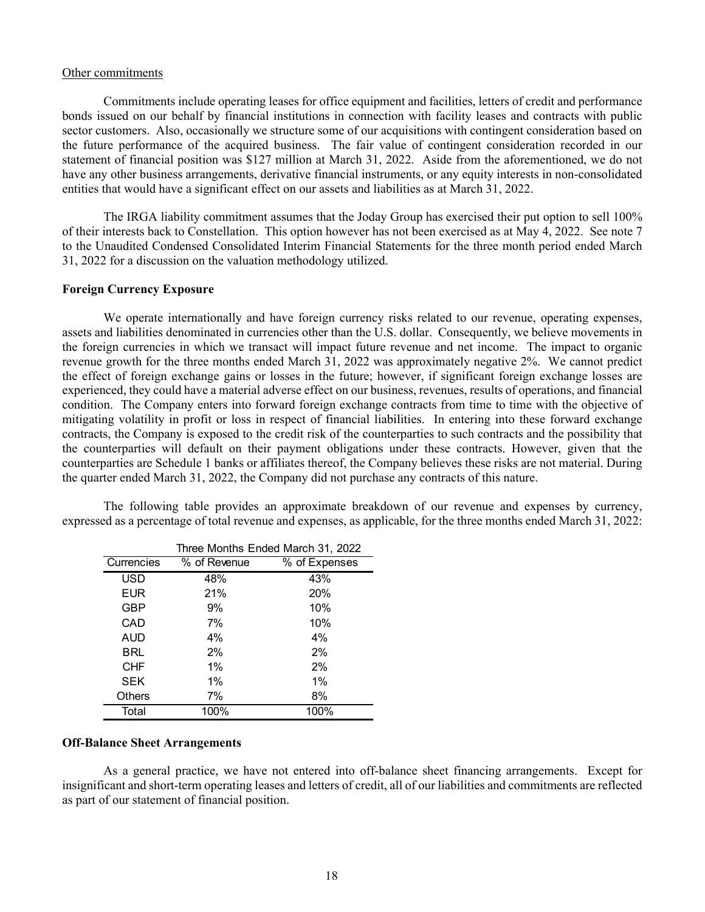Other commitments

Commitments include operating leases for office equipment and facilities, letters of credit and performance bonds issued on our behalf by financial institutions in connection with facility leases and contracts with public sector customers. Also, occasionally we structure some of our acquisitions with contingent consideration based on the future performance of the acquired business. The fair value of contingent consideration recorded in our statement of financial position was $127 million at March 31, 2022. Aside from the aforementioned, we do not have any other business arrangements, derivative financial instruments, or any equity interests in non-consolidated entities that would have a significant effect on our assets and liabilities as at March 31, 2022.

The IRGA liability commitment assumes that the Joday Group has exercised their put option to sell 100% of their interests back to Constellation. This option however has not been exercised as at May 4, 2022. See note 7 to the Unaudited Condensed Consolidated Interim Financial Statements for the three month period ended March 31, 2022 for a discussion on the valuation methodology utilized.

**Foreign Currency Exposure**

We operate internationally and have foreign currency risks related to our revenue, operating expenses, assets and liabilities denominated in currencies other than the U.S. dollar. Consequently, we believe movements in the foreign currencies in which we transact will impact future revenue and net income. The impact to organic revenue growth for the three months ended March 31, 2022 was approximately negative 2%. We cannot predict the effect of foreign exchange gains or losses in the future; however, if significant foreign exchange losses are experienced, they could have a material adverse effect on our business, revenues, results of operations, and financial condition. The Company enters into forward foreign exchange contracts from time to time with the objective of mitigating volatility in profit or loss in respect of financial liabilities. In entering into these forward exchange contracts, the Company is exposed to the credit risk of the counterparties to such contracts and the possibility that the counterparties will default on their payment obligations under these contracts. However, given that the counterparties are Schedule 1 banks or affiliates thereof, the Company believes these risks are not material. During the quarter ended March 31, 2022, the Company did not purchase any contracts of this nature.

The following table provides an approximate breakdown of our revenue and expenses by currency, expressed as a percentage of total revenue and expenses, as applicable, for the three months ended March 31, 2022:

| | Three Months Ended March 31, 2022 | |
|---|---|---|
| Currencies | % of Revenue | % of Expenses |
| USD | 48% | 43% |
| EUR | 21% | 20% |
| GBP | 9% | 10% |
| CAD | 7% | 10% |
| AUD | 4% | 4% |
| BRL | 2% | 2% |
| CHF | 1% | 2% |
| SEK | 1% | 1% |
| Others | 7% | 8% |
| Total | 100% | 100% |

**Off-Balance Sheet Arrangements**

As a general practice, we have not entered into off-balance sheet financing arrangements. Except for insignificant and short-term operating leases and letters of credit, all of our liabilities and commitments are reflected as part of our statement of financial position.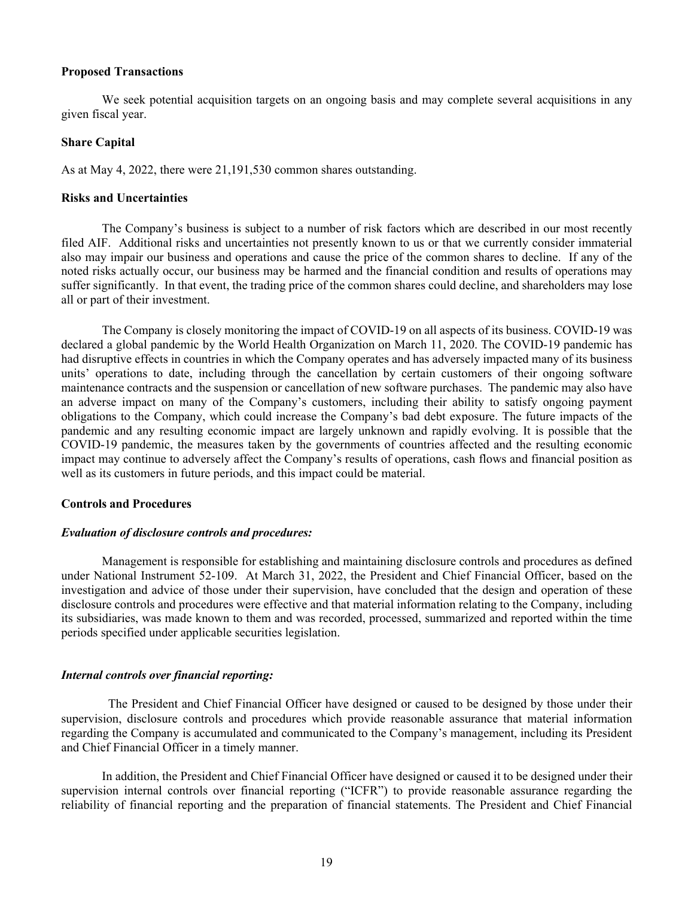**Proposed Transactions**

We seek potential acquisition targets on an ongoing basis and may complete several acquisitions in any given fiscal year.

**Share Capital**

As at May 4, 2022, there were 21,191,530 common shares outstanding.

**Risks and Uncertainties**

The Company's business is subject to a number of risk factors which are described in our most recently filed AIF. Additional risks and uncertainties not presently known to us or that we currently consider immaterial also may impair our business and operations and cause the price of the common shares to decline. If any of the noted risks actually occur, our business may be harmed and the financial condition and results of operations may suffer significantly. In that event, the trading price of the common shares could decline, and shareholders may lose all or part of their investment.

The Company is closely monitoring the impact of COVID-19 on all aspects of its business. COVID-19 was declared a global pandemic by the World Health Organization on March 11, 2020. The COVID-19 pandemic has had disruptive effects in countries in which the Company operates and has adversely impacted many of its business units' operations to date, including through the cancellation by certain customers of their ongoing software maintenance contracts and the suspension or cancellation of new software purchases. The pandemic may also have an adverse impact on many of the Company's customers, including their ability to satisfy ongoing payment obligations to the Company, which could increase the Company's bad debt exposure. The future impacts of the pandemic and any resulting economic impact are largely unknown and rapidly evolving. It is possible that the COVID-19 pandemic, the measures taken by the governments of countries affected and the resulting economic impact may continue to adversely affect the Company's results of operations, cash flows and financial position as well as its customers in future periods, and this impact could be material.

**Controls and Procedures**

***Evaluation of disclosure controls and procedures:***

Management is responsible for establishing and maintaining disclosure controls and procedures as defined under National Instrument 52-109. At March 31, 2022, the President and Chief Financial Officer, based on the investigation and advice of those under their supervision, have concluded that the design and operation of these disclosure controls and procedures were effective and that material information relating to the Company, including its subsidiaries, was made known to them and was recorded, processed, summarized and reported within the time periods specified under applicable securities legislation.

***Internal controls over financial reporting:***

The President and Chief Financial Officer have designed or caused to be designed by those under their supervision, disclosure controls and procedures which provide reasonable assurance that material information regarding the Company is accumulated and communicated to the Company's management, including its President and Chief Financial Officer in a timely manner.

In addition, the President and Chief Financial Officer have designed or caused it to be designed under their supervision internal controls over financial reporting ("ICFR") to provide reasonable assurance regarding the reliability of financial reporting and the preparation of financial statements. The President and Chief Financial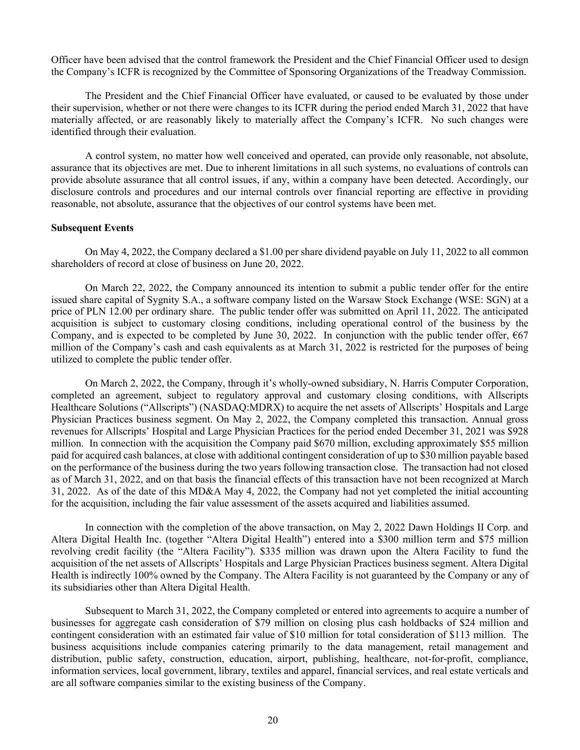Officer have been advised that the control framework the President and the Chief Financial Officer used to design the Company's ICFR is recognized by the Committee of Sponsoring Organizations of the Treadway Commission.

The President and the Chief Financial Officer have evaluated, or caused to be evaluated by those under their supervision, whether or not there were changes to its ICFR during the period ended March 31, 2022 that have materially affected, or are reasonably likely to materially affect the Company's ICFR. No such changes were identified through their evaluation.

A control system, no matter how well conceived and operated, can provide only reasonable, not absolute, assurance that its objectives are met. Due to inherent limitations in all such systems, no evaluations of controls can provide absolute assurance that all control issues, if any, within a company have been detected. Accordingly, our disclosure controls and procedures and our internal controls over financial reporting are effective in providing reasonable, not absolute, assurance that the objectives of our control systems have been met.

**Subsequent Events**

On May 4, 2022, the Company declared a $1.00 per share dividend payable on July 11, 2022 to all common shareholders of record at close of business on June 20, 2022.

On March 22, 2022, the Company announced its intention to submit a public tender offer for the entire issued share capital of Sygnity S.A., a software company listed on the Warsaw Stock Exchange (WSE: SGN) at a price of PLN 12.00 per ordinary share. The public tender offer was submitted on April 11, 2022. The anticipated acquisition is subject to customary closing conditions, including operational control of the business by the Company, and is expected to be completed by June 30, 2022. In conjunction with the public tender offer, €67 million of the Company's cash and cash equivalents as at March 31, 2022 is restricted for the purposes of being utilized to complete the public tender offer.

On March 2, 2022, the Company, through it's wholly-owned subsidiary, N. Harris Computer Corporation, completed an agreement, subject to regulatory approval and customary closing conditions, with Allscripts Healthcare Solutions ("Allscripts") (NASDAQ:MDRX) to acquire the net assets of Allscripts' Hospitals and Large Physician Practices business segment. On May 2, 2022, the Company completed this transaction. Annual gross revenues for Allscripts' Hospital and Large Physician Practices for the period ended December 31, 2021 was $928 million. In connection with the acquisition the Company paid $670 million, excluding approximately $55 million paid for acquired cash balances, at close with additional contingent consideration of up to $30 million payable based on the performance of the business during the two years following transaction close. The transaction had not closed as of March 31, 2022, and on that basis the financial effects of this transaction have not been recognized at March 31, 2022. As of the date of this MD&A May 4, 2022, the Company had not yet completed the initial accounting for the acquisition, including the fair value assessment of the assets acquired and liabilities assumed.

In connection with the completion of the above transaction, on May 2, 2022 Dawn Holdings II Corp. and Altera Digital Health Inc. (together "Altera Digital Health") entered into a $300 million term and $75 million revolving credit facility (the "Altera Facility"). $335 million was drawn upon the Altera Facility to fund the acquisition of the net assets of Allscripts' Hospitals and Large Physician Practices business segment. Altera Digital Health is indirectly 100% owned by the Company. The Altera Facility is not guaranteed by the Company or any of its subsidiaries other than Altera Digital Health.

Subsequent to March 31, 2022, the Company completed or entered into agreements to acquire a number of businesses for aggregate cash consideration of $79 million on closing plus cash holdbacks of $24 million and contingent consideration with an estimated fair value of $10 million for total consideration of $113 million. The business acquisitions include companies catering primarily to the data management, retail management and distribution, public safety, construction, education, airport, publishing, healthcare, not-for-profit, compliance, information services, local government, library, textiles and apparel, financial services, and real estate verticals and are all software companies similar to the existing business of the Company.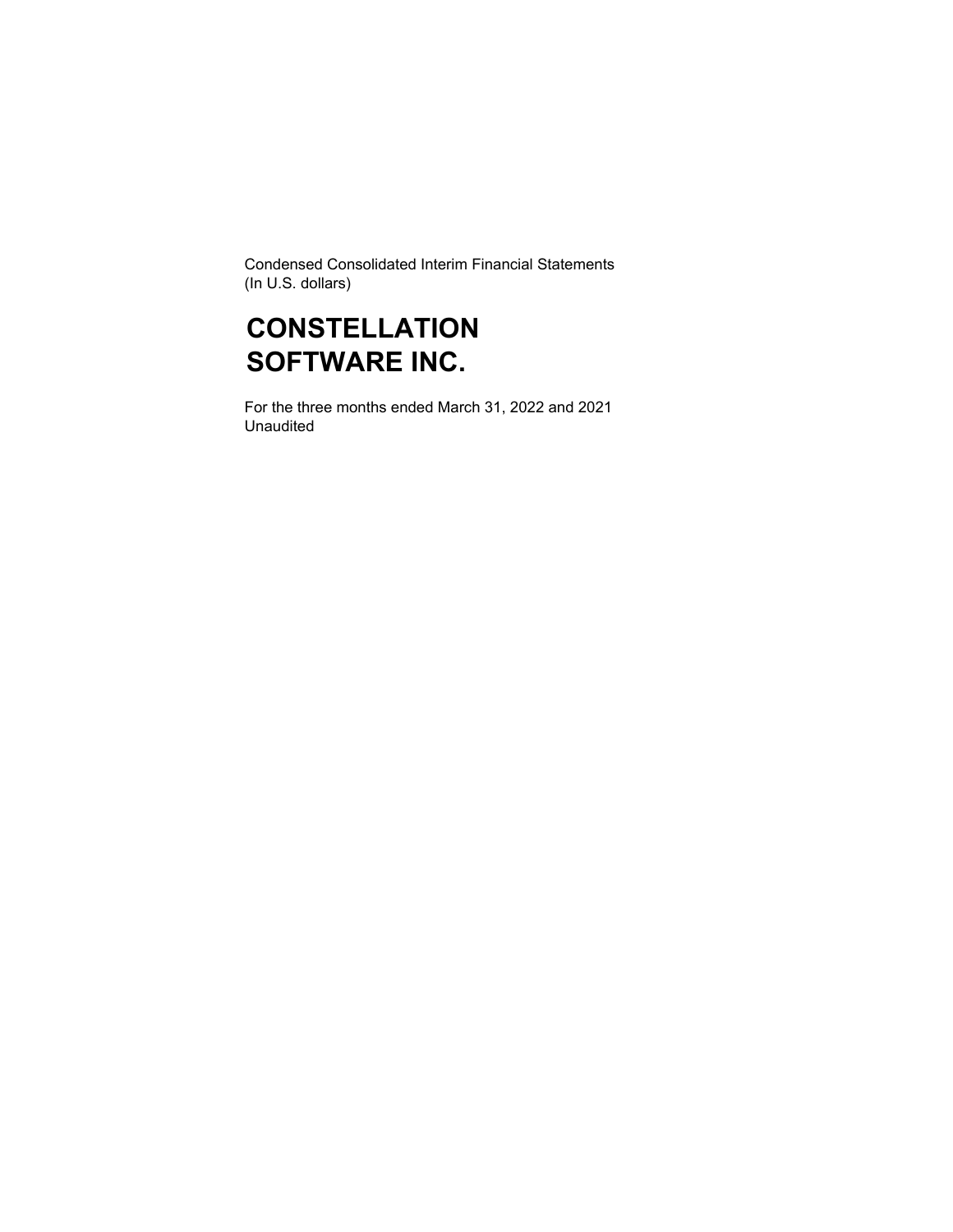Condensed Consolidated Interim Financial Statements
(In U.S. dollars)

# CONSTELLATION SOFTWARE INC.

For the three months ended March 31, 2022 and 2021
Unaudited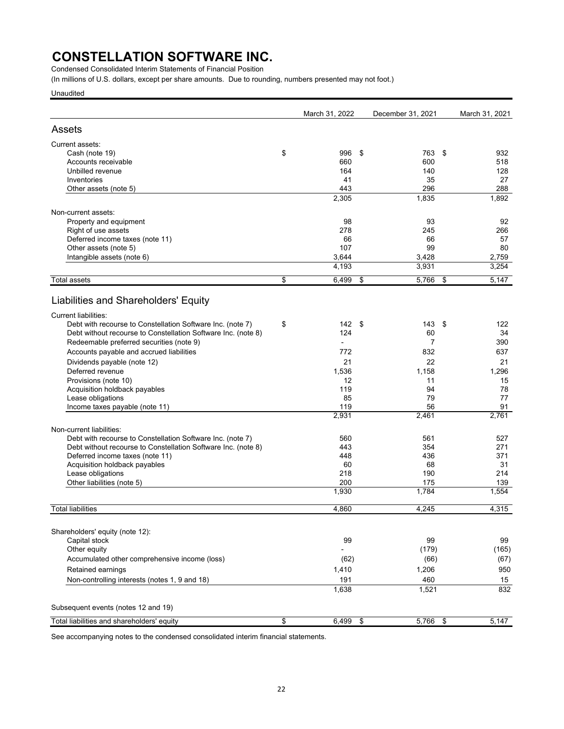# CONSTELLATION SOFTWARE INC.

Condensed Consolidated Interim Statements of Financial Position

(In millions of U.S. dollars, except per share amounts. Due to rounding, numbers presented may not foot.)

Unaudited

| | March 31, 2022 | December 31, 2021 | March 31, 2021 |
|---|---|---|---|
| **Assets** | | | |
| Current assets: | | | |
| Cash (note 19) | $ 996 | $ 763 | $ 932 |
| Accounts receivable | 660 | 600 | 518 |
| Unbilled revenue | 164 | 140 | 128 |
| Inventories | 41 | 35 | 27 |
| Other assets (note 5) | 443 | 296 | 288 |
| | 2,305 | 1,835 | 1,892 |
| Non-current assets: | | | |
| Property and equipment | 98 | 93 | 92 |
| Right of use assets | 278 | 245 | 266 |
| Deferred income taxes (note 11) | 66 | 66 | 57 |
| Other assets (note 5) | 107 | 99 | 80 |
| Intangible assets (note 6) | 3,644 | 3,428 | 2,759 |
| | 4,193 | 3,931 | 3,254 |
| Total assets | $ 6,499 | $ 5,766 | $ 5,147 |
| **Liabilities and Shareholders' Equity** | | | |
| Current liabilities: | | | |
| Debt with recourse to Constellation Software Inc. (note 7) | $ 142 | $ 143 | $ 122 |
| Debt without recourse to Constellation Software Inc. (note 8) | 124 | 60 | 34 |
| Redeemable preferred securities (note 9) | - | 7 | 390 |
| Accounts payable and accrued liabilities | 772 | 832 | 637 |
| Dividends payable (note 12) | 21 | 22 | 21 |
| Deferred revenue | 1,536 | 1,158 | 1,296 |
| Provisions (note 10) | 12 | 11 | 15 |
| Acquisition holdback payables | 119 | 94 | 78 |
| Lease obligations | 85 | 79 | 77 |
| Income taxes payable (note 11) | 119 | 56 | 91 |
| | 2,931 | 2,461 | 2,761 |
| Non-current liabilities: | | | |
| Debt with recourse to Constellation Software Inc. (note 7) | 560 | 561 | 527 |
| Debt without recourse to Constellation Software Inc. (note 8) | 443 | 354 | 271 |
| Deferred income taxes (note 11) | 448 | 436 | 371 |
| Acquisition holdback payables | 60 | 68 | 31 |
| Lease obligations | 218 | 190 | 214 |
| Other liabilities (note 5) | 200 | 175 | 139 |
| | 1,930 | 1,784 | 1,554 |
| Total liabilities | 4,860 | 4,245 | 4,315 |
| Shareholders' equity (note 12): | | | |
| Capital stock | 99 | 99 | 99 |
| Other equity | - | (179) | (165) |
| Accumulated other comprehensive income (loss) | (62) | (66) | (67) |
| Retained earnings | 1,410 | 1,206 | 950 |
| Non-controlling interests (notes 1, 9 and 18) | 191 | 460 | 15 |
| | 1,638 | 1,521 | 832 |
| Subsequent events (notes 12 and 19) | | | |
| Total liabilities and shareholders' equity | $ 6,499 | $ 5,766 | $ 5,147 |

See accompanying notes to the condensed consolidated interim financial statements.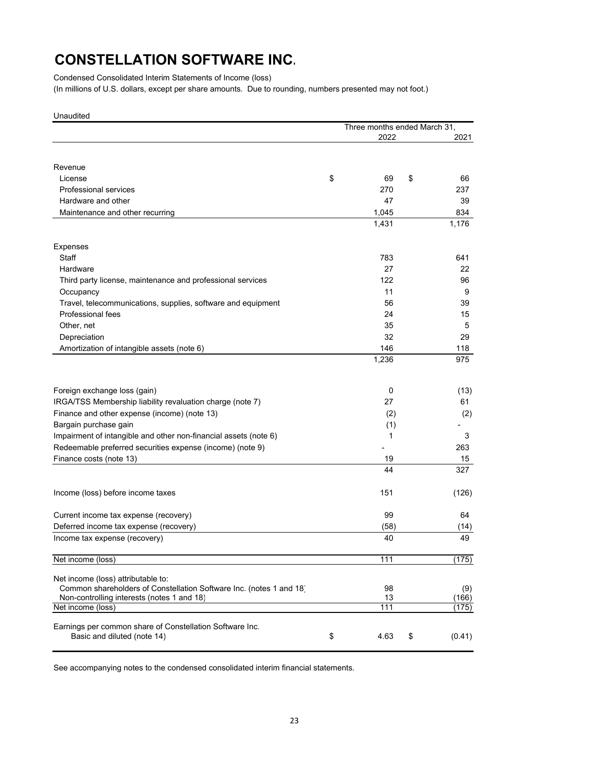# CONSTELLATION SOFTWARE INC.

Condensed Consolidated Interim Statements of Income (loss)
(In millions of U.S. dollars, except per share amounts. Due to rounding, numbers presented may not foot.)

Unaudited

| | Three months ended March 31, | |
|---|---|---|
| | 2022 | 2021 |
| **Revenue** | | |
| License | $ 69 | $ 66 |
| Professional services | 270 | 237 |
| Hardware and other | 47 | 39 |
| Maintenance and other recurring | 1,045 | 834 |
| | 1,431 | 1,176 |
| **Expenses** | | |
| Staff | 783 | 641 |
| Hardware | 27 | 22 |
| Third party license, maintenance and professional services | 122 | 96 |
| Occupancy | 11 | 9 |
| Travel, telecommunications, supplies, software and equipment | 56 | 39 |
| Professional fees | 24 | 15 |
| Other, net | 35 | 5 |
| Depreciation | 32 | 29 |
| Amortization of intangible assets (note 6) | 146 | 118 |
| | 1,236 | 975 |
| Foreign exchange loss (gain) | 0 | (13) |
| IRGA/TSS Membership liability revaluation charge (note 7) | 27 | 61 |
| Finance and other expense (income) (note 13) | (2) | (2) |
| Bargain purchase gain | (1) | - |
| Impairment of intangible and other non-financial assets (note 6) | 1 | 3 |
| Redeemable preferred securities expense (income) (note 9) | - | 263 |
| Finance costs (note 13) | 19 | 15 |
| | 44 | 327 |
| Income (loss) before income taxes | 151 | (126) |
| Current income tax expense (recovery) | 99 | 64 |
| Deferred income tax expense (recovery) | (58) | (14) |
| Income tax expense (recovery) | 40 | 49 |
| Net income (loss) | 111 | (175) |
| Net income (loss) attributable to: | | |
| Common shareholders of Constellation Software Inc. (notes 1 and 18) | 98 | (9) |
| Non-controlling interests (notes 1 and 18) | 13 | (166) |
| Net income (loss) | 111 | (175) |
| Earnings per common share of Constellation Software Inc. Basic and diluted (note 14) | $ 4.63 | $ (0.41) |

See accompanying notes to the condensed consolidated interim financial statements.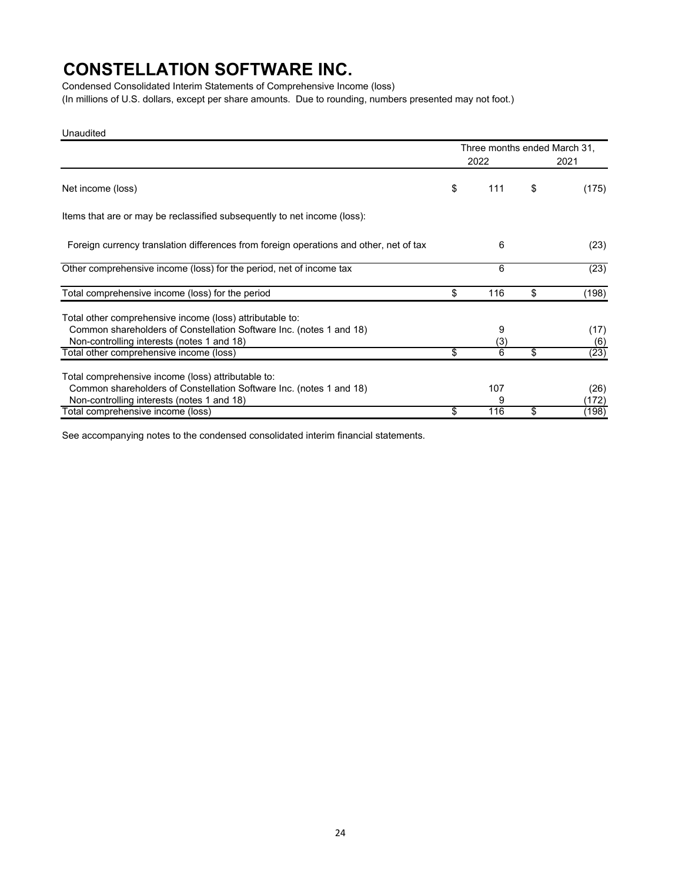# CONSTELLATION SOFTWARE INC.

Condensed Consolidated Interim Statements of Comprehensive Income (loss)

(In millions of U.S. dollars, except per share amounts. Due to rounding, numbers presented may not foot.)

Unaudited

| | Three months ended March 31, | |
|---|---|---|
| | 2022 | 2021 |
| Net income (loss) | $ 111 | $ (175) |
| Items that are or may be reclassified subsequently to net income (loss): | | |
| Foreign currency translation differences from foreign operations and other, net of tax | 6 | (23) |
| Other comprehensive income (loss) for the period, net of income tax | 6 | (23) |
| Total comprehensive income (loss) for the period | $ 116 | $ (198) |
| Total other comprehensive income (loss) attributable to: | | |
| Common shareholders of Constellation Software Inc. (notes 1 and 18) | 9 | (17) |
| Non-controlling interests (notes 1 and 18) | (3) | (6) |
| Total other comprehensive income (loss) | $ 6 | $ (23) |
| Total comprehensive income (loss) attributable to: | | |
| Common shareholders of Constellation Software Inc. (notes 1 and 18) | 107 | (26) |
| Non-controlling interests (notes 1 and 18) | 9 | (172) |
| Total comprehensive income (loss) | $ 116 | $ (198) |

See accompanying notes to the condensed consolidated interim financial statements.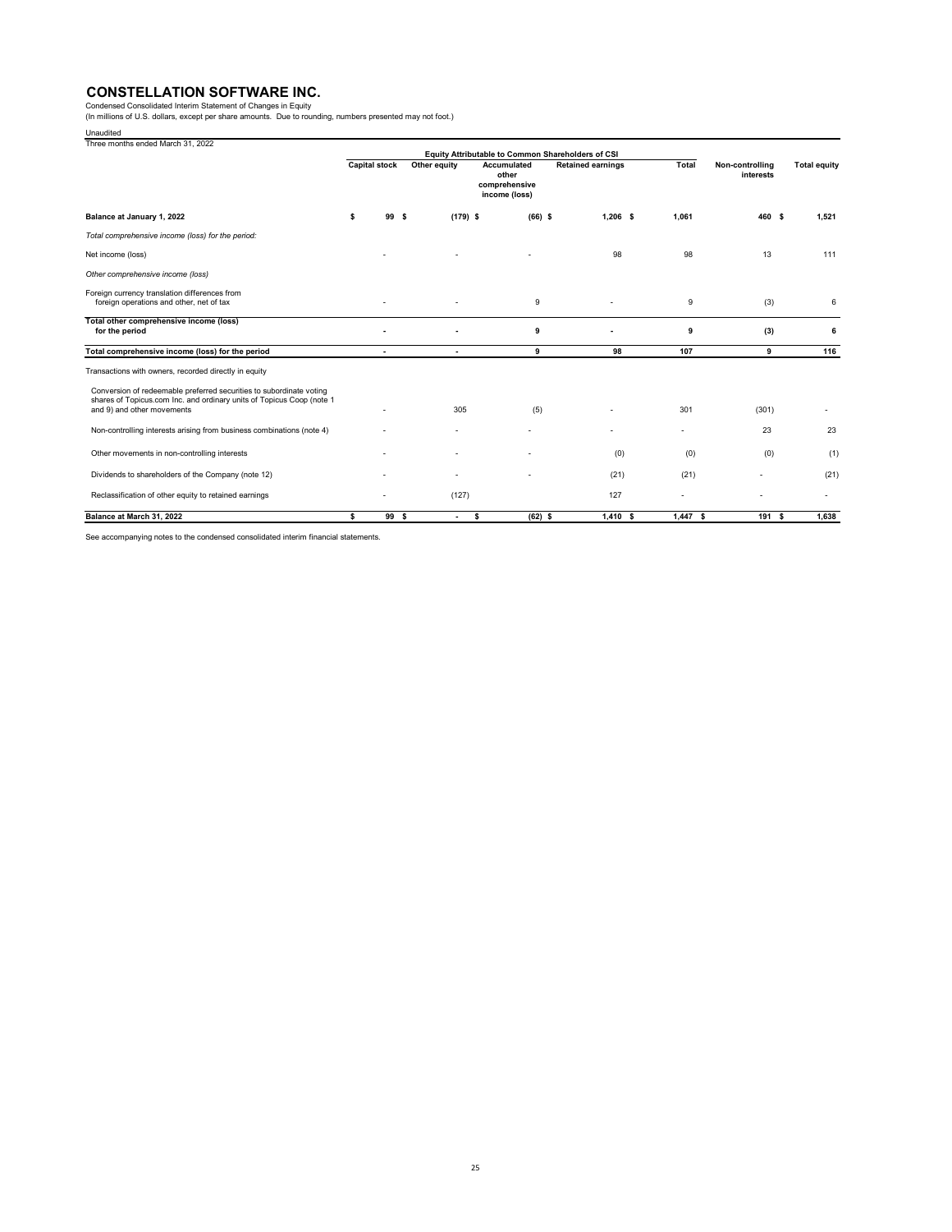# CONSTELLATION SOFTWARE INC.

Condensed Consolidated Interim Statement of Changes in Equity
(In millions of U.S. dollars, except per share amounts. Due to rounding, numbers presented may not foot.)

Unaudited

Three months ended March 31, 2022

| | Equity Attributable to Common Shareholders of CSI | | | | | | |
|---|---|---|---|---|---|---|---|
| | Capital stock | Other equity | Accumulated other comprehensive income (loss) | Retained earnings | Total | Non-controlling interests | Total equity |
| **Balance at January 1, 2022** | $ 99 | $ (179) | $ (66) | $ 1,206 | $ 1,061 | 460 | $ 1,521 |
| *Total comprehensive income (loss) for the period:* | | | | | | | |
| Net income (loss) | - | - | - | 98 | 98 | 13 | 111 |
| *Other comprehensive income (loss)* | | | | | | | |
| Foreign currency translation differences from foreign operations and other, net of tax | - | - | 9 | - | 9 | (3) | 6 |
| **Total other comprehensive income (loss) for the period** | - | - | 9 | - | 9 | (3) | 6 |
| **Total comprehensive income (loss) for the period** | - | - | 9 | 98 | 107 | 9 | 116 |
| Transactions with owners, recorded directly in equity | | | | | | | |
| Conversion of redeemable preferred securities to subordinate voting shares of Topicus.com Inc. and ordinary units of Topicus Coop (note 1 and 9) and other movements | - | 305 | (5) | - | 301 | (301) | - |
| Non-controlling interests arising from business combinations (note 4) | - | - | - | - | - | 23 | 23 |
| Other movements in non-controlling interests | - | - | - | (0) | (0) | (0) | (1) |
| Dividends to shareholders of the Company (note 12) | - | - | - | (21) | (21) | - | (21) |
| Reclassification of other equity to retained earnings | - | (127) | | 127 | - | - | - |
| **Balance at March 31, 2022** | $ 99 | $ - | $ (62) | $ 1,410 | $ 1,447 | $ 191 | $ 1,638 |

See accompanying notes to the condensed consolidated interim financial statements.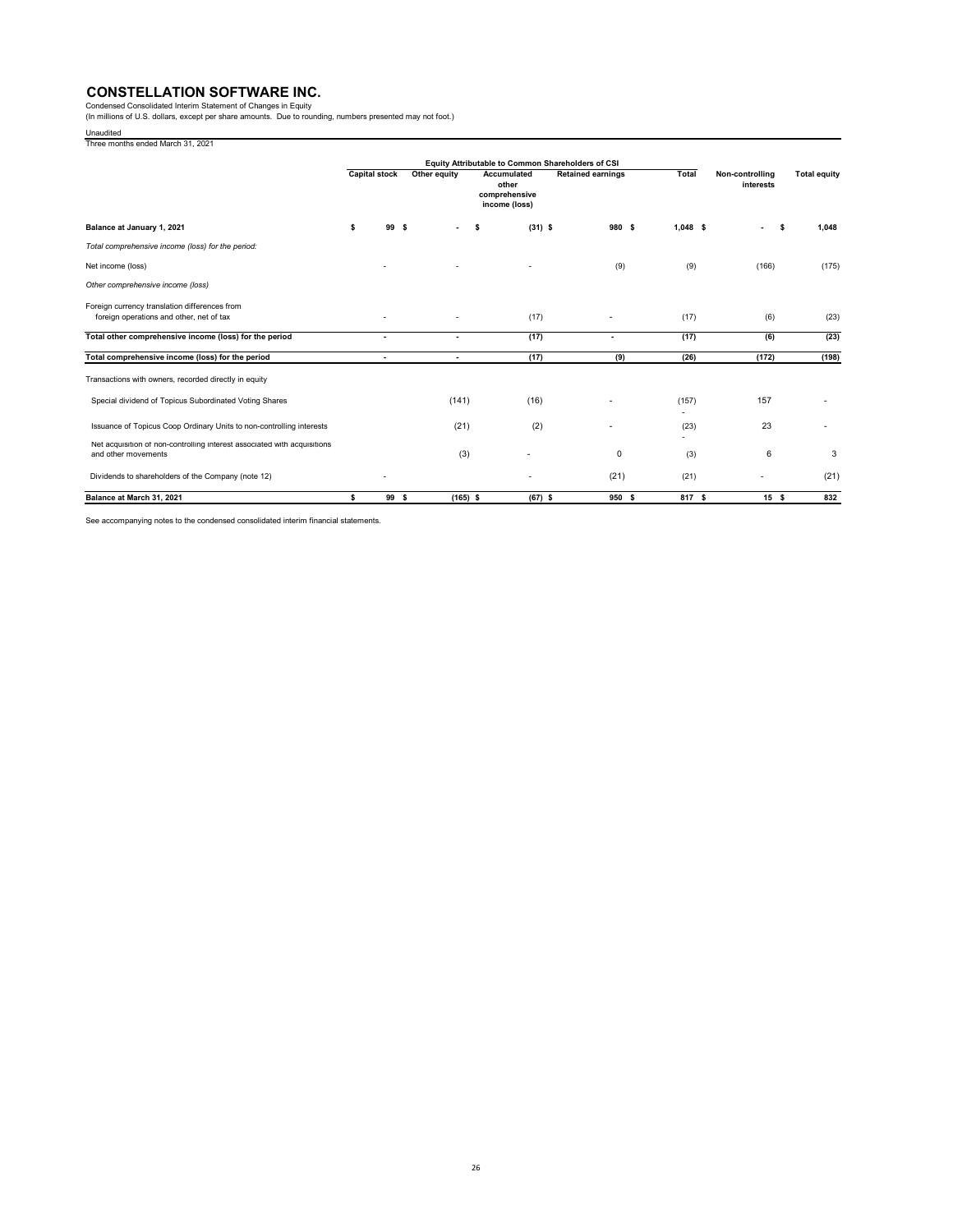# CONSTELLATION SOFTWARE INC.

Condensed Consolidated Interim Statement of Changes in Equity
(In millions of U.S. dollars, except per share amounts. Due to rounding, numbers presented may not foot.)

Unaudited

Three months ended March 31, 2021

| | Equity Attributable to Common Shareholders of CSI | | | | | | |
|---|---|---|---|---|---|---|---|
| | Capital stock | Other equity | Accumulated other comprehensive income (loss) | Retained earnings | Total | Non-controlling interests | Total equity |
| **Balance at January 1, 2021** | $ 99 | $ - | $ (31) | $ 980 | $ 1,048 | $ - | $ 1,048 |
| *Total comprehensive income (loss) for the period:* | | | | | | | |
| Net income (loss) | - | - | - | (9) | (9) | (166) | (175) |
| *Other comprehensive income (loss)* | | | | | | | |
| Foreign currency translation differences from foreign operations and other, net of tax | - | - | (17) | - | (17) | (6) | (23) |
| **Total other comprehensive income (loss) for the period** | - | - | (17) | - | (17) | (6) | (23) |
| **Total comprehensive income (loss) for the period** | - | - | (17) | (9) | (26) | (172) | (198) |
| Transactions with owners, recorded directly in equity | | | | | | | |
| Special dividend of Topicus Subordinated Voting Shares | | (141) | (16) | - | (157) | 157 | - |
| Issuance of Topicus Coop Ordinary Units to non-controlling interests | | (21) | (2) | - | (23) | 23 | - |
| Net acquisition of non-controlling interest associated with acquisitions and other movements | | (3) | - | 0 | (3) | 6 | 3 |
| Dividends to shareholders of the Company (note 12) | - | | - | (21) | (21) | - | (21) |
| **Balance at March 31, 2021** | $ 99 | $ (165) | $ (67) | $ 950 | $ 817 | $ 15 | $ 832 |

See accompanying notes to the condensed consolidated interim financial statements.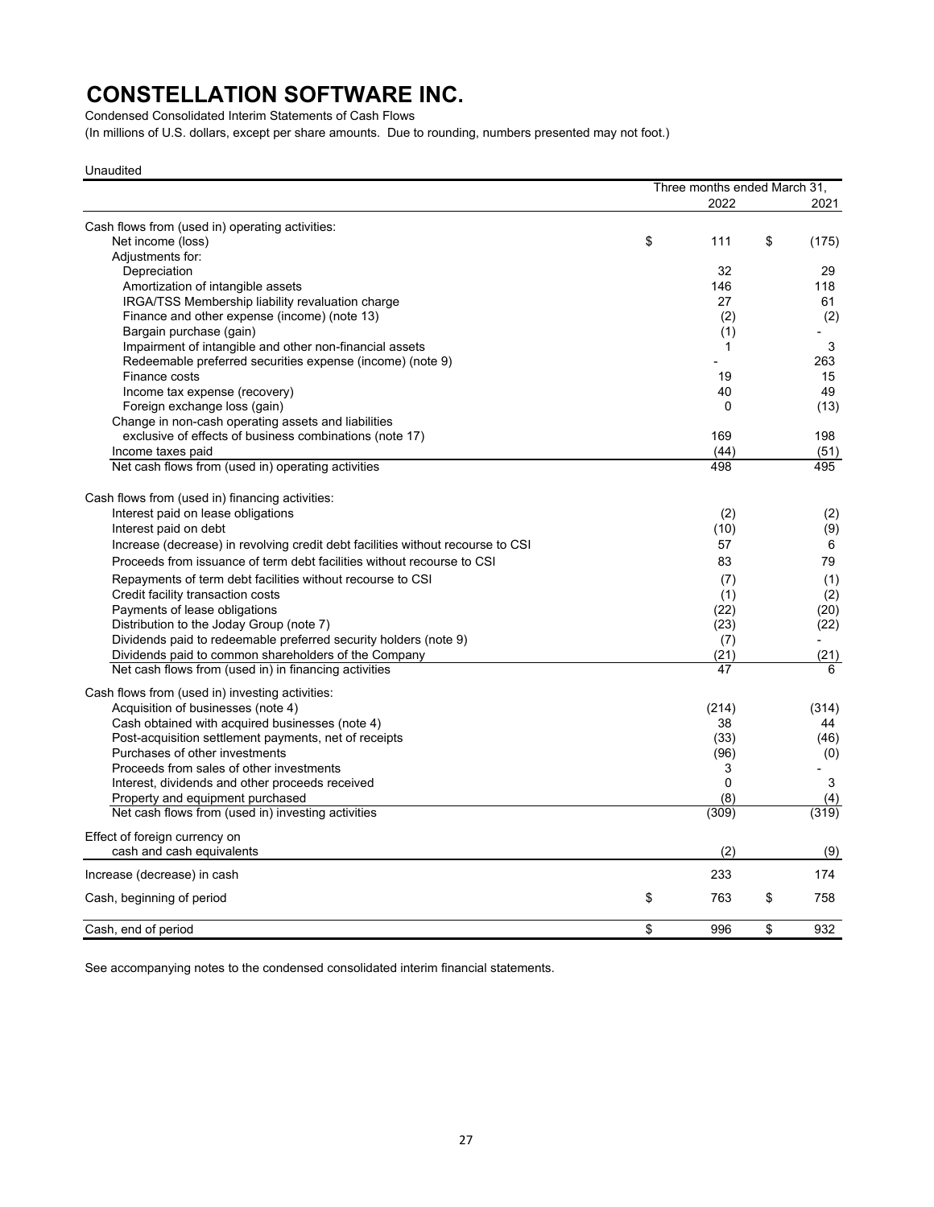# CONSTELLATION SOFTWARE INC.

Condensed Consolidated Interim Statements of Cash Flows

(In millions of U.S. dollars, except per share amounts. Due to rounding, numbers presented may not foot.)

Unaudited

| | Three months ended March 31, | |
|---|---|---|
| | 2022 | 2021 |
| **Cash flows from (used in) operating activities:** | | |
| Net income (loss) | $ 111 | $ (175) |
| Adjustments for: | | |
| Depreciation | 32 | 29 |
| Amortization of intangible assets | 146 | 118 |
| IRGA/TSS Membership liability revaluation charge | 27 | 61 |
| Finance and other expense (income) (note 13) | (2) | (2) |
| Bargain purchase (gain) | (1) | - |
| Impairment of intangible and other non-financial assets | 1 | 3 |
| Redeemable preferred securities expense (income) (note 9) | - | 263 |
| Finance costs | 19 | 15 |
| Income tax expense (recovery) | 40 | 49 |
| Foreign exchange loss (gain) | 0 | (13) |
| Change in non-cash operating assets and liabilities exclusive of effects of business combinations (note 17) | 169 | 198 |
| Income taxes paid | (44) | (51) |
| Net cash flows from (used in) operating activities | 498 | 495 |
| **Cash flows from (used in) financing activities:** | | |
| Interest paid on lease obligations | (2) | (2) |
| Interest paid on debt | (10) | (9) |
| Increase (decrease) in revolving credit debt facilities without recourse to CSI | 57 | 6 |
| Proceeds from issuance of term debt facilities without recourse to CSI | 83 | 79 |
| Repayments of term debt facilities without recourse to CSI | (7) | (1) |
| Credit facility transaction costs | (1) | (2) |
| Payments of lease obligations | (22) | (20) |
| Distribution to the Joday Group (note 7) | (23) | (22) |
| Dividends paid to redeemable preferred security holders (note 9) | (7) | - |
| Dividends paid to common shareholders of the Company | (21) | (21) |
| Net cash flows from (used in) in financing activities | 47 | 6 |
| **Cash flows from (used in) investing activities:** | | |
| Acquisition of businesses (note 4) | (214) | (314) |
| Cash obtained with acquired businesses (note 4) | 38 | 44 |
| Post-acquisition settlement payments, net of receipts | (33) | (46) |
| Purchases of other investments | (96) | (0) |
| Proceeds from sales of other investments | 3 | - |
| Interest, dividends and other proceeds received | 0 | 3 |
| Property and equipment purchased | (8) | (4) |
| Net cash flows from (used in) investing activities | (309) | (319) |
| Effect of foreign currency on cash and cash equivalents | (2) | (9) |
| Increase (decrease) in cash | 233 | 174 |
| Cash, beginning of period | $ 763 | $ 758 |
| Cash, end of period | $ 996 | $ 932 |

See accompanying notes to the condensed consolidated interim financial statements.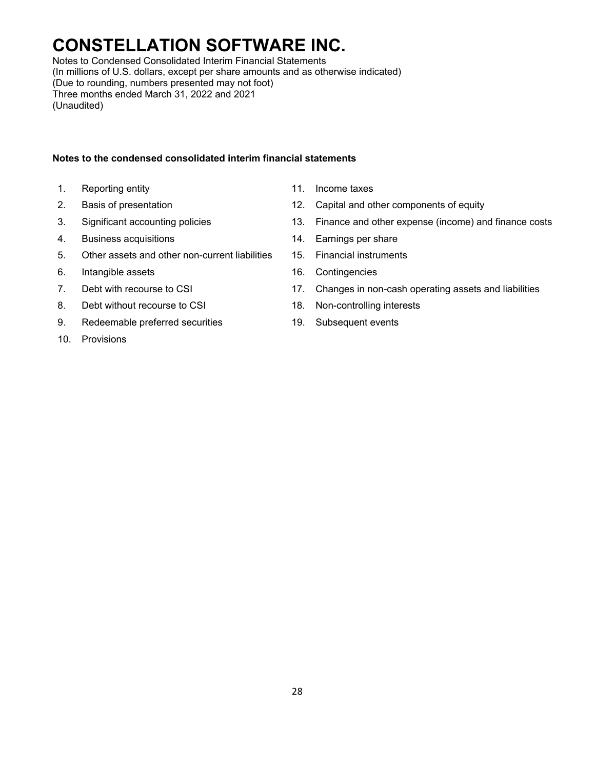# CONSTELLATION SOFTWARE INC.

Notes to Condensed Consolidated Interim Financial Statements
(In millions of U.S. dollars, except per share amounts and as otherwise indicated)
(Due to rounding, numbers presented may not foot)
Three months ended March 31, 2022 and 2021
(Unaudited)

**Notes to the condensed consolidated interim financial statements**

1. Reporting entity
2. Basis of presentation
3. Significant accounting policies
4. Business acquisitions
5. Other assets and other non-current liabilities
6. Intangible assets
7. Debt with recourse to CSI
8. Debt without recourse to CSI
9. Redeemable preferred securities
10. Provisions
11. Income taxes
12. Capital and other components of equity
13. Finance and other expense (income) and finance costs
14. Earnings per share
15. Financial instruments
16. Contingencies
17. Changes in non-cash operating assets and liabilities
18. Non-controlling interests
19. Subsequent events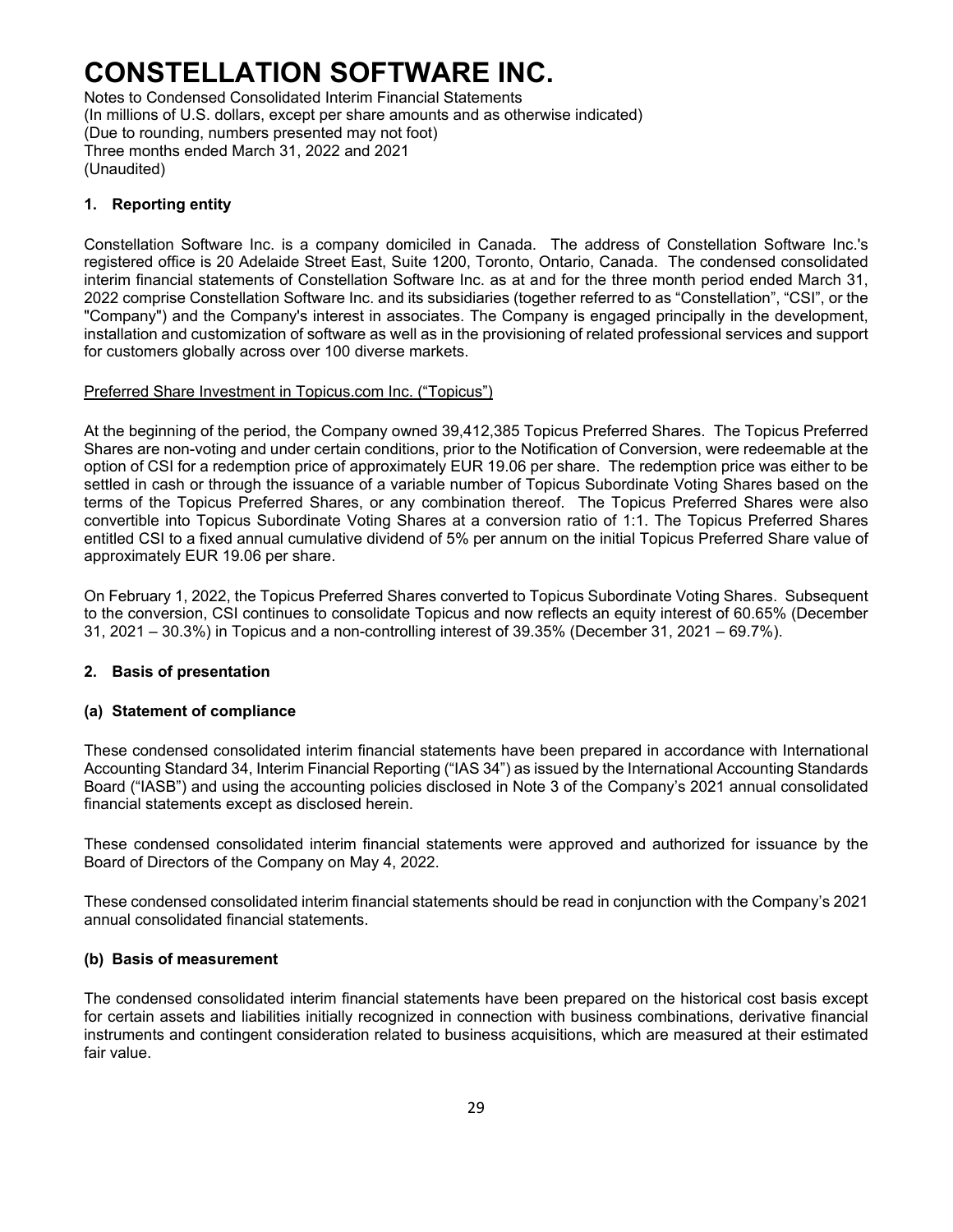# CONSTELLATION SOFTWARE INC.

Notes to Condensed Consolidated Interim Financial Statements
(In millions of U.S. dollars, except per share amounts and as otherwise indicated)
(Due to rounding, numbers presented may not foot)
Three months ended March 31, 2022 and 2021
(Unaudited)

## 1. Reporting entity

Constellation Software Inc. is a company domiciled in Canada. The address of Constellation Software Inc.'s registered office is 20 Adelaide Street East, Suite 1200, Toronto, Ontario, Canada. The condensed consolidated interim financial statements of Constellation Software Inc. as at and for the three month period ended March 31, 2022 comprise Constellation Software Inc. and its subsidiaries (together referred to as "Constellation", "CSI", or the "Company") and the Company's interest in associates. The Company is engaged principally in the development, installation and customization of software as well as in the provisioning of related professional services and support for customers globally across over 100 diverse markets.

Preferred Share Investment in Topicus.com Inc. ("Topicus")

At the beginning of the period, the Company owned 39,412,385 Topicus Preferred Shares. The Topicus Preferred Shares are non-voting and under certain conditions, prior to the Notification of Conversion, were redeemable at the option of CSI for a redemption price of approximately EUR 19.06 per share. The redemption price was either to be settled in cash or through the issuance of a variable number of Topicus Subordinate Voting Shares based on the terms of the Topicus Preferred Shares, or any combination thereof. The Topicus Preferred Shares were also convertible into Topicus Subordinate Voting Shares at a conversion ratio of 1:1. The Topicus Preferred Shares entitled CSI to a fixed annual cumulative dividend of 5% per annum on the initial Topicus Preferred Share value of approximately EUR 19.06 per share.

On February 1, 2022, the Topicus Preferred Shares converted to Topicus Subordinate Voting Shares. Subsequent to the conversion, CSI continues to consolidate Topicus and now reflects an equity interest of 60.65% (December 31, 2021 – 30.3%) in Topicus and a non-controlling interest of 39.35% (December 31, 2021 – 69.7%).

## 2. Basis of presentation

### (a) Statement of compliance

These condensed consolidated interim financial statements have been prepared in accordance with International Accounting Standard 34, Interim Financial Reporting ("IAS 34") as issued by the International Accounting Standards Board ("IASB") and using the accounting policies disclosed in Note 3 of the Company's 2021 annual consolidated financial statements except as disclosed herein.

These condensed consolidated interim financial statements were approved and authorized for issuance by the Board of Directors of the Company on May 4, 2022.

These condensed consolidated interim financial statements should be read in conjunction with the Company's 2021 annual consolidated financial statements.

### (b) Basis of measurement

The condensed consolidated interim financial statements have been prepared on the historical cost basis except for certain assets and liabilities initially recognized in connection with business combinations, derivative financial instruments and contingent consideration related to business acquisitions, which are measured at their estimated fair value.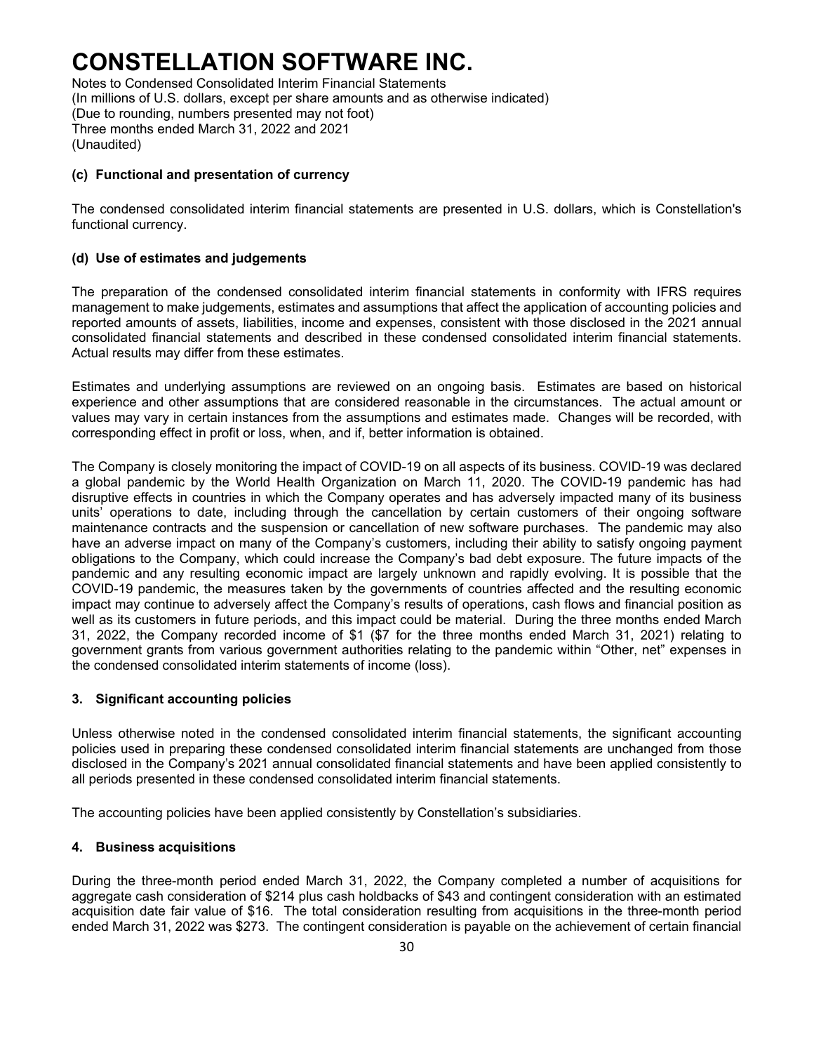### (c) Functional and presentation of currency

The condensed consolidated interim financial statements are presented in U.S. dollars, which is Constellation's functional currency.

### (d) Use of estimates and judgements

The preparation of the condensed consolidated interim financial statements in conformity with IFRS requires management to make judgements, estimates and assumptions that affect the application of accounting policies and reported amounts of assets, liabilities, income and expenses, consistent with those disclosed in the 2021 annual consolidated financial statements and described in these condensed consolidated interim financial statements. Actual results may differ from these estimates.

Estimates and underlying assumptions are reviewed on an ongoing basis. Estimates are based on historical experience and other assumptions that are considered reasonable in the circumstances. The actual amount or values may vary in certain instances from the assumptions and estimates made. Changes will be recorded, with corresponding effect in profit or loss, when, and if, better information is obtained.

The Company is closely monitoring the impact of COVID-19 on all aspects of its business. COVID-19 was declared a global pandemic by the World Health Organization on March 11, 2020. The COVID-19 pandemic has had disruptive effects in countries in which the Company operates and has adversely impacted many of its business units' operations to date, including through the cancellation by certain customers of their ongoing software maintenance contracts and the suspension or cancellation of new software purchases. The pandemic may also have an adverse impact on many of the Company's customers, including their ability to satisfy ongoing payment obligations to the Company, which could increase the Company's bad debt exposure. The future impacts of the pandemic and any resulting economic impact are largely unknown and rapidly evolving. It is possible that the COVID-19 pandemic, the measures taken by the governments of countries affected and the resulting economic impact may continue to adversely affect the Company's results of operations, cash flows and financial position as well as its customers in future periods, and this impact could be material. During the three months ended March 31, 2022, the Company recorded income of $1 ($7 for the three months ended March 31, 2021) relating to government grants from various government authorities relating to the pandemic within "Other, net" expenses in the condensed consolidated interim statements of income (loss).

## 3. Significant accounting policies

Unless otherwise noted in the condensed consolidated interim financial statements, the significant accounting policies used in preparing these condensed consolidated interim financial statements are unchanged from those disclosed in the Company's 2021 annual consolidated financial statements and have been applied consistently to all periods presented in these condensed consolidated interim financial statements.

The accounting policies have been applied consistently by Constellation's subsidiaries.

## 4. Business acquisitions

During the three-month period ended March 31, 2022, the Company completed a number of acquisitions for aggregate cash consideration of $214 plus cash holdbacks of $43 and contingent consideration with an estimated acquisition date fair value of $16. The total consideration resulting from acquisitions in the three-month period ended March 31, 2022 was $273. The contingent consideration is payable on the achievement of certain financial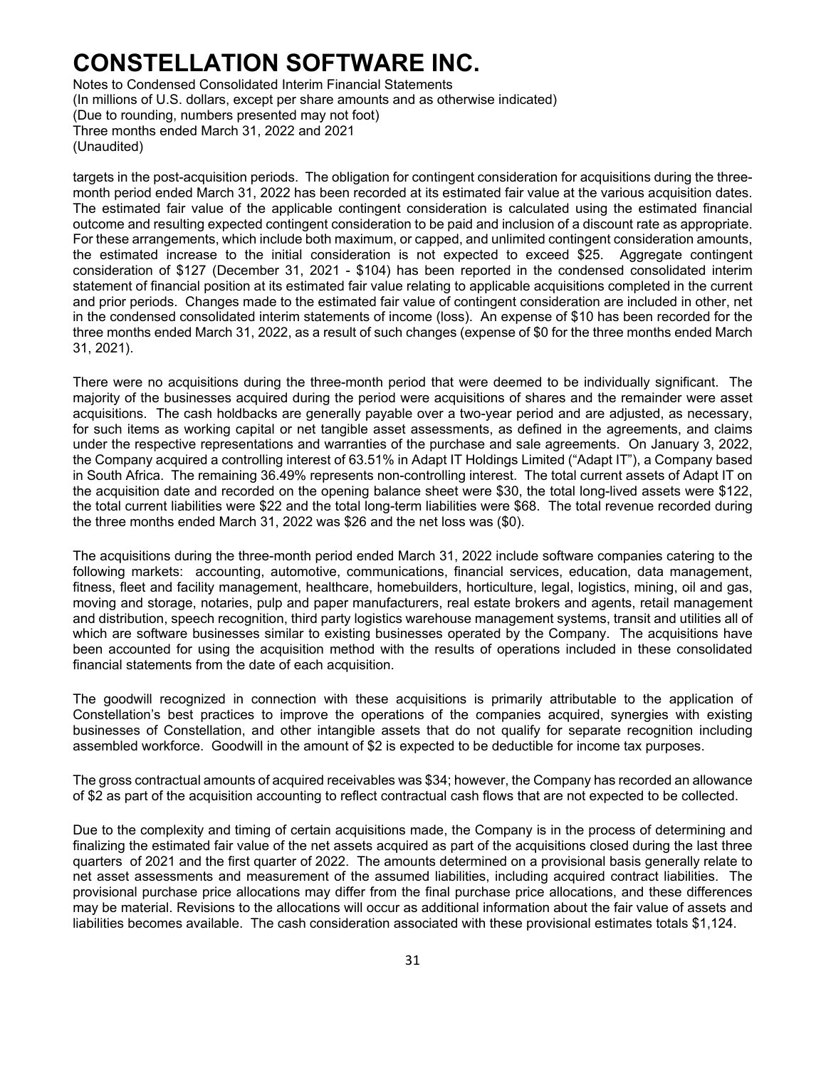targets in the post-acquisition periods. The obligation for contingent consideration for acquisitions during the three-month period ended March 31, 2022 has been recorded at its estimated fair value at the various acquisition dates. The estimated fair value of the applicable contingent consideration is calculated using the estimated financial outcome and resulting expected contingent consideration to be paid and inclusion of a discount rate as appropriate. For these arrangements, which include both maximum, or capped, and unlimited contingent consideration amounts, the estimated increase to the initial consideration is not expected to exceed $25. Aggregate contingent consideration of $127 (December 31, 2021 - $104) has been reported in the condensed consolidated interim statement of financial position at its estimated fair value relating to applicable acquisitions completed in the current and prior periods. Changes made to the estimated fair value of contingent consideration are included in other, net in the condensed consolidated interim statements of income (loss). An expense of $10 has been recorded for the three months ended March 31, 2022, as a result of such changes (expense of $0 for the three months ended March 31, 2021).

There were no acquisitions during the three-month period that were deemed to be individually significant. The majority of the businesses acquired during the period were acquisitions of shares and the remainder were asset acquisitions. The cash holdbacks are generally payable over a two-year period and are adjusted, as necessary, for such items as working capital or net tangible asset assessments, as defined in the agreements, and claims under the respective representations and warranties of the purchase and sale agreements. On January 3, 2022, the Company acquired a controlling interest of 63.51% in Adapt IT Holdings Limited ("Adapt IT"), a Company based in South Africa. The remaining 36.49% represents non-controlling interest. The total current assets of Adapt IT on the acquisition date and recorded on the opening balance sheet were $30, the total long-lived assets were $122, the total current liabilities were $22 and the total long-term liabilities were $68. The total revenue recorded during the three months ended March 31, 2022 was $26 and the net loss was ($0).

The acquisitions during the three-month period ended March 31, 2022 include software companies catering to the following markets: accounting, automotive, communications, financial services, education, data management, fitness, fleet and facility management, healthcare, homebuilders, horticulture, legal, logistics, mining, oil and gas, moving and storage, notaries, pulp and paper manufacturers, real estate brokers and agents, retail management and distribution, speech recognition, third party logistics warehouse management systems, transit and utilities all of which are software businesses similar to existing businesses operated by the Company. The acquisitions have been accounted for using the acquisition method with the results of operations included in these consolidated financial statements from the date of each acquisition.

The goodwill recognized in connection with these acquisitions is primarily attributable to the application of Constellation's best practices to improve the operations of the companies acquired, synergies with existing businesses of Constellation, and other intangible assets that do not qualify for separate recognition including assembled workforce. Goodwill in the amount of $2 is expected to be deductible for income tax purposes.

The gross contractual amounts of acquired receivables was $34; however, the Company has recorded an allowance of $2 as part of the acquisition accounting to reflect contractual cash flows that are not expected to be collected.

Due to the complexity and timing of certain acquisitions made, the Company is in the process of determining and finalizing the estimated fair value of the net assets acquired as part of the acquisitions closed during the last three quarters of 2021 and the first quarter of 2022. The amounts determined on a provisional basis generally relate to net asset assessments and measurement of the assumed liabilities, including acquired contract liabilities. The provisional purchase price allocations may differ from the final purchase price allocations, and these differences may be material. Revisions to the allocations will occur as additional information about the fair value of assets and liabilities becomes available. The cash consideration associated with these provisional estimates totals $1,124.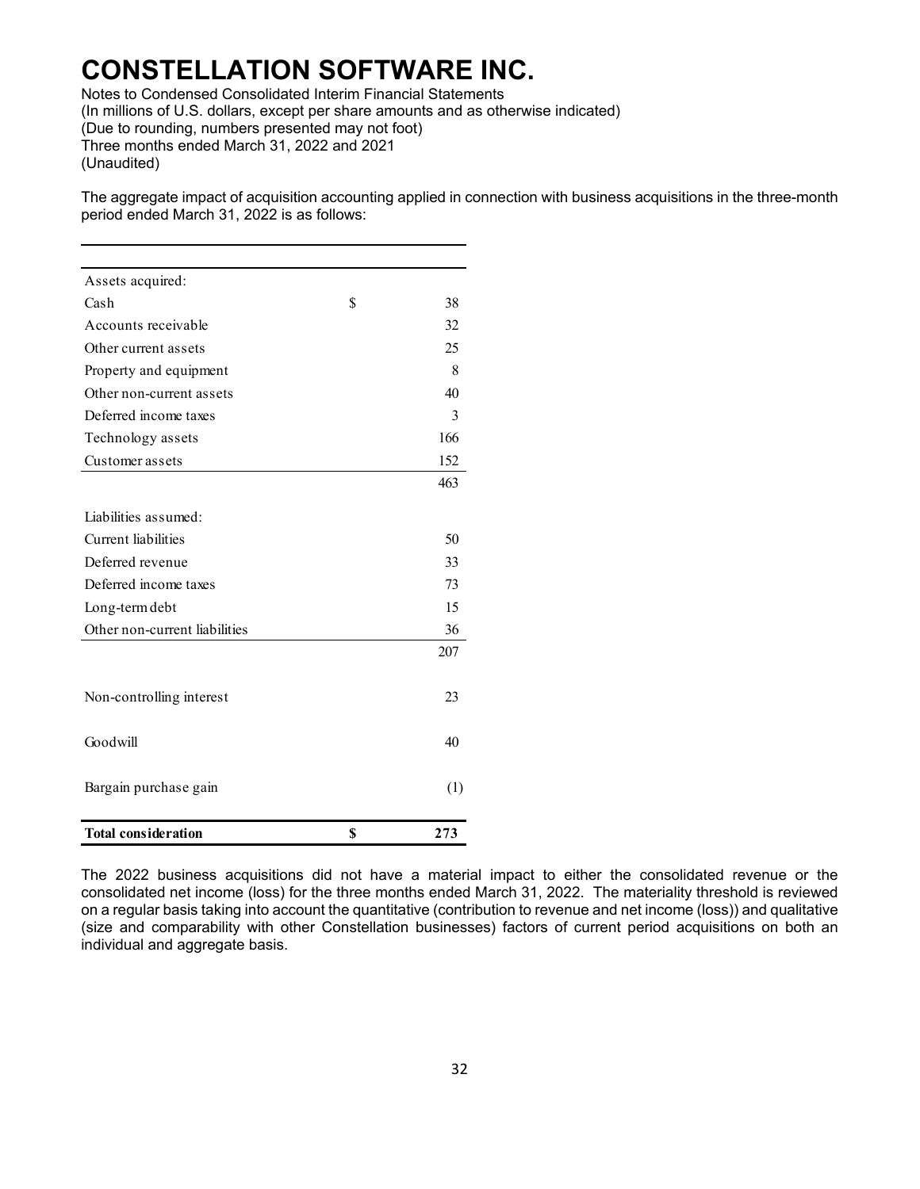# CONSTELLATION SOFTWARE INC.

Notes to Condensed Consolidated Interim Financial Statements
(In millions of U.S. dollars, except per share amounts and as otherwise indicated)
(Due to rounding, numbers presented may not foot)
Three months ended March 31, 2022 and 2021
(Unaudited)

The aggregate impact of acquisition accounting applied in connection with business acquisitions in the three-month period ended March 31, 2022 is as follows:

| | | |
|---|---|---|
| Assets acquired: | | |
| Cash | $ | 38 |
| Accounts receivable | | 32 |
| Other current assets | | 25 |
| Property and equipment | | 8 |
| Other non-current assets | | 40 |
| Deferred income taxes | | 3 |
| Technology assets | | 166 |
| Customer assets | | 152 |
| | | 463 |
| Liabilities assumed: | | |
| Current liabilities | | 50 |
| Deferred revenue | | 33 |
| Deferred income taxes | | 73 |
| Long-term debt | | 15 |
| Other non-current liabilities | | 36 |
| | | 207 |
| Non-controlling interest | | 23 |
| Goodwill | | 40 |
| Bargain purchase gain | | (1) |
| **Total consideration** | **$** | **273** |

The 2022 business acquisitions did not have a material impact to either the consolidated revenue or the consolidated net income (loss) for the three months ended March 31, 2022. The materiality threshold is reviewed on a regular basis taking into account the quantitative (contribution to revenue and net income (loss)) and qualitative (size and comparability with other Constellation businesses) factors of current period acquisitions on both an individual and aggregate basis.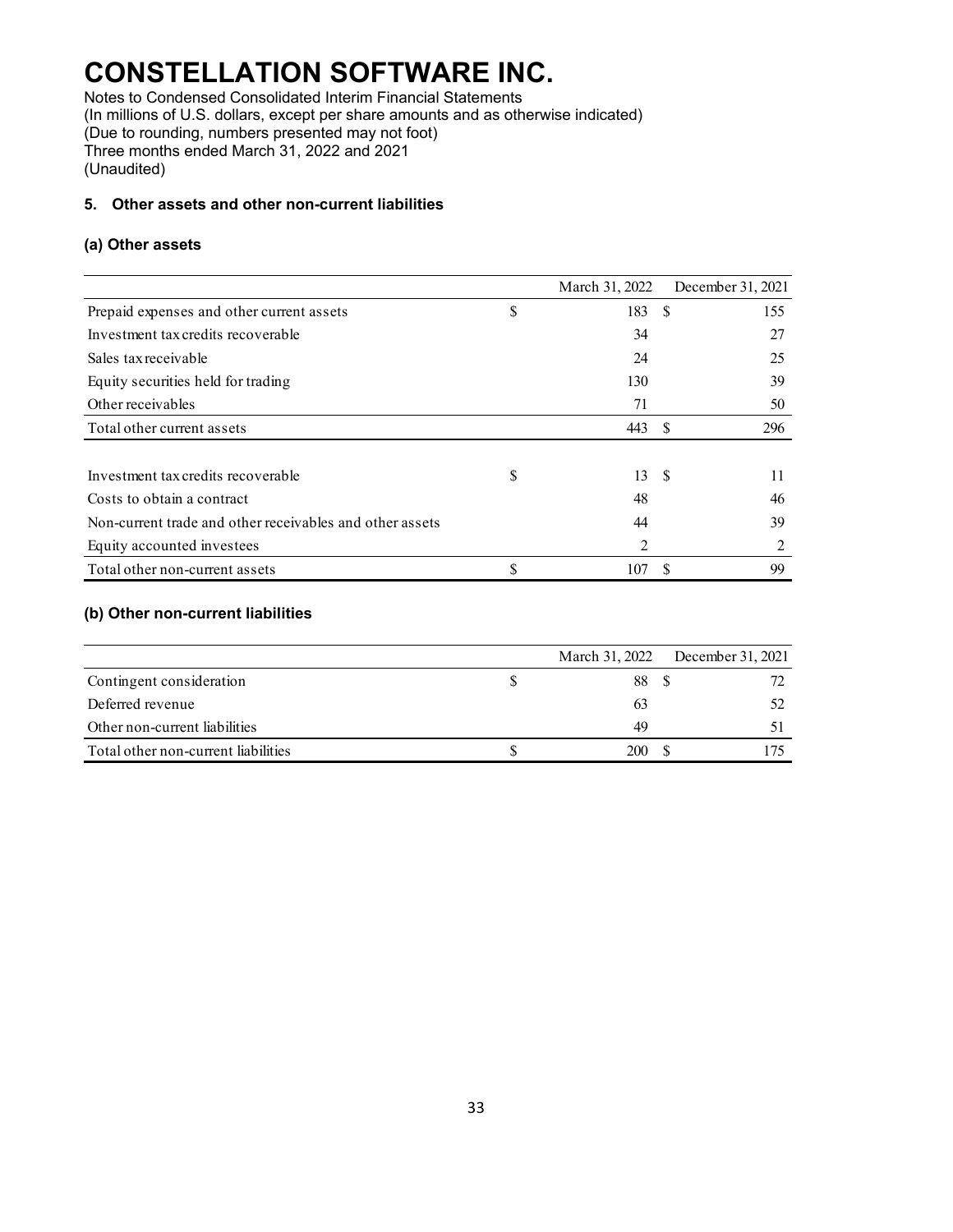# CONSTELLATION SOFTWARE INC.

Notes to Condensed Consolidated Interim Financial Statements
(In millions of U.S. dollars, except per share amounts and as otherwise indicated)
(Due to rounding, numbers presented may not foot)
Three months ended March 31, 2022 and 2021
(Unaudited)

## 5. Other assets and other non-current liabilities

### (a) Other assets

| | March 31, 2022 | December 31, 2021 |
|---|---|---|
| Prepaid expenses and other current assets | $ 183 | $ 155 |
| Investment tax credits recoverable | 34 | 27 |
| Sales tax receivable | 24 | 25 |
| Equity securities held for trading | 130 | 39 |
| Other receivables | 71 | 50 |
| Total other current assets | 443 | $ 296 |
| | | |
| Investment tax credits recoverable | $ 13 | $ 11 |
| Costs to obtain a contract | 48 | 46 |
| Non-current trade and other receivables and other assets | 44 | 39 |
| Equity accounted investees | 2 | 2 |
| Total other non-current assets | $ 107 | $ 99 |

### (b) Other non-current liabilities

| | March 31, 2022 | December 31, 2021 |
|---|---|---|
| Contingent consideration | $ 88 | $ 72 |
| Deferred revenue | 63 | 52 |
| Other non-current liabilities | 49 | 51 |
| Total other non-current liabilities | $ 200 | $ 175 |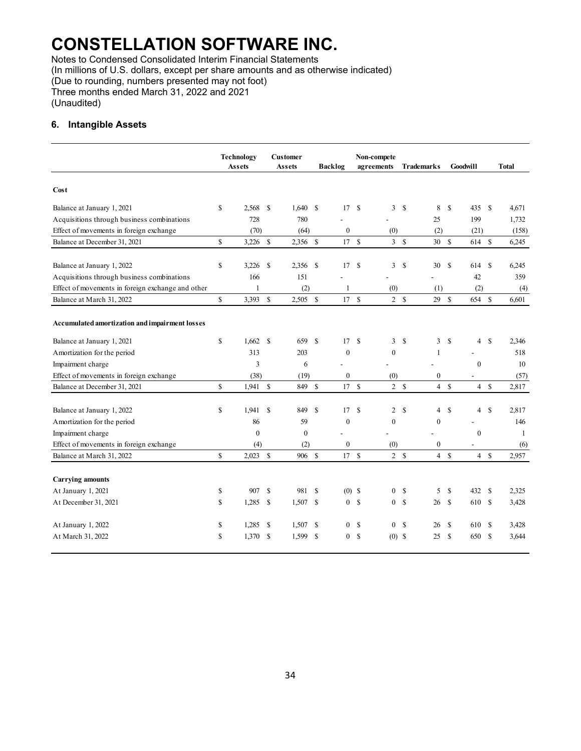# CONSTELLATION SOFTWARE INC.

Notes to Condensed Consolidated Interim Financial Statements
(In millions of U.S. dollars, except per share amounts and as otherwise indicated)
(Due to rounding, numbers presented may not foot)
Three months ended March 31, 2022 and 2021
(Unaudited)

## 6. Intangible Assets

| | Technology Assets | Customer Assets | Backlog | Non-compete agreements | Trademarks | Goodwill | Total |
|---|---|---|---|---|---|---|---|
| **Cost** | | | | | | | |
| Balance at January 1, 2021 | $ 2,568 | $ 1,640 | $ 17 | $ 3 | $ 8 | $ 435 | $ 4,671 |
| Acquisitions through business combinations | 728 | 780 | - | - | 25 | 199 | 1,732 |
| Effect of movements in foreign exchange | (70) | (64) | 0 | (0) | (2) | (21) | (158) |
| Balance at December 31, 2021 | $ 3,226 | $ 2,356 | $ 17 | $ 3 | $ 30 | $ 614 | $ 6,245 |
| | | | | | | | |
| Balance at January 1, 2022 | $ 3,226 | $ 2,356 | $ 17 | $ 3 | $ 30 | $ 614 | $ 6,245 |
| Acquisitions through business combinations | 166 | 151 | - | - | - | 42 | 359 |
| Effect of movements in foreign exchange and other | 1 | (2) | 1 | (0) | (1) | (2) | (4) |
| Balance at March 31, 2022 | $ 3,393 | $ 2,505 | $ 17 | $ 2 | $ 29 | $ 654 | $ 6,601 |
| | | | | | | | |
| **Accumulated amortization and impairment losses** | | | | | | | |
| Balance at January 1, 2021 | $ 1,662 | $ 659 | $ 17 | $ 3 | $ 3 | $ 4 | $ 2,346 |
| Amortization for the period | 313 | 203 | 0 | 0 | 1 | - | 518 |
| Impairment charge | 3 | 6 | - | - | - | 0 | 10 |
| Effect of movements in foreign exchange | (38) | (19) | 0 | (0) | 0 | - | (57) |
| Balance at December 31, 2021 | $ 1,941 | $ 849 | $ 17 | $ 2 | $ 4 | $ 4 | $ 2,817 |
| | | | | | | | |
| Balance at January 1, 2022 | $ 1,941 | $ 849 | $ 17 | $ 2 | $ 4 | $ 4 | $ 2,817 |
| Amortization for the period | 86 | 59 | 0 | 0 | 0 | - | 146 |
| Impairment charge | 0 | 0 | - | - | - | 0 | 1 |
| Effect of movements in foreign exchange | (4) | (2) | 0 | (0) | 0 | - | (6) |
| Balance at March 31, 2022 | $ 2,023 | $ 906 | $ 17 | $ 2 | $ 4 | $ 4 | $ 2,957 |
| | | | | | | | |
| **Carrying amounts** | | | | | | | |
| At January 1, 2021 | $ 907 | $ 981 | $ (0) | $ 0 | $ 5 | $ 432 | $ 2,325 |
| At December 31, 2021 | $ 1,285 | $ 1,507 | $ 0 | $ 0 | $ 26 | $ 610 | $ 3,428 |
| | | | | | | | |
| At January 1, 2022 | $ 1,285 | $ 1,507 | $ 0 | $ 0 | $ 26 | $ 610 | $ 3,428 |
| At March 31, 2022 | $ 1,370 | $ 1,599 | $ 0 | $ (0) | $ 25 | $ 650 | $ 3,644 |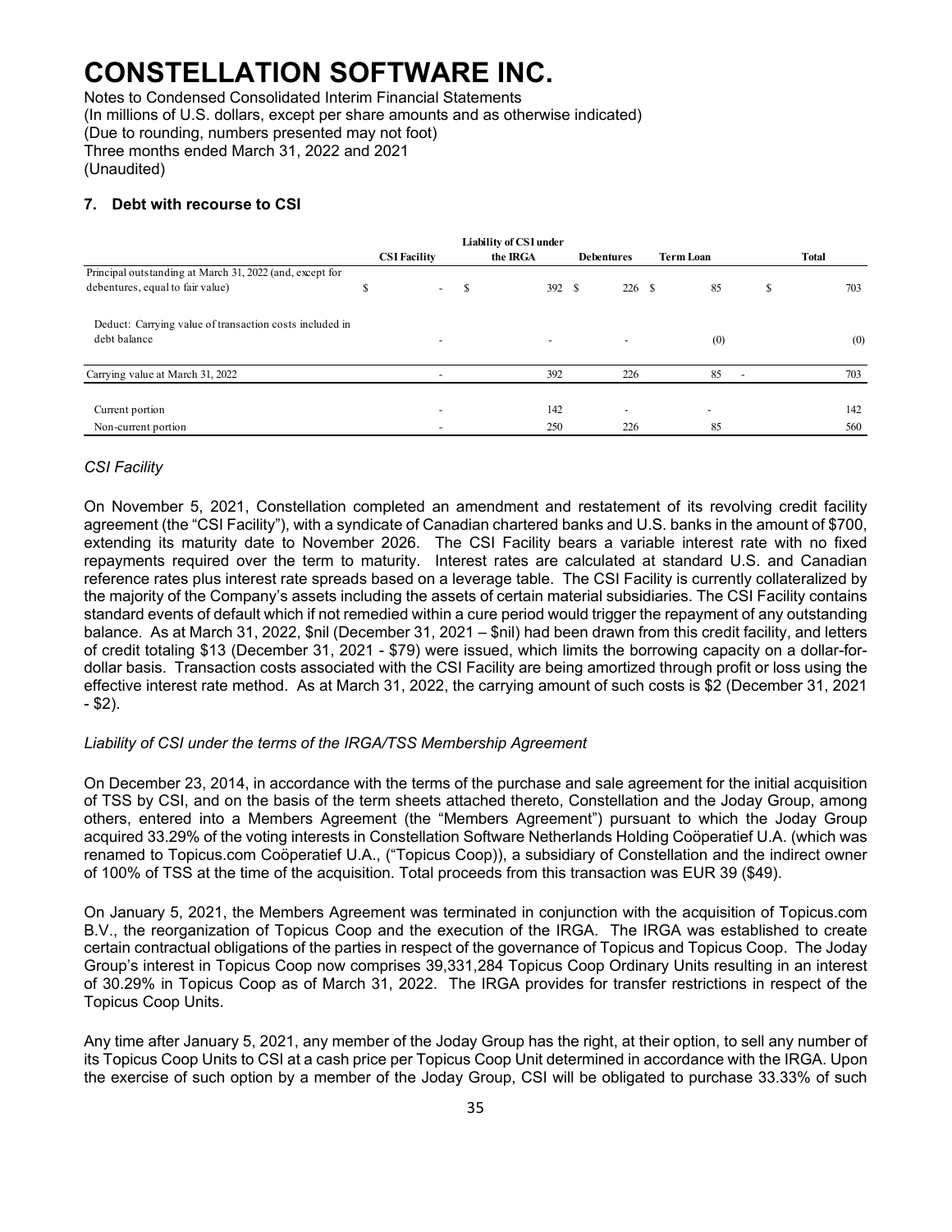# CONSTELLATION SOFTWARE INC.

Notes to Condensed Consolidated Interim Financial Statements
(In millions of U.S. dollars, except per share amounts and as otherwise indicated)
(Due to rounding, numbers presented may not foot)
Three months ended March 31, 2022 and 2021
(Unaudited)

## 7. Debt with recourse to CSI

| | CSI Facility | Liability of CSI under the IRGA | Debentures | Term Loan | Total |
|---|---|---|---|---|---|
| Principal outstanding at March 31, 2022 (and, except for debentures, equal to fair value) | $ - | $ 392 | $ 226 | $ 85 | $ 703 |
| Deduct: Carrying value of transaction costs included in debt balance | - | - | - | (0) | (0) |
| Carrying value at March 31, 2022 | - | 392 | 226 | 85 | 703 |
| Current portion | - | 142 | - | - | 142 |
| Non-current portion | - | 250 | 226 | 85 | 560 |

*CSI Facility*

On November 5, 2021, Constellation completed an amendment and restatement of its revolving credit facility agreement (the "CSI Facility"), with a syndicate of Canadian chartered banks and U.S. banks in the amount of $700, extending its maturity date to November 2026. The CSI Facility bears a variable interest rate with no fixed repayments required over the term to maturity. Interest rates are calculated at standard U.S. and Canadian reference rates plus interest rate spreads based on a leverage table. The CSI Facility is currently collateralized by the majority of the Company's assets including the assets of certain material subsidiaries. The CSI Facility contains standard events of default which if not remedied within a cure period would trigger the repayment of any outstanding balance. As at March 31, 2022, $nil (December 31, 2021 – $nil) had been drawn from this credit facility, and letters of credit totaling $13 (December 31, 2021 - $79) were issued, which limits the borrowing capacity on a dollar-for-dollar basis. Transaction costs associated with the CSI Facility are being amortized through profit or loss using the effective interest rate method. As at March 31, 2022, the carrying amount of such costs is $2 (December 31, 2021 - $2).

*Liability of CSI under the terms of the IRGA/TSS Membership Agreement*

On December 23, 2014, in accordance with the terms of the purchase and sale agreement for the initial acquisition of TSS by CSI, and on the basis of the term sheets attached thereto, Constellation and the Joday Group, among others, entered into a Members Agreement (the "Members Agreement") pursuant to which the Joday Group acquired 33.29% of the voting interests in Constellation Software Netherlands Holding Coöperatief U.A. (which was renamed to Topicus.com Coöperatief U.A., ("Topicus Coop)), a subsidiary of Constellation and the indirect owner of 100% of TSS at the time of the acquisition. Total proceeds from this transaction was EUR 39 ($49).

On January 5, 2021, the Members Agreement was terminated in conjunction with the acquisition of Topicus.com B.V., the reorganization of Topicus Coop and the execution of the IRGA. The IRGA was established to create certain contractual obligations of the parties in respect of the governance of Topicus and Topicus Coop. The Joday Group's interest in Topicus Coop now comprises 39,331,284 Topicus Coop Ordinary Units resulting in an interest of 30.29% in Topicus Coop as of March 31, 2022. The IRGA provides for transfer restrictions in respect of the Topicus Coop Units.

Any time after January 5, 2021, any member of the Joday Group has the right, at their option, to sell any number of its Topicus Coop Units to CSI at a cash price per Topicus Coop Unit determined in accordance with the IRGA. Upon the exercise of such option by a member of the Joday Group, CSI will be obligated to purchase 33.33% of such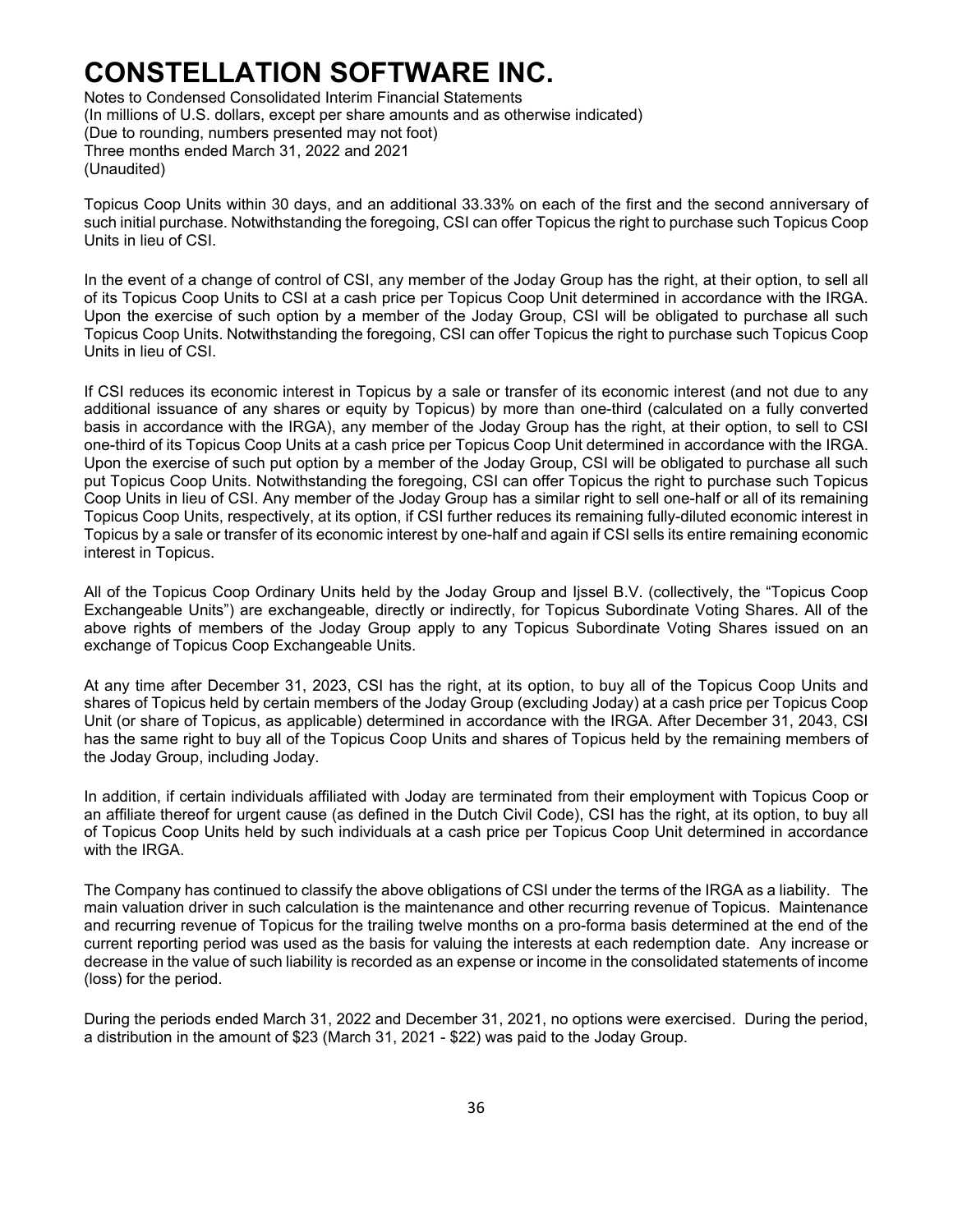Topicus Coop Units within 30 days, and an additional 33.33% on each of the first and the second anniversary of such initial purchase. Notwithstanding the foregoing, CSI can offer Topicus the right to purchase such Topicus Coop Units in lieu of CSI.

In the event of a change of control of CSI, any member of the Joday Group has the right, at their option, to sell all of its Topicus Coop Units to CSI at a cash price per Topicus Coop Unit determined in accordance with the IRGA. Upon the exercise of such option by a member of the Joday Group, CSI will be obligated to purchase all such Topicus Coop Units. Notwithstanding the foregoing, CSI can offer Topicus the right to purchase such Topicus Coop Units in lieu of CSI.

If CSI reduces its economic interest in Topicus by a sale or transfer of its economic interest (and not due to any additional issuance of any shares or equity by Topicus) by more than one-third (calculated on a fully converted basis in accordance with the IRGA), any member of the Joday Group has the right, at their option, to sell to CSI one-third of its Topicus Coop Units at a cash price per Topicus Coop Unit determined in accordance with the IRGA. Upon the exercise of such put option by a member of the Joday Group, CSI will be obligated to purchase all such put Topicus Coop Units. Notwithstanding the foregoing, CSI can offer Topicus the right to purchase such Topicus Coop Units in lieu of CSI. Any member of the Joday Group has a similar right to sell one-half or all of its remaining Topicus Coop Units, respectively, at its option, if CSI further reduces its remaining fully-diluted economic interest in Topicus by a sale or transfer of its economic interest by one-half and again if CSI sells its entire remaining economic interest in Topicus.

All of the Topicus Coop Ordinary Units held by the Joday Group and Ijssel B.V. (collectively, the "Topicus Coop Exchangeable Units") are exchangeable, directly or indirectly, for Topicus Subordinate Voting Shares. All of the above rights of members of the Joday Group apply to any Topicus Subordinate Voting Shares issued on an exchange of Topicus Coop Exchangeable Units.

At any time after December 31, 2023, CSI has the right, at its option, to buy all of the Topicus Coop Units and shares of Topicus held by certain members of the Joday Group (excluding Joday) at a cash price per Topicus Coop Unit (or share of Topicus, as applicable) determined in accordance with the IRGA. After December 31, 2043, CSI has the same right to buy all of the Topicus Coop Units and shares of Topicus held by the remaining members of the Joday Group, including Joday.

In addition, if certain individuals affiliated with Joday are terminated from their employment with Topicus Coop or an affiliate thereof for urgent cause (as defined in the Dutch Civil Code), CSI has the right, at its option, to buy all of Topicus Coop Units held by such individuals at a cash price per Topicus Coop Unit determined in accordance with the IRGA.

The Company has continued to classify the above obligations of CSI under the terms of the IRGA as a liability. The main valuation driver in such calculation is the maintenance and other recurring revenue of Topicus. Maintenance and recurring revenue of Topicus for the trailing twelve months on a pro-forma basis determined at the end of the current reporting period was used as the basis for valuing the interests at each redemption date. Any increase or decrease in the value of such liability is recorded as an expense or income in the consolidated statements of income (loss) for the period.

During the periods ended March 31, 2022 and December 31, 2021, no options were exercised. During the period, a distribution in the amount of $23 (March 31, 2021 - $22) was paid to the Joday Group.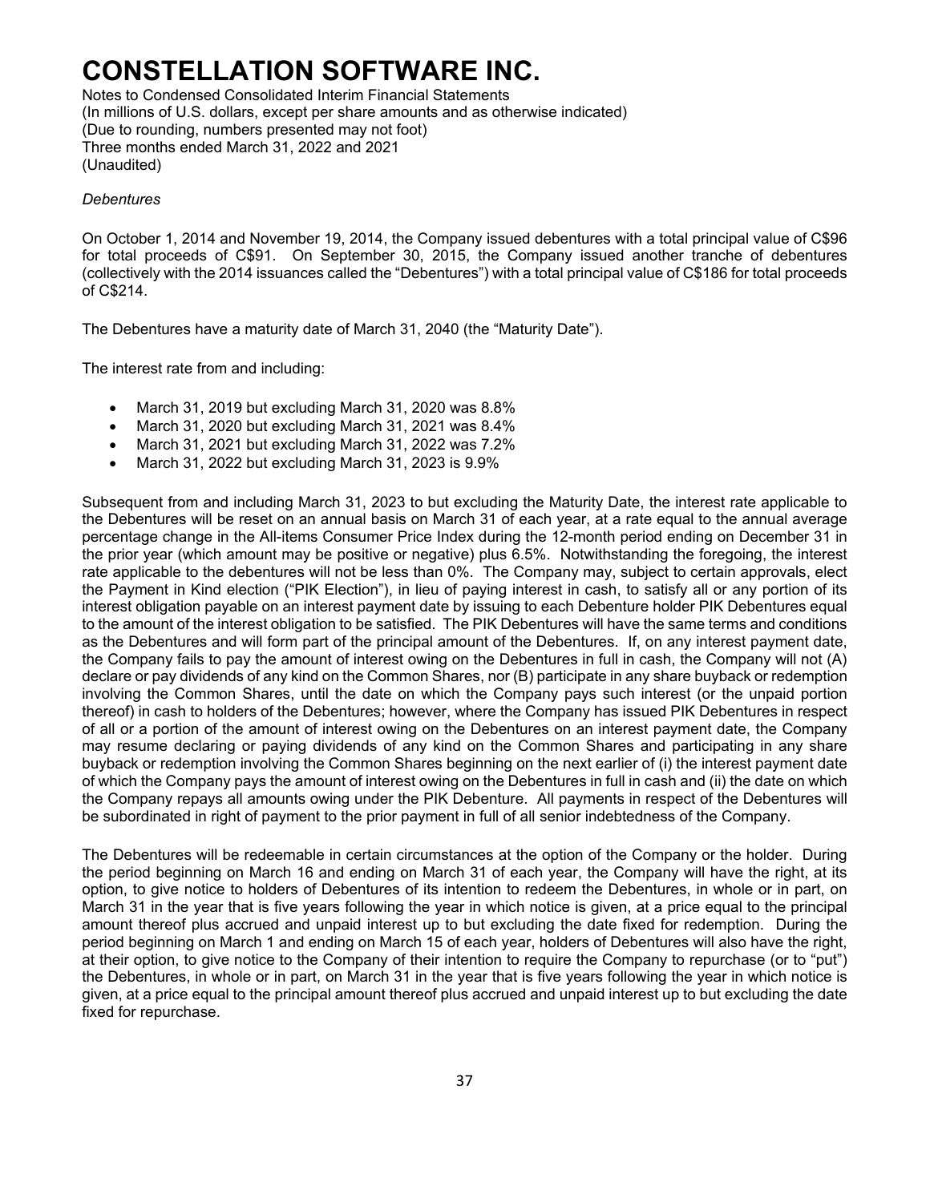*Debentures*

On October 1, 2014 and November 19, 2014, the Company issued debentures with a total principal value of C$96 for total proceeds of C$91. On September 30, 2015, the Company issued another tranche of debentures (collectively with the 2014 issuances called the "Debentures") with a total principal value of C$186 for total proceeds of C$214.

The Debentures have a maturity date of March 31, 2040 (the "Maturity Date").

The interest rate from and including:

- March 31, 2019 but excluding March 31, 2020 was 8.8%
- March 31, 2020 but excluding March 31, 2021 was 8.4%
- March 31, 2021 but excluding March 31, 2022 was 7.2%
- March 31, 2022 but excluding March 31, 2023 is 9.9%

Subsequent from and including March 31, 2023 to but excluding the Maturity Date, the interest rate applicable to the Debentures will be reset on an annual basis on March 31 of each year, at a rate equal to the annual average percentage change in the All-items Consumer Price Index during the 12-month period ending on December 31 in the prior year (which amount may be positive or negative) plus 6.5%. Notwithstanding the foregoing, the interest rate applicable to the debentures will not be less than 0%. The Company may, subject to certain approvals, elect the Payment in Kind election ("PIK Election"), in lieu of paying interest in cash, to satisfy all or any portion of its interest obligation payable on an interest payment date by issuing to each Debenture holder PIK Debentures equal to the amount of the interest obligation to be satisfied. The PIK Debentures will have the same terms and conditions as the Debentures and will form part of the principal amount of the Debentures. If, on any interest payment date, the Company fails to pay the amount of interest owing on the Debentures in full in cash, the Company will not (A) declare or pay dividends of any kind on the Common Shares, nor (B) participate in any share buyback or redemption involving the Common Shares, until the date on which the Company pays such interest (or the unpaid portion thereof) in cash to holders of the Debentures; however, where the Company has issued PIK Debentures in respect of all or a portion of the amount of interest owing on the Debentures on an interest payment date, the Company may resume declaring or paying dividends of any kind on the Common Shares and participating in any share buyback or redemption involving the Common Shares beginning on the next earlier of (i) the interest payment date of which the Company pays the amount of interest owing on the Debentures in full in cash and (ii) the date on which the Company repays all amounts owing under the PIK Debenture. All payments in respect of the Debentures will be subordinated in right of payment to the prior payment in full of all senior indebtedness of the Company.

The Debentures will be redeemable in certain circumstances at the option of the Company or the holder. During the period beginning on March 16 and ending on March 31 of each year, the Company will have the right, at its option, to give notice to holders of Debentures of its intention to redeem the Debentures, in whole or in part, on March 31 in the year that is five years following the year in which notice is given, at a price equal to the principal amount thereof plus accrued and unpaid interest up to but excluding the date fixed for redemption. During the period beginning on March 1 and ending on March 15 of each year, holders of Debentures will also have the right, at their option, to give notice to the Company of their intention to require the Company to repurchase (or to "put") the Debentures, in whole or in part, on March 31 in the year that is five years following the year in which notice is given, at a price equal to the principal amount thereof plus accrued and unpaid interest up to but excluding the date fixed for repurchase.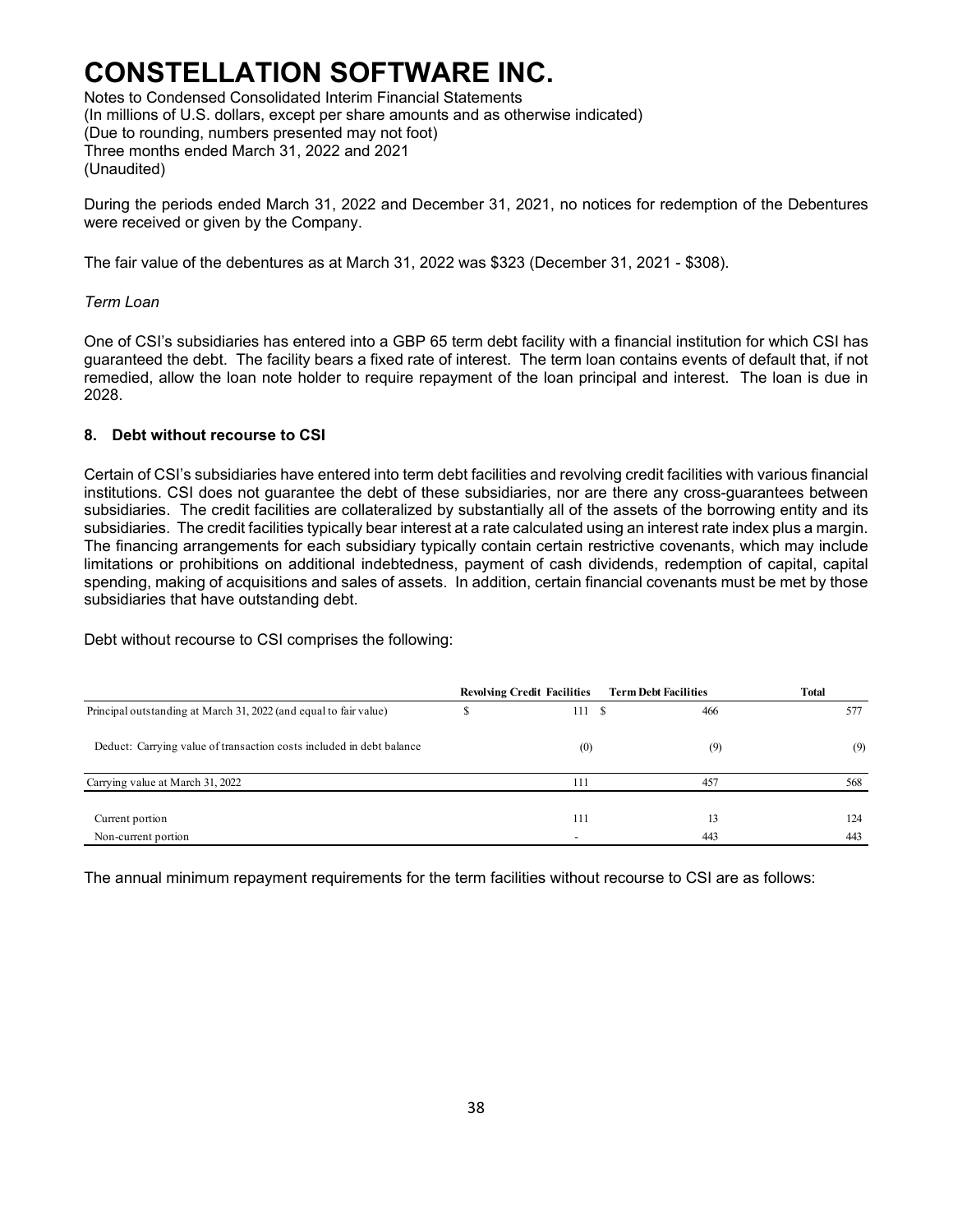During the periods ended March 31, 2022 and December 31, 2021, no notices for redemption of the Debentures were received or given by the Company.

The fair value of the debentures as at March 31, 2022 was $323 (December 31, 2021 - $308).

*Term Loan*

One of CSI's subsidiaries has entered into a GBP 65 term debt facility with a financial institution for which CSI has guaranteed the debt. The facility bears a fixed rate of interest. The term loan contains events of default that, if not remedied, allow the loan note holder to require repayment of the loan principal and interest. The loan is due in 2028.

### 8. Debt without recourse to CSI

Certain of CSI's subsidiaries have entered into term debt facilities and revolving credit facilities with various financial institutions. CSI does not guarantee the debt of these subsidiaries, nor are there any cross-guarantees between subsidiaries. The credit facilities are collateralized by substantially all of the assets of the borrowing entity and its subsidiaries. The credit facilities typically bear interest at a rate calculated using an interest rate index plus a margin. The financing arrangements for each subsidiary typically contain certain restrictive covenants, which may include limitations or prohibitions on additional indebtedness, payment of cash dividends, redemption of capital, capital spending, making of acquisitions and sales of assets. In addition, certain financial covenants must be met by those subsidiaries that have outstanding debt.

Debt without recourse to CSI comprises the following:

| | Revolving Credit Facilities | Term Debt Facilities | Total |
|---|---|---|---|
| Principal outstanding at March 31, 2022 (and equal to fair value) | $ 111 | $ 466 | 577 |
| Deduct: Carrying value of transaction costs included in debt balance | (0) | (9) | (9) |
| Carrying value at March 31, 2022 | 111 | 457 | 568 |
| Current portion | 111 | 13 | 124 |
| Non-current portion | - | 443 | 443 |

The annual minimum repayment requirements for the term facilities without recourse to CSI are as follows: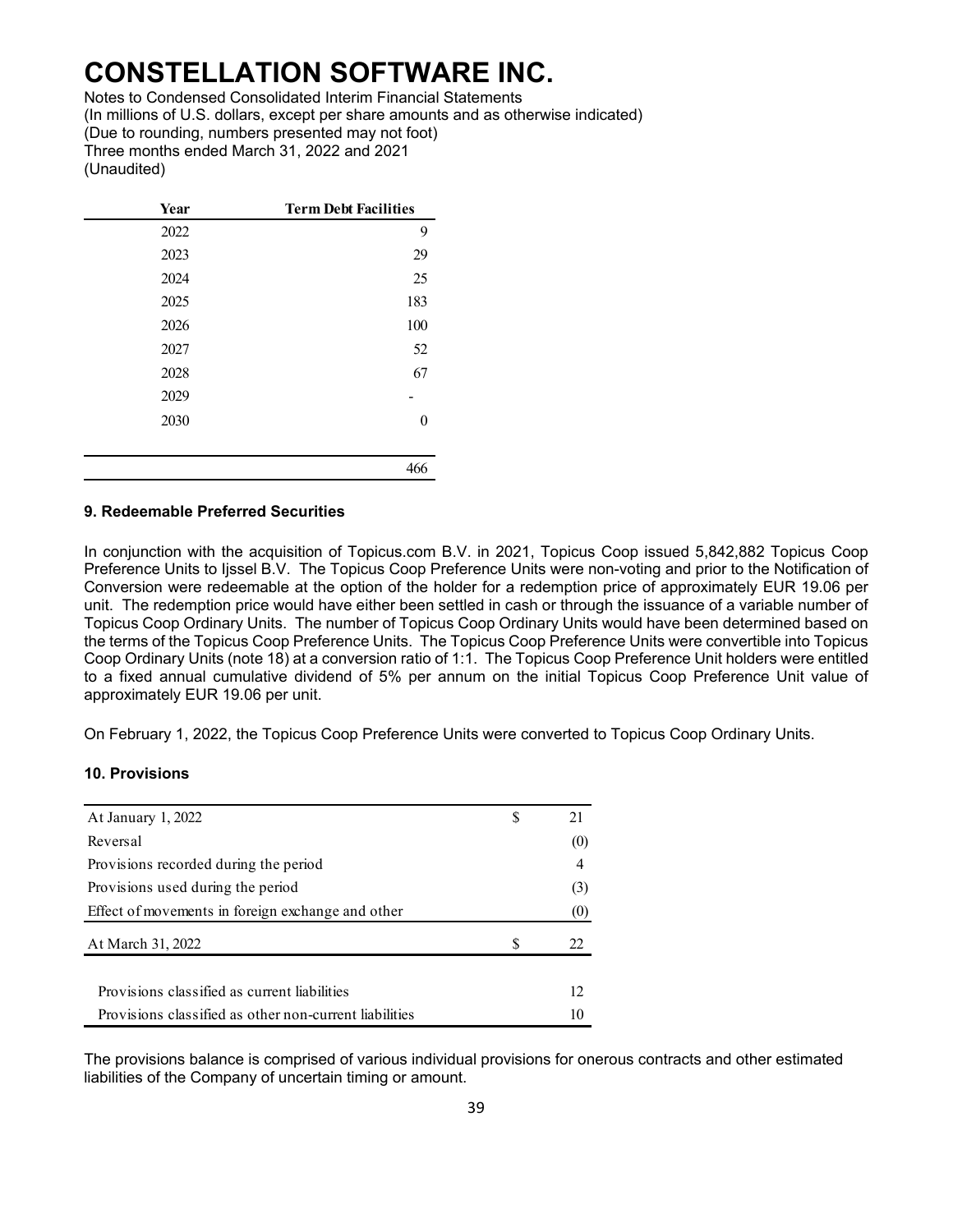| Year | Term Debt Facilities |
|---|---|
| 2022 | 9 |
| 2023 | 29 |
| 2024 | 25 |
| 2025 | 183 |
| 2026 | 100 |
| 2027 | 52 |
| 2028 | 67 |
| 2029 | - |
| 2030 | 0 |
| | 466 |

### 9. Redeemable Preferred Securities

In conjunction with the acquisition of Topicus.com B.V. in 2021, Topicus Coop issued 5,842,882 Topicus Coop Preference Units to Ijssel B.V. The Topicus Coop Preference Units were non-voting and prior to the Notification of Conversion were redeemable at the option of the holder for a redemption price of approximately EUR 19.06 per unit. The redemption price would have either been settled in cash or through the issuance of a variable number of Topicus Coop Ordinary Units. The number of Topicus Coop Ordinary Units would have been determined based on the terms of the Topicus Coop Preference Units. The Topicus Coop Preference Units were convertible into Topicus Coop Ordinary Units (note 18) at a conversion ratio of 1:1. The Topicus Coop Preference Unit holders were entitled to a fixed annual cumulative dividend of 5% per annum on the initial Topicus Coop Preference Unit value of approximately EUR 19.06 per unit.

On February 1, 2022, the Topicus Coop Preference Units were converted to Topicus Coop Ordinary Units.

### 10. Provisions

| | | |
|---|---|---|
| At January 1, 2022 | $ | 21 |
| Reversal | | (0) |
| Provisions recorded during the period | | 4 |
| Provisions used during the period | | (3) |
| Effect of movements in foreign exchange and other | | (0) |
| At March 31, 2022 | $ | 22 |
| | | |
| Provisions classified as current liabilities | | 12 |
| Provisions classified as other non-current liabilities | | 10 |

The provisions balance is comprised of various individual provisions for onerous contracts and other estimated liabilities of the Company of uncertain timing or amount.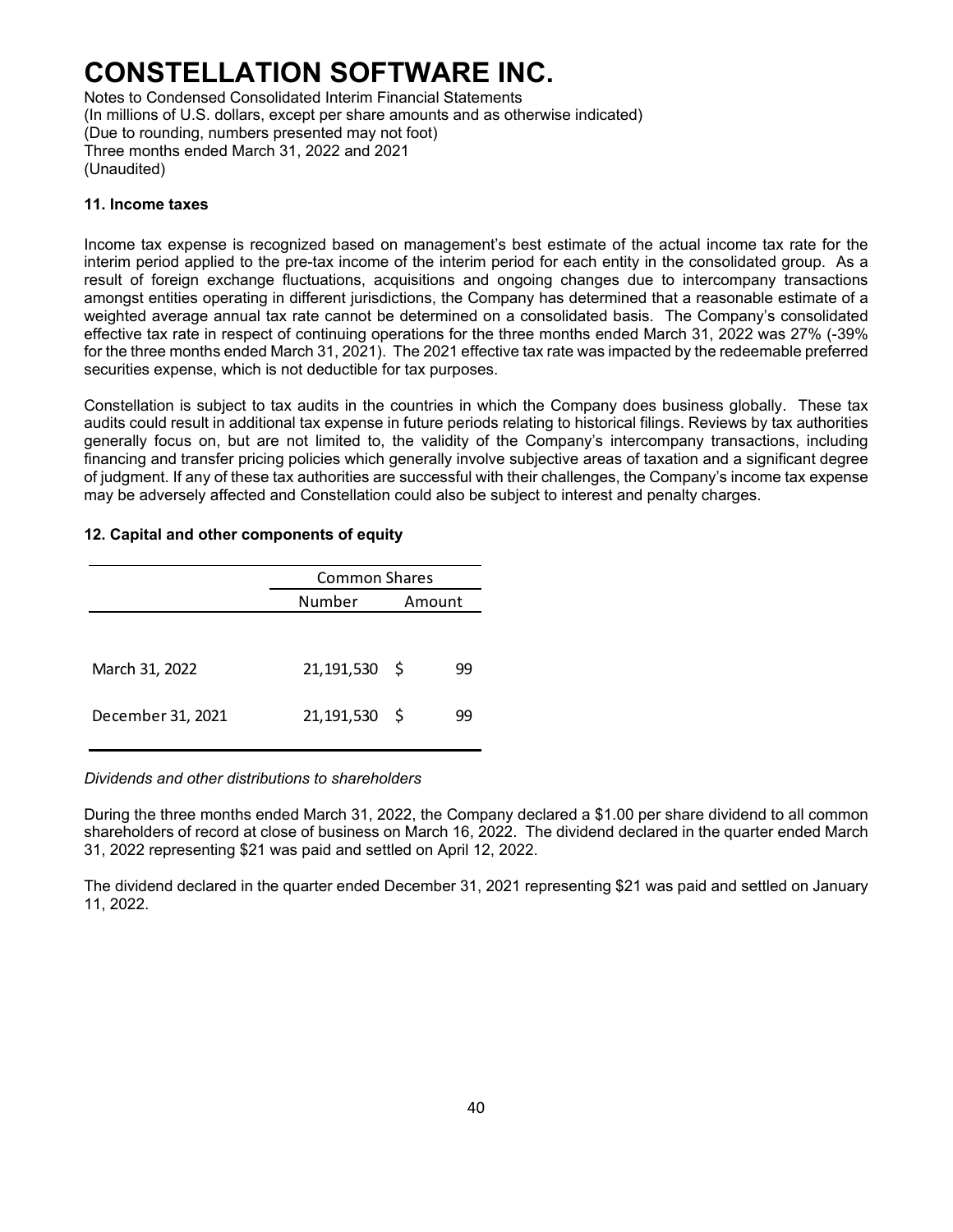# CONSTELLATION SOFTWARE INC.

Notes to Condensed Consolidated Interim Financial Statements
(In millions of U.S. dollars, except per share amounts and as otherwise indicated)
(Due to rounding, numbers presented may not foot)
Three months ended March 31, 2022 and 2021
(Unaudited)

### 11. Income taxes

Income tax expense is recognized based on management's best estimate of the actual income tax rate for the interim period applied to the pre-tax income of the interim period for each entity in the consolidated group. As a result of foreign exchange fluctuations, acquisitions and ongoing changes due to intercompany transactions amongst entities operating in different jurisdictions, the Company has determined that a reasonable estimate of a weighted average annual tax rate cannot be determined on a consolidated basis. The Company's consolidated effective tax rate in respect of continuing operations for the three months ended March 31, 2022 was 27% (-39% for the three months ended March 31, 2021). The 2021 effective tax rate was impacted by the redeemable preferred securities expense, which is not deductible for tax purposes.

Constellation is subject to tax audits in the countries in which the Company does business globally. These tax audits could result in additional tax expense in future periods relating to historical filings. Reviews by tax authorities generally focus on, but are not limited to, the validity of the Company's intercompany transactions, including financing and transfer pricing policies which generally involve subjective areas of taxation and a significant degree of judgment. If any of these tax authorities are successful with their challenges, the Company's income tax expense may be adversely affected and Constellation could also be subject to interest and penalty charges.

### 12. Capital and other components of equity

| | Common Shares | |
|---|---|---|
| | Number | Amount |
| March 31, 2022 | 21,191,530 | $ 99 |
| December 31, 2021 | 21,191,530 | $ 99 |

*Dividends and other distributions to shareholders*

During the three months ended March 31, 2022, the Company declared a $1.00 per share dividend to all common shareholders of record at close of business on March 16, 2022. The dividend declared in the quarter ended March 31, 2022 representing $21 was paid and settled on April 12, 2022.

The dividend declared in the quarter ended December 31, 2021 representing $21 was paid and settled on January 11, 2022.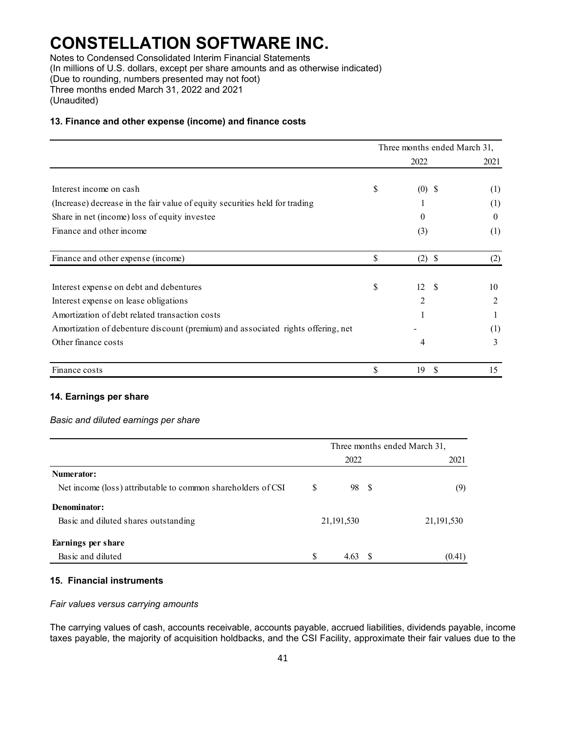# CONSTELLATION SOFTWARE INC.

Notes to Condensed Consolidated Interim Financial Statements
(In millions of U.S. dollars, except per share amounts and as otherwise indicated)
(Due to rounding, numbers presented may not foot)
Three months ended March 31, 2022 and 2021
(Unaudited)

### 13. Finance and other expense (income) and finance costs

| | Three months ended March 31, | |
|---|---|---|
| | 2022 | 2021 |
| Interest income on cash | $ (0) | $ (1) |
| (Increase) decrease in the fair value of equity securities held for trading | 1 | (1) |
| Share in net (income) loss of equity investee | 0 | 0 |
| Finance and other income | (3) | (1) |
| Finance and other expense (income) | $ (2) | $ (2) |
| Interest expense on debt and debentures | $ 12 | $ 10 |
| Interest expense on lease obligations | 2 | 2 |
| Amortization of debt related transaction costs | 1 | 1 |
| Amortization of debenture discount (premium) and associated rights offering, net | - | (1) |
| Other finance costs | 4 | 3 |
| Finance costs | $ 19 | $ 15 |

### 14. Earnings per share

*Basic and diluted earnings per share*

| | Three months ended March 31, | |
|---|---|---|
| | 2022 | 2021 |
| **Numerator:** | | |
| Net income (loss) attributable to common shareholders of CSI | $ 98 | $ (9) |
| **Denominator:** | | |
| Basic and diluted shares outstanding | 21,191,530 | 21,191,530 |
| **Earnings per share** | | |
| Basic and diluted | $ 4.63 | $ (0.41) |

### 15. Financial instruments

*Fair values versus carrying amounts*

The carrying values of cash, accounts receivable, accounts payable, accrued liabilities, dividends payable, income taxes payable, the majority of acquisition holdbacks, and the CSI Facility, approximate their fair values due to the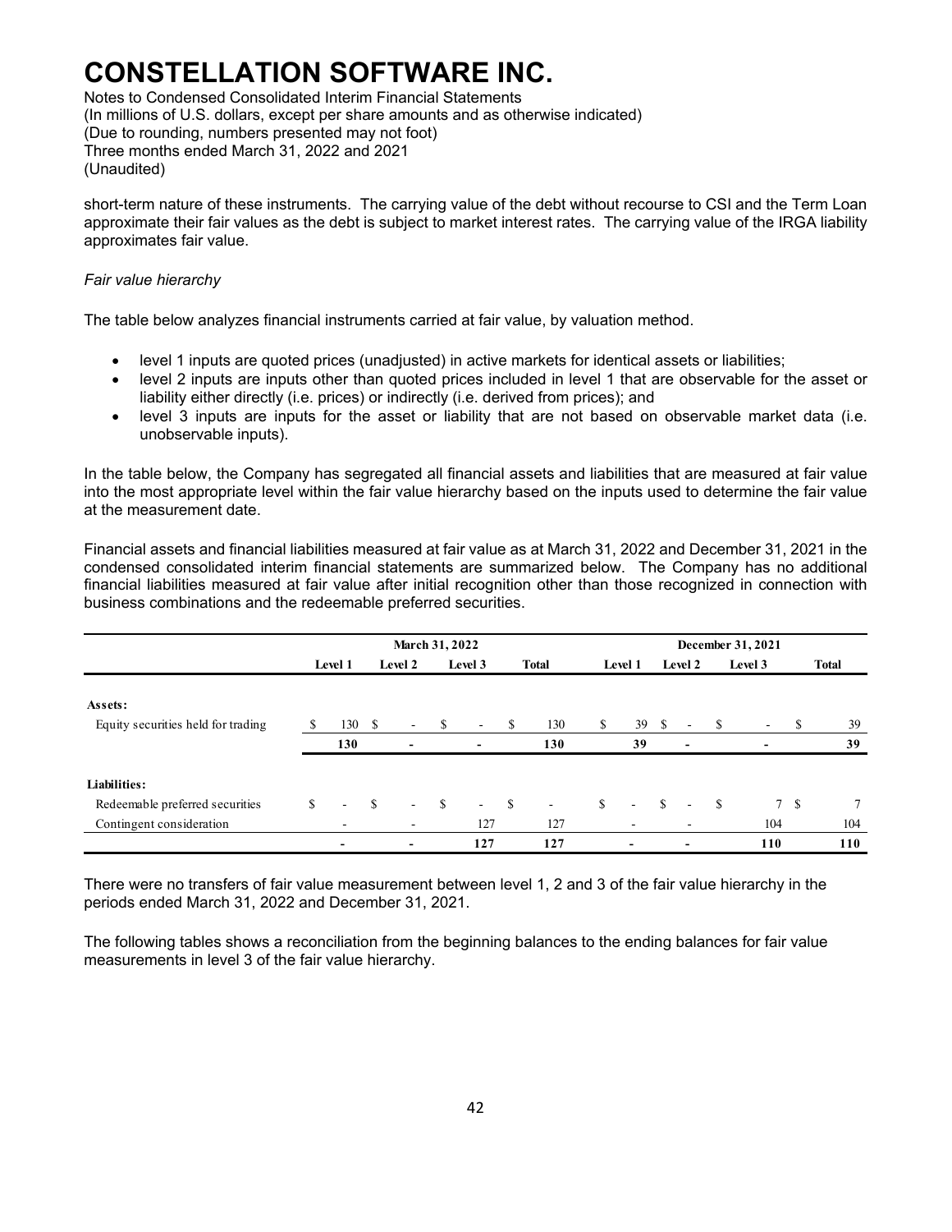short-term nature of these instruments. The carrying value of the debt without recourse to CSI and the Term Loan approximate their fair values as the debt is subject to market interest rates. The carrying value of the IRGA liability approximates fair value.

*Fair value hierarchy*

The table below analyzes financial instruments carried at fair value, by valuation method.

- level 1 inputs are quoted prices (unadjusted) in active markets for identical assets or liabilities;
- level 2 inputs are inputs other than quoted prices included in level 1 that are observable for the asset or liability either directly (i.e. prices) or indirectly (i.e. derived from prices); and
- level 3 inputs are inputs for the asset or liability that are not based on observable market data (i.e. unobservable inputs).

In the table below, the Company has segregated all financial assets and liabilities that are measured at fair value into the most appropriate level within the fair value hierarchy based on the inputs used to determine the fair value at the measurement date.

Financial assets and financial liabilities measured at fair value as at March 31, 2022 and December 31, 2021 in the condensed consolidated interim financial statements are summarized below. The Company has no additional financial liabilities measured at fair value after initial recognition other than those recognized in connection with business combinations and the redeemable preferred securities.

| | March 31, 2022 | | | | December 31, 2021 | | | |
|---|---|---|---|---|---|---|---|---|
| | Level 1 | Level 2 | Level 3 | Total | Level 1 | Level 2 | Level 3 | Total |
| **Assets:** | | | | | | | | |
| Equity securities held for trading | $ 130 | $ - | $ - | $ 130 | $ 39 | $ - | $ - | $ 39 |
| | **130** | **-** | **-** | **130** | **39** | **-** | **-** | **39** |
| **Liabilities:** | | | | | | | | |
| Redeemable preferred securities | $ - | $ - | $ - | $ - | $ - | $ - | $ 7 | $ 7 |
| Contingent consideration | - | - | 127 | 127 | - | - | 104 | 104 |
| | **-** | **-** | **127** | **127** | **-** | **-** | **110** | **110** |

There were no transfers of fair value measurement between level 1, 2 and 3 of the fair value hierarchy in the periods ended March 31, 2022 and December 31, 2021.

The following tables shows a reconciliation from the beginning balances to the ending balances for fair value measurements in level 3 of the fair value hierarchy.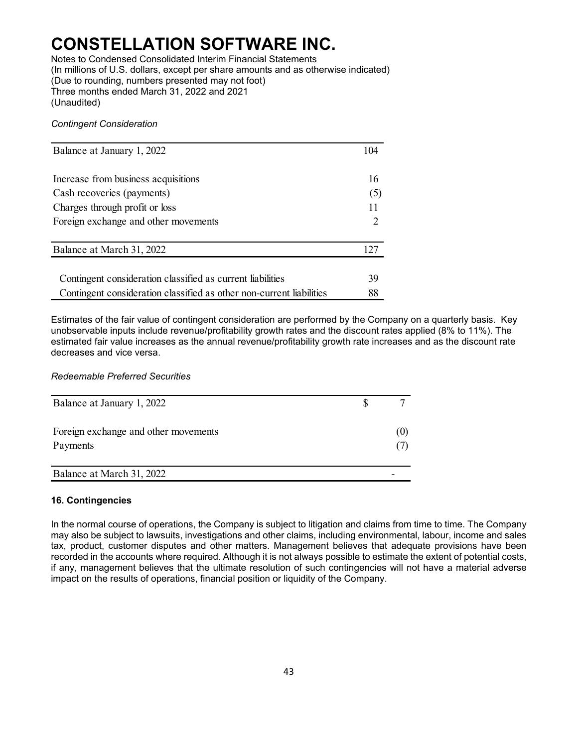*Contingent Consideration*

| | |
|---|---|
| Balance at January 1, 2022 | 104 |
| | |
| Increase from business acquisitions | 16 |
| Cash recoveries (payments) | (5) |
| Charges through profit or loss | 11 |
| Foreign exchange and other movements | 2 |
| | |
| Balance at March 31, 2022 | 127 |
| | |
| Contingent consideration classified as current liabilities | 39 |
| Contingent consideration classified as other non-current liabilities | 88 |

Estimates of the fair value of contingent consideration are performed by the Company on a quarterly basis. Key unobservable inputs include revenue/profitability growth rates and the discount rates applied (8% to 11%). The estimated fair value increases as the annual revenue/profitability growth rate increases and as the discount rate decreases and vice versa.

*Redeemable Preferred Securities*

| | | |
|---|---|---|
| Balance at January 1, 2022 | $ | 7 |
| | | |
| Foreign exchange and other movements | | (0) |
| Payments | | (7) |
| | | |
| Balance at March 31, 2022 | | - |

**16. Contingencies**

In the normal course of operations, the Company is subject to litigation and claims from time to time. The Company may also be subject to lawsuits, investigations and other claims, including environmental, labour, income and sales tax, product, customer disputes and other matters. Management believes that adequate provisions have been recorded in the accounts where required. Although it is not always possible to estimate the extent of potential costs, if any, management believes that the ultimate resolution of such contingencies will not have a material adverse impact on the results of operations, financial position or liquidity of the Company.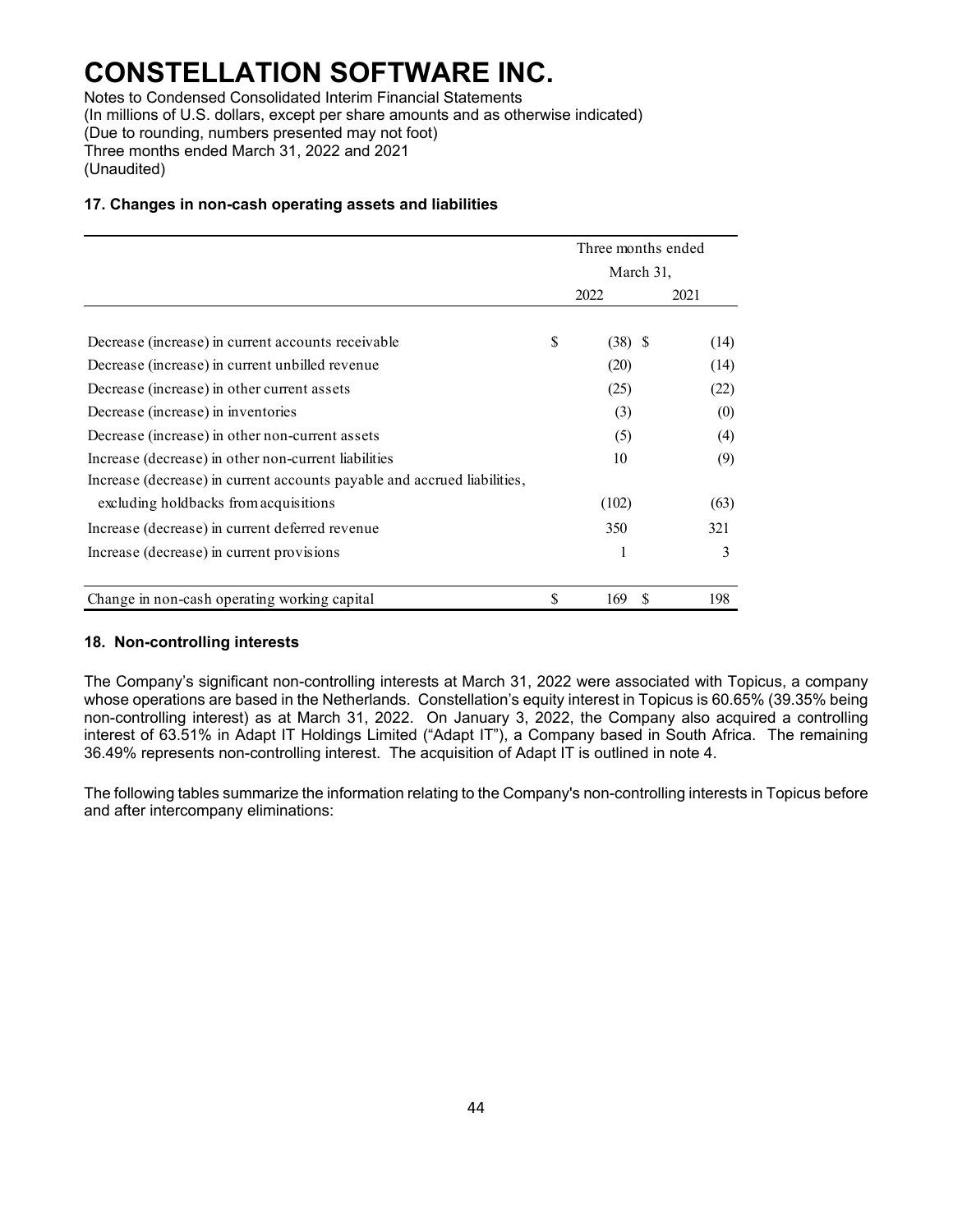# CONSTELLATION SOFTWARE INC.

Notes to Condensed Consolidated Interim Financial Statements
(In millions of U.S. dollars, except per share amounts and as otherwise indicated)
(Due to rounding, numbers presented may not foot)
Three months ended March 31, 2022 and 2021
(Unaudited)

### 17. Changes in non-cash operating assets and liabilities

| | Three months ended March 31, | |
|---|---|---|
| | 2022 | 2021 |
| Decrease (increase) in current accounts receivable | $ (38) | $ (14) |
| Decrease (increase) in current unbilled revenue | (20) | (14) |
| Decrease (increase) in other current assets | (25) | (22) |
| Decrease (increase) in inventories | (3) | (0) |
| Decrease (increase) in other non-current assets | (5) | (4) |
| Increase (decrease) in other non-current liabilities | 10 | (9) |
| Increase (decrease) in current accounts payable and accrued liabilities, excluding holdbacks from acquisitions | (102) | (63) |
| Increase (decrease) in current deferred revenue | 350 | 321 |
| Increase (decrease) in current provisions | 1 | 3 |
| Change in non-cash operating working capital | $ 169 | $ 198 |

### 18. Non-controlling interests

The Company's significant non-controlling interests at March 31, 2022 were associated with Topicus, a company whose operations are based in the Netherlands. Constellation's equity interest in Topicus is 60.65% (39.35% being non-controlling interest) as at March 31, 2022. On January 3, 2022, the Company also acquired a controlling interest of 63.51% in Adapt IT Holdings Limited ("Adapt IT"), a Company based in South Africa. The remaining 36.49% represents non-controlling interest. The acquisition of Adapt IT is outlined in note 4.

The following tables summarize the information relating to the Company's non-controlling interests in Topicus before and after intercompany eliminations: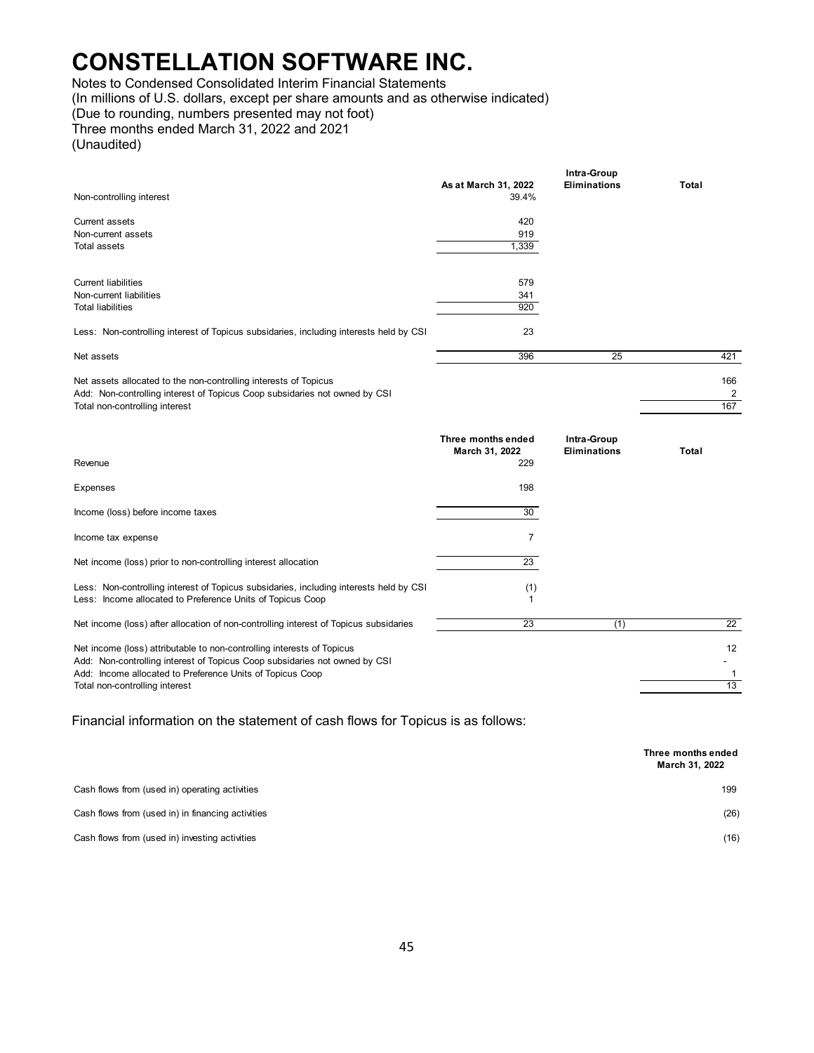# CONSTELLATION SOFTWARE INC.

Notes to Condensed Consolidated Interim Financial Statements
(In millions of U.S. dollars, except per share amounts and as otherwise indicated)
(Due to rounding, numbers presented may not foot)
Three months ended March 31, 2022 and 2021
(Unaudited)

| | As at March 31, 2022 | Intra-Group Eliminations | Total |
|---|---|---|---|
| Non-controlling interest | 39.4% | | |
| Current assets | 420 | | |
| Non-current assets | 919 | | |
| Total assets | 1,339 | | |
| Current liabilities | 579 | | |
| Non-current liabilities | 341 | | |
| Total liabilities | 920 | | |
| Less: Non-controlling interest of Topicus subsidaries, including interests held by CSI | 23 | | |
| Net assets | 396 | 25 | 421 |
| Net assets allocated to the non-controlling interests of Topicus | | | 166 |
| Add: Non-controlling interest of Topicus Coop subsidaries not owned by CSI | | | 2 |
| Total non-controlling interest | | | 167 |

| | Three months ended March 31, 2022 | Intra-Group Eliminations | Total |
|---|---|---|---|
| Revenue | 229 | | |
| Expenses | 198 | | |
| Income (loss) before income taxes | 30 | | |
| Income tax expense | 7 | | |
| Net income (loss) prior to non-controlling interest allocation | 23 | | |
| Less: Non-controlling interest of Topicus subsidaries, including interests held by CSI | (1) | | |
| Less: Income allocated to Preference Units of Topicus Coop | 1 | | |
| Net income (loss) after allocation of non-controlling interest of Topicus subsidaries | 23 | (1) | 22 |
| Net income (loss) attributable to non-controlling interests of Topicus | | | 12 |
| Add: Non-controlling interest of Topicus Coop subsidaries not owned by CSI | | | - |
| Add: Income allocated to Preference Units of Topicus Coop | | | 1 |
| Total non-controlling interest | | | 13 |

Financial information on the statement of cash flows for Topicus is as follows:

| | Three months ended March 31, 2022 |
|---|---|
| Cash flows from (used in) operating activities | 199 |
| Cash flows from (used in) in financing activities | (26) |
| Cash flows from (used in) investing activities | (16) |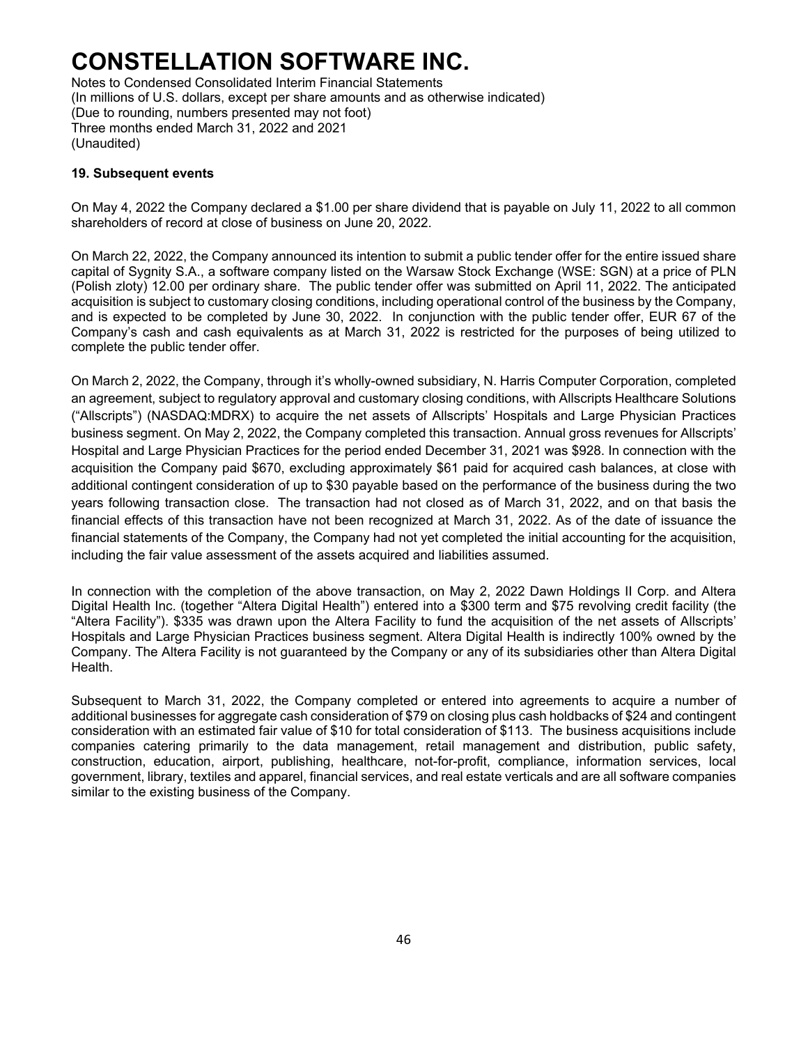# CONSTELLATION SOFTWARE INC.

Notes to Condensed Consolidated Interim Financial Statements
(In millions of U.S. dollars, except per share amounts and as otherwise indicated)
(Due to rounding, numbers presented may not foot)
Three months ended March 31, 2022 and 2021
(Unaudited)

**19. Subsequent events**

On May 4, 2022 the Company declared a $1.00 per share dividend that is payable on July 11, 2022 to all common shareholders of record at close of business on June 20, 2022.

On March 22, 2022, the Company announced its intention to submit a public tender offer for the entire issued share capital of Sygnity S.A., a software company listed on the Warsaw Stock Exchange (WSE: SGN) at a price of PLN (Polish zloty) 12.00 per ordinary share. The public tender offer was submitted on April 11, 2022. The anticipated acquisition is subject to customary closing conditions, including operational control of the business by the Company, and is expected to be completed by June 30, 2022. In conjunction with the public tender offer, EUR 67 of the Company's cash and cash equivalents as at March 31, 2022 is restricted for the purposes of being utilized to complete the public tender offer.

On March 2, 2022, the Company, through it's wholly-owned subsidiary, N. Harris Computer Corporation, completed an agreement, subject to regulatory approval and customary closing conditions, with Allscripts Healthcare Solutions ("Allscripts") (NASDAQ:MDRX) to acquire the net assets of Allscripts' Hospitals and Large Physician Practices business segment. On May 2, 2022, the Company completed this transaction. Annual gross revenues for Allscripts' Hospital and Large Physician Practices for the period ended December 31, 2021 was $928. In connection with the acquisition the Company paid $670, excluding approximately $61 paid for acquired cash balances, at close with additional contingent consideration of up to $30 payable based on the performance of the business during the two years following transaction close. The transaction had not closed as of March 31, 2022, and on that basis the financial effects of this transaction have not been recognized at March 31, 2022. As of the date of issuance the financial statements of the Company, the Company had not yet completed the initial accounting for the acquisition, including the fair value assessment of the assets acquired and liabilities assumed.

In connection with the completion of the above transaction, on May 2, 2022 Dawn Holdings II Corp. and Altera Digital Health Inc. (together "Altera Digital Health") entered into a $300 term and $75 revolving credit facility (the "Altera Facility"). $335 was drawn upon the Altera Facility to fund the acquisition of the net assets of Allscripts' Hospitals and Large Physician Practices business segment. Altera Digital Health is indirectly 100% owned by the Company. The Altera Facility is not guaranteed by the Company or any of its subsidiaries other than Altera Digital Health.

Subsequent to March 31, 2022, the Company completed or entered into agreements to acquire a number of additional businesses for aggregate cash consideration of $79 on closing plus cash holdbacks of $24 and contingent consideration with an estimated fair value of $10 for total consideration of $113. The business acquisitions include companies catering primarily to the data management, retail management and distribution, public safety, construction, education, airport, publishing, healthcare, not-for-profit, compliance, information services, local government, library, textiles and apparel, financial services, and real estate verticals and are all software companies similar to the existing business of the Company.